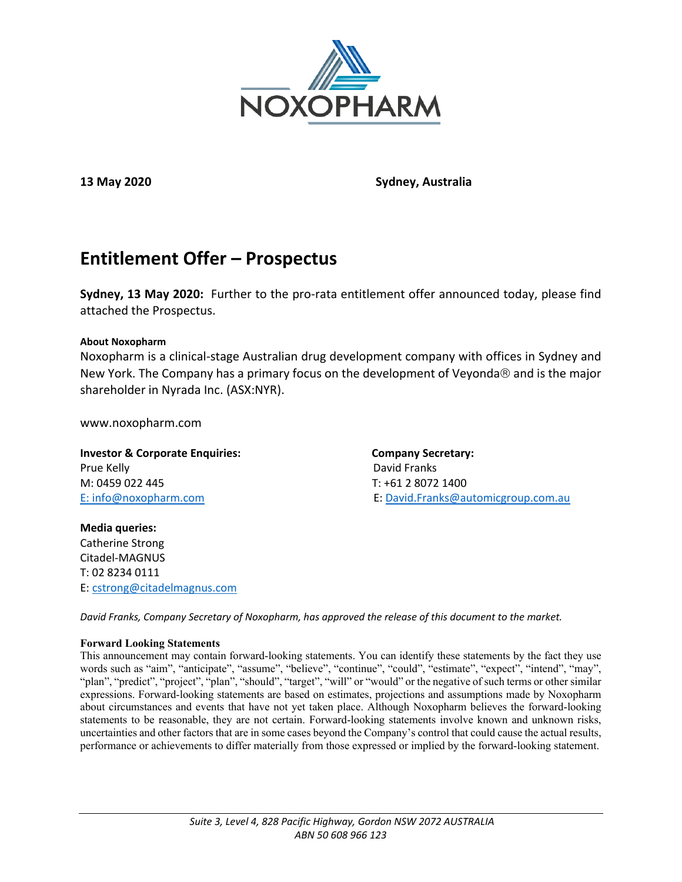NOXOPHARM

**13 May 2020** **Sydney, Australia**

# Entitlement Offer – Prospectus

**Sydney, 13 May 2020:** Further to the pro-rata entitlement offer announced today, please find attached the Prospectus.

**About Noxopharm**

Noxopharm is a clinical-stage Australian drug development company with offices in Sydney and New York. The Company has a primary focus on the development of Veyonda® and is the major shareholder in Nyrada Inc. (ASX:NYR).

www.noxopharm.com

**Investor & Corporate Enquiries:**
Prue Kelly
M: 0459 022 445
E: info@noxopharm.com

**Company Secretary:**
David Franks
T: +61 2 8072 1400
E: David.Franks@automicgroup.com.au

**Media queries:**
Catherine Strong
Citadel-MAGNUS
T: 02 8234 0111
E: cstrong@citadelmagnus.com

*David Franks, Company Secretary of Noxopharm, has approved the release of this document to the market.*

**Forward Looking Statements**

This announcement may contain forward-looking statements. You can identify these statements by the fact they use words such as "aim", "anticipate", "assume", "believe", "continue", "could", "estimate", "expect", "intend", "may", "plan", "predict", "project", "plan", "should", "target", "will" or "would" or the negative of such terms or other similar expressions. Forward-looking statements are based on estimates, projections and assumptions made by Noxopharm about circumstances and events that have not yet taken place. Although Noxopharm believes the forward-looking statements to be reasonable, they are not certain. Forward-looking statements involve known and unknown risks, uncertainties and other factors that are in some cases beyond the Company's control that could cause the actual results, performance or achievements to differ materially from those expressed or implied by the forward-looking statement.

*Suite 3, Level 4, 828 Pacific Highway, Gordon NSW 2072 AUSTRALIA*
*ABN 50 608 966 123*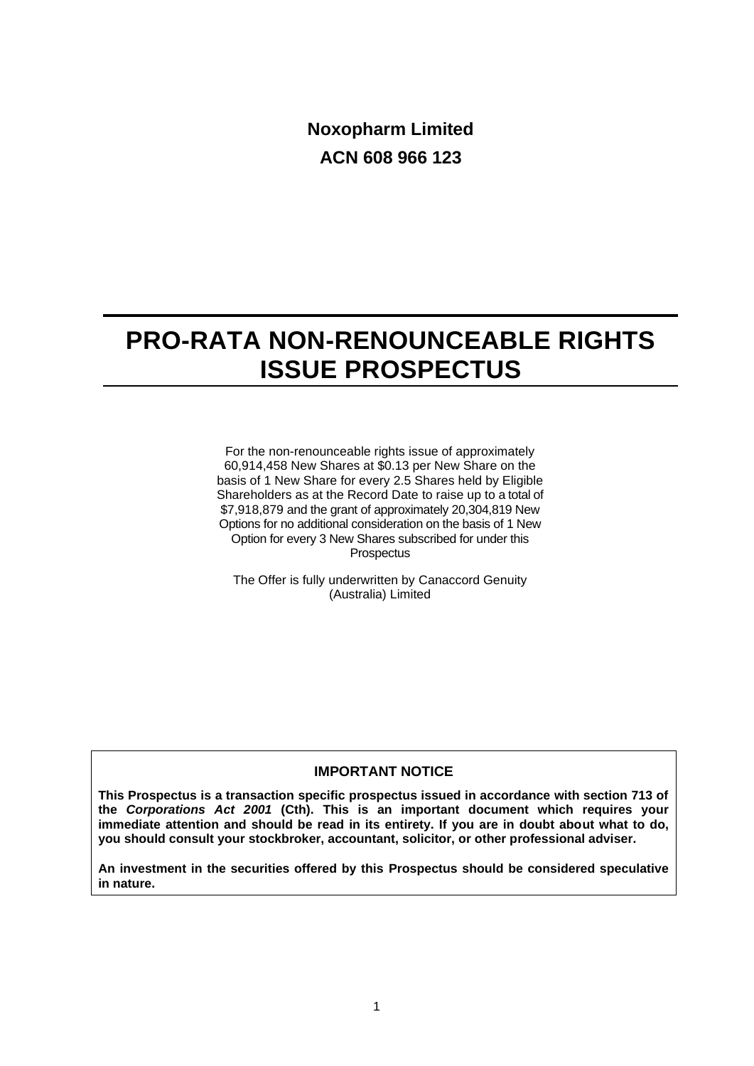**Noxopharm Limited**

**ACN 608 966 123**

# PRO-RATA NON-RENOUNCEABLE RIGHTS ISSUE PROSPECTUS

For the non-renounceable rights issue of approximately 60,914,458 New Shares at $0.13 per New Share on the basis of 1 New Share for every 2.5 Shares held by Eligible Shareholders as at the Record Date to raise up to a total of $7,918,879 and the grant of approximately 20,304,819 New Options for no additional consideration on the basis of 1 New Option for every 3 New Shares subscribed for under this Prospectus

The Offer is fully underwritten by Canaccord Genuity (Australia) Limited

**IMPORTANT NOTICE**

**This Prospectus is a transaction specific prospectus issued in accordance with section 713 of the *Corporations Act 2001* (Cth). This is an important document which requires your immediate attention and should be read in its entirety. If you are in doubt about what to do, you should consult your stockbroker, accountant, solicitor, or other professional adviser.**

**An investment in the securities offered by this Prospectus should be considered speculative in nature.**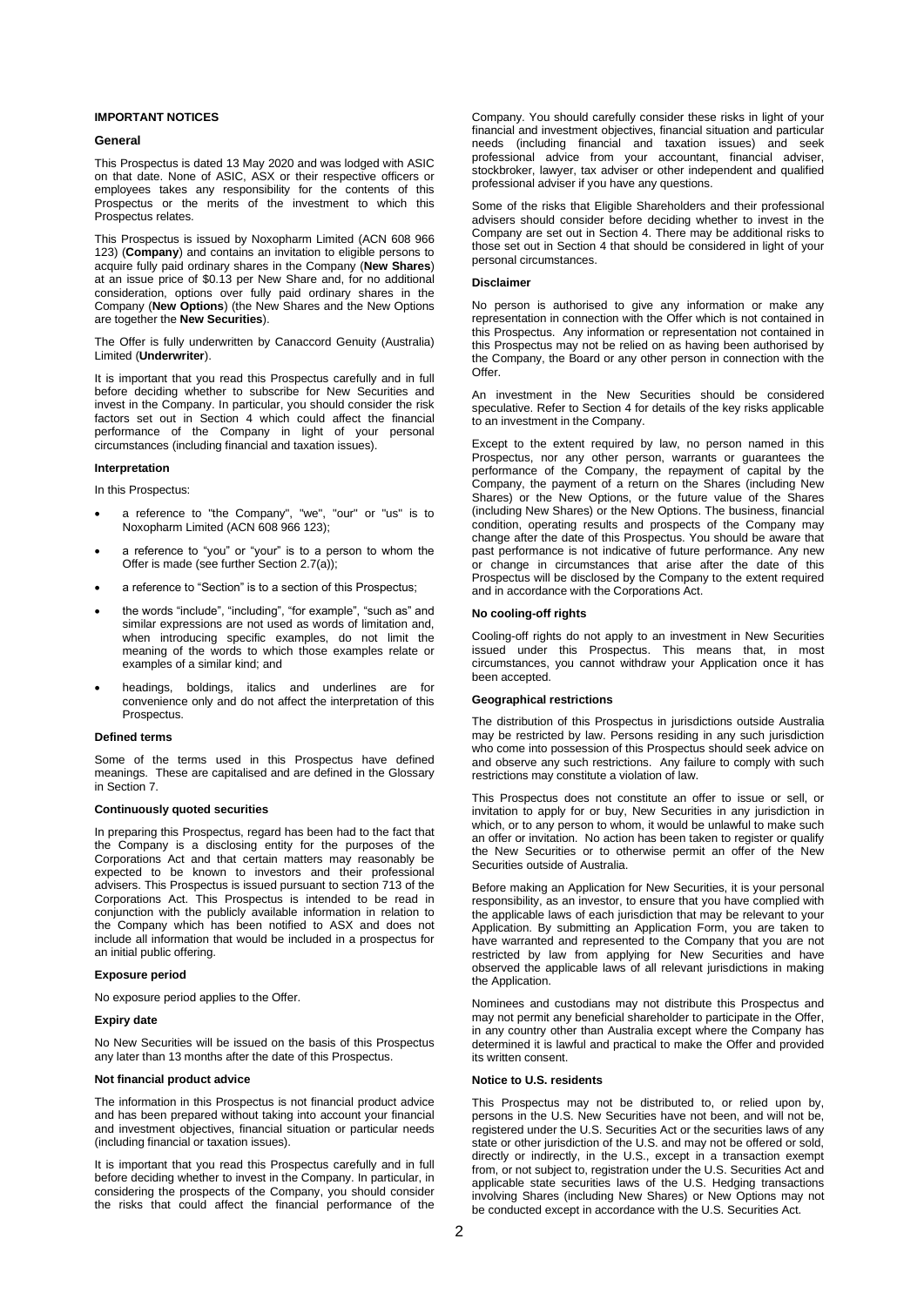## IMPORTANT NOTICES

### General

This Prospectus is dated 13 May 2020 and was lodged with ASIC on that date. None of ASIC, ASX or their respective officers or employees takes any responsibility for the contents of this Prospectus or the merits of the investment to which this Prospectus relates.

This Prospectus is issued by Noxopharm Limited (ACN 608 966 123) (**Company**) and contains an invitation to eligible persons to acquire fully paid ordinary shares in the Company (**New Shares**) at an issue price of $0.13 per New Share and, for no additional consideration, options over fully paid ordinary shares in the Company (**New Options**) (the New Shares and the New Options are together the **New Securities**).

The Offer is fully underwritten by Canaccord Genuity (Australia) Limited (**Underwriter**).

It is important that you read this Prospectus carefully and in full before deciding whether to subscribe for New Securities and invest in the Company. In particular, you should consider the risk factors set out in Section 4 which could affect the financial performance of the Company in light of your personal circumstances (including financial and taxation issues).

### Interpretation

In this Prospectus:

- a reference to "the Company", "we", "our" or "us" is to Noxopharm Limited (ACN 608 966 123);
- a reference to "you" or "your" is to a person to whom the Offer is made (see further Section 2.7(a));
- a reference to "Section" is to a section of this Prospectus;
- the words "include", "including", "for example", "such as" and similar expressions are not used as words of limitation and, when introducing specific examples, do not limit the meaning of the words to which those examples relate or examples of a similar kind; and
- headings, boldings, italics and underlines are for convenience only and do not affect the interpretation of this Prospectus.

### Defined terms

Some of the terms used in this Prospectus have defined meanings. These are capitalised and are defined in the Glossary in Section 7.

### Continuously quoted securities

In preparing this Prospectus, regard has been had to the fact that the Company is a disclosing entity for the purposes of the Corporations Act and that certain matters may reasonably be expected to be known to investors and their professional advisers. This Prospectus is issued pursuant to section 713 of the Corporations Act. This Prospectus is intended to be read in conjunction with the publicly available information in relation to the Company which has been notified to ASX and does not include all information that would be included in a prospectus for an initial public offering.

### Exposure period

No exposure period applies to the Offer.

### Expiry date

No New Securities will be issued on the basis of this Prospectus any later than 13 months after the date of this Prospectus.

### Not financial product advice

The information in this Prospectus is not financial product advice and has been prepared without taking into account your financial and investment objectives, financial situation or particular needs (including financial or taxation issues).

It is important that you read this Prospectus carefully and in full before deciding whether to invest in the Company. In particular, in considering the prospects of the Company, you should consider the risks that could affect the financial performance of the Company. You should carefully consider these risks in light of your financial and investment objectives, financial situation and particular needs (including financial and taxation issues) and seek professional advice from your accountant, financial adviser, stockbroker, lawyer, tax adviser or other independent and qualified professional adviser if you have any questions.

Some of the risks that Eligible Shareholders and their professional advisers should consider before deciding whether to invest in the Company are set out in Section 4. There may be additional risks to those set out in Section 4 that should be considered in light of your personal circumstances.

### Disclaimer

No person is authorised to give any information or make any representation in connection with the Offer which is not contained in this Prospectus. Any information or representation not contained in this Prospectus may not be relied on as having been authorised by the Company, the Board or any other person in connection with the Offer.

An investment in the New Securities should be considered speculative. Refer to Section 4 for details of the key risks applicable to an investment in the Company.

Except to the extent required by law, no person named in this Prospectus, nor any other person, warrants or guarantees the performance of the Company, the repayment of capital by the Company, the payment of a return on the Shares (including New Shares) or the New Options, or the future value of the Shares (including New Shares) or the New Options. The business, financial condition, operating results and prospects of the Company may change after the date of this Prospectus. You should be aware that past performance is not indicative of future performance. Any new or change in circumstances that arise after the date of this Prospectus will be disclosed by the Company to the extent required and in accordance with the Corporations Act.

### No cooling-off rights

Cooling-off rights do not apply to an investment in New Securities issued under this Prospectus. This means that, in most circumstances, you cannot withdraw your Application once it has been accepted.

### Geographical restrictions

The distribution of this Prospectus in jurisdictions outside Australia may be restricted by law. Persons residing in any such jurisdiction who come into possession of this Prospectus should seek advice on and observe any such restrictions. Any failure to comply with such restrictions may constitute a violation of law.

This Prospectus does not constitute an offer to issue or sell, or invitation to apply for or buy, New Securities in any jurisdiction in which, or to any person to whom, it would be unlawful to make such an offer or invitation. No action has been taken to register or qualify the New Securities or to otherwise permit an offer of the New Securities outside of Australia.

Before making an Application for New Securities, it is your personal responsibility, as an investor, to ensure that you have complied with the applicable laws of each jurisdiction that may be relevant to your Application. By submitting an Application Form, you are taken to have warranted and represented to the Company that you are not restricted by law from applying for New Securities and have observed the applicable laws of all relevant jurisdictions in making the Application.

Nominees and custodians may not distribute this Prospectus and may not permit any beneficial shareholder to participate in the Offer, in any country other than Australia except where the Company has determined it is lawful and practical to make the Offer and provided its written consent.

### Notice to U.S. residents

This Prospectus may not be distributed to, or relied upon by, persons in the U.S. New Securities have not been, and will not be, registered under the U.S. Securities Act or the securities laws of any state or other jurisdiction of the U.S. and may not be offered or sold, directly or indirectly, in the U.S., except in a transaction exempt from, or not subject to, registration under the U.S. Securities Act and applicable state securities laws of the U.S. Hedging transactions involving Shares (including New Shares) or New Options may not be conducted except in accordance with the U.S. Securities Act.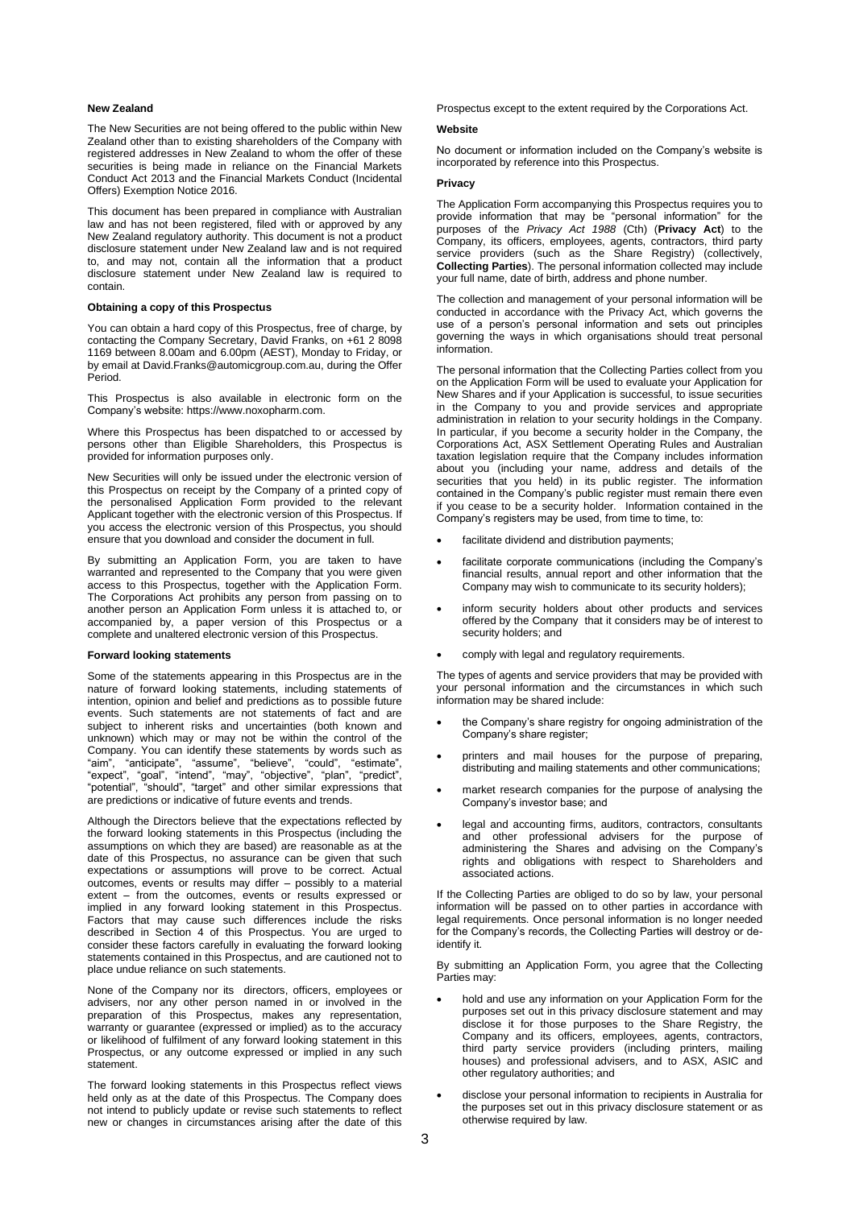### New Zealand

The New Securities are not being offered to the public within New Zealand other than to existing shareholders of the Company with registered addresses in New Zealand to whom the offer of these securities is being made in reliance on the Financial Markets Conduct Act 2013 and the Financial Markets Conduct (Incidental Offers) Exemption Notice 2016.

This document has been prepared in compliance with Australian law and has not been registered, filed with or approved by any New Zealand regulatory authority. This document is not a product disclosure statement under New Zealand law and is not required to, and may not, contain all the information that a product disclosure statement under New Zealand law is required to contain.

### Obtaining a copy of this Prospectus

You can obtain a hard copy of this Prospectus, free of charge, by contacting the Company Secretary, David Franks, on +61 2 8098 1169 between 8.00am and 6.00pm (AEST), Monday to Friday, or by email at David.Franks@automicgroup.com.au, during the Offer Period.

This Prospectus is also available in electronic form on the Company's website: https://www.noxopharm.com.

Where this Prospectus has been dispatched to or accessed by persons other than Eligible Shareholders, this Prospectus is provided for information purposes only.

New Securities will only be issued under the electronic version of this Prospectus on receipt by the Company of a printed copy of the personalised Application Form provided to the relevant Applicant together with the electronic version of this Prospectus. If you access the electronic version of this Prospectus, you should ensure that you download and consider the document in full.

By submitting an Application Form, you are taken to have warranted and represented to the Company that you were given access to this Prospectus, together with the Application Form. The Corporations Act prohibits any person from passing on to another person an Application Form unless it is attached to, or accompanied by, a paper version of this Prospectus or a complete and unaltered electronic version of this Prospectus.

### Forward looking statements

Some of the statements appearing in this Prospectus are in the nature of forward looking statements, including statements of intention, opinion and belief and predictions as to possible future events. Such statements are not statements of fact and are subject to inherent risks and uncertainties (both known and unknown) which may or may not be within the control of the Company. You can identify these statements by words such as "aim", "anticipate", "assume", "believe", "could", "estimate", "expect", "goal", "intend", "may", "objective", "plan", "predict", "potential", "should", "target" and other similar expressions that are predictions or indicative of future events and trends.

Although the Directors believe that the expectations reflected by the forward looking statements in this Prospectus (including the assumptions on which they are based) are reasonable as at the date of this Prospectus, no assurance can be given that such expectations or assumptions will prove to be correct. Actual outcomes, events or results may differ – possibly to a material extent – from the outcomes, events or results expressed or implied in any forward looking statement in this Prospectus. Factors that may cause such differences include the risks described in Section 4 of this Prospectus. You are urged to consider these factors carefully in evaluating the forward looking statements contained in this Prospectus, and are cautioned not to place undue reliance on such statements.

None of the Company nor its directors, officers, employees or advisers, nor any other person named in or involved in the preparation of this Prospectus, makes any representation, warranty or guarantee (expressed or implied) as to the accuracy or likelihood of fulfilment of any forward looking statement in this Prospectus, or any outcome expressed or implied in any such statement.

The forward looking statements in this Prospectus reflect views held only as at the date of this Prospectus. The Company does not intend to publicly update or revise such statements to reflect new or changes in circumstances arising after the date of this Prospectus except to the extent required by the Corporations Act.

### Website

No document or information included on the Company's website is incorporated by reference into this Prospectus.

### Privacy

The Application Form accompanying this Prospectus requires you to provide information that may be "personal information" for the purposes of the *Privacy Act 1988* (Cth) (**Privacy Act**) to the Company, its officers, employees, agents, contractors, third party service providers (such as the Share Registry) (collectively, **Collecting Parties**). The personal information collected may include your full name, date of birth, address and phone number.

The collection and management of your personal information will be conducted in accordance with the Privacy Act, which governs the use of a person's personal information and sets out principles governing the ways in which organisations should treat personal information.

The personal information that the Collecting Parties collect from you on the Application Form will be used to evaluate your Application for New Shares and if your Application is successful, to issue securities in the Company to you and provide services and appropriate administration in relation to your security holdings in the Company. In particular, if you become a security holder in the Company, the Corporations Act, ASX Settlement Operating Rules and Australian taxation legislation require that the Company includes information about you (including your name, address and details of the securities that you held) in its public register. The information contained in the Company's public register must remain there even if you cease to be a security holder. Information contained in the Company's registers may be used, from time to time, to:

- facilitate dividend and distribution payments;
- facilitate corporate communications (including the Company's financial results, annual report and other information that the Company may wish to communicate to its security holders);
- inform security holders about other products and services offered by the Company that it considers may be of interest to security holders; and
- comply with legal and regulatory requirements.

The types of agents and service providers that may be provided with your personal information and the circumstances in which such information may be shared include:

- the Company's share registry for ongoing administration of the Company's share register;
- printers and mail houses for the purpose of preparing, distributing and mailing statements and other communications;
- market research companies for the purpose of analysing the Company's investor base; and
- legal and accounting firms, auditors, contractors, consultants and other professional advisers for the purpose of administering the Shares and advising on the Company's rights and obligations with respect to Shareholders and associated actions.

If the Collecting Parties are obliged to do so by law, your personal information will be passed on to other parties in accordance with legal requirements. Once personal information is no longer needed for the Company's records, the Collecting Parties will destroy or de-identify it.

By submitting an Application Form, you agree that the Collecting Parties may:

- hold and use any information on your Application Form for the purposes set out in this privacy disclosure statement and may disclose it for those purposes to the Share Registry, the Company and its officers, employees, agents, contractors, third party service providers (including printers, mailing houses) and professional advisers, and to ASX, ASIC and other regulatory authorities; and
- disclose your personal information to recipients in Australia for the purposes set out in this privacy disclosure statement or as otherwise required by law.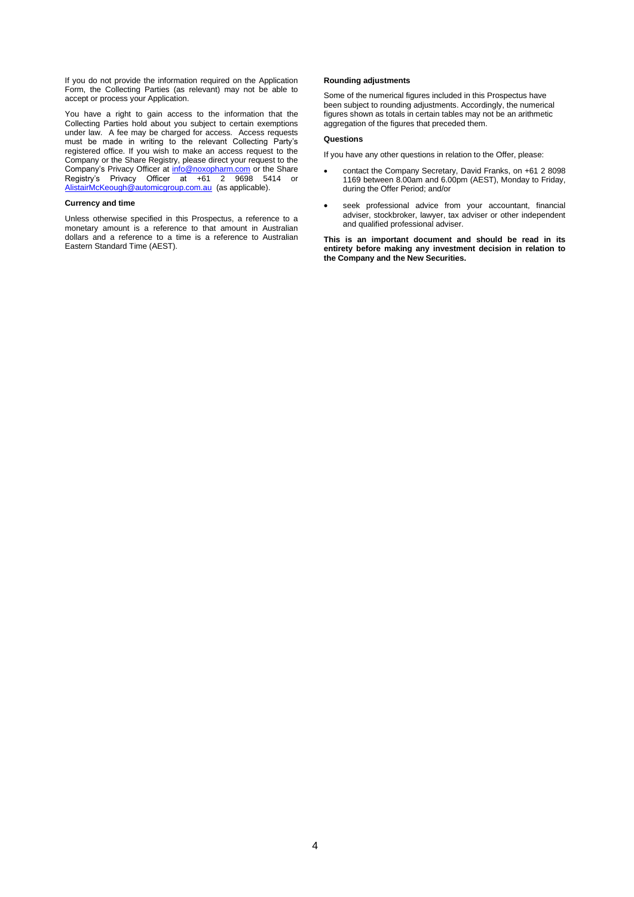If you do not provide the information required on the Application Form, the Collecting Parties (as relevant) may not be able to accept or process your Application.

You have a right to gain access to the information that the Collecting Parties hold about you subject to certain exemptions under law. A fee may be charged for access. Access requests must be made in writing to the relevant Collecting Party's registered office. If you wish to make an access request to the Company or the Share Registry, please direct your request to the Company's Privacy Officer at info@noxopharm.com or the Share Registry's Privacy Officer at +61 2 9698 5414 or AlistairMcKeough@automicgroup.com.au (as applicable).

**Currency and time**

Unless otherwise specified in this Prospectus, a reference to a monetary amount is a reference to that amount in Australian dollars and a reference to a time is a reference to Australian Eastern Standard Time (AEST).

**Rounding adjustments**

Some of the numerical figures included in this Prospectus have been subject to rounding adjustments. Accordingly, the numerical figures shown as totals in certain tables may not be an arithmetic aggregation of the figures that preceded them.

**Questions**

If you have any other questions in relation to the Offer, please:

- contact the Company Secretary, David Franks, on +61 2 8098 1169 between 8.00am and 6.00pm (AEST), Monday to Friday, during the Offer Period; and/or
- seek professional advice from your accountant, financial adviser, stockbroker, lawyer, tax adviser or other independent and qualified professional adviser.

**This is an important document and should be read in its entirety before making any investment decision in relation to the Company and the New Securities.**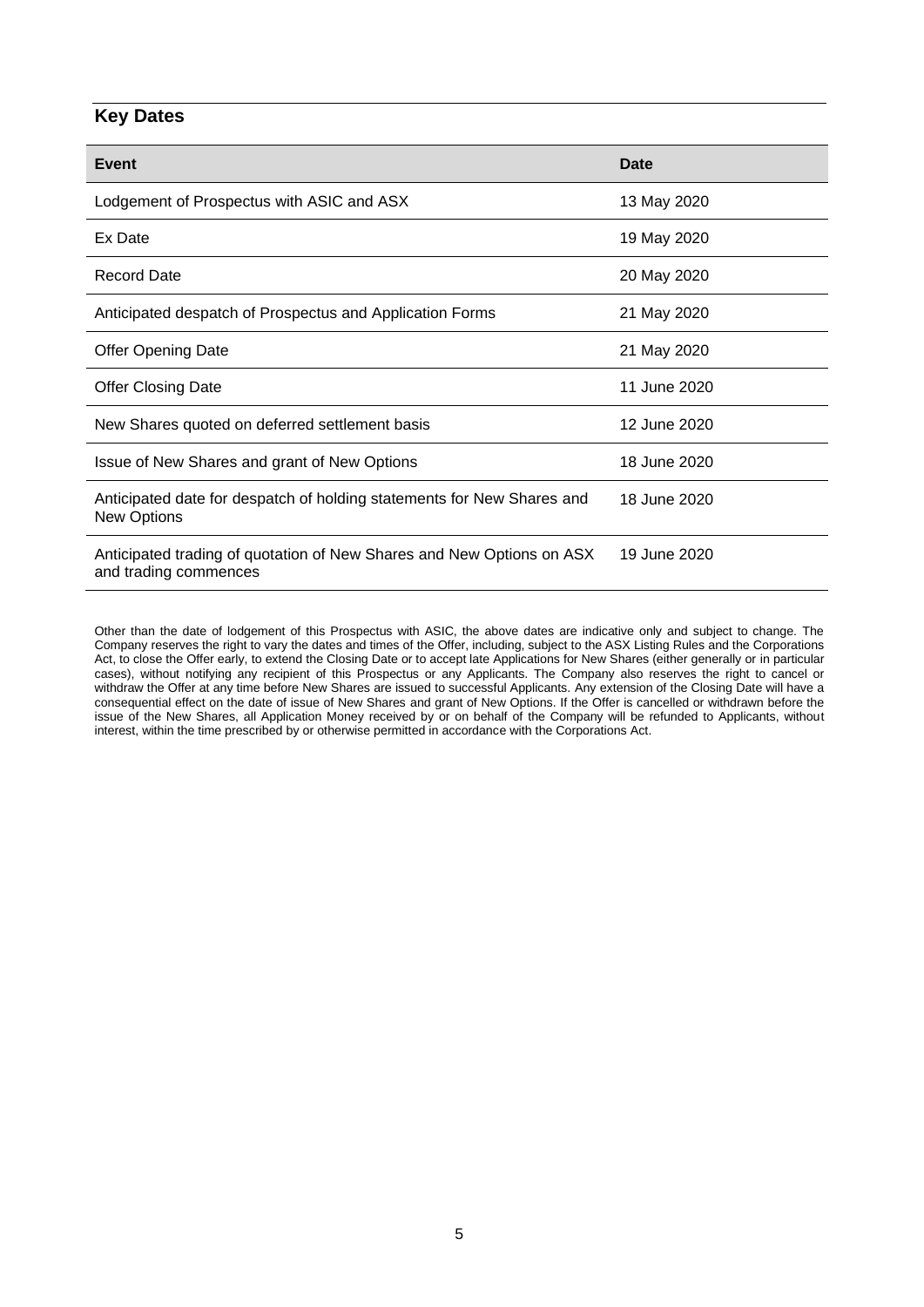## Key Dates

| Event | Date |
| --- | --- |
| Lodgement of Prospectus with ASIC and ASX | 13 May 2020 |
| Ex Date | 19 May 2020 |
| Record Date | 20 May 2020 |
| Anticipated despatch of Prospectus and Application Forms | 21 May 2020 |
| Offer Opening Date | 21 May 2020 |
| Offer Closing Date | 11 June 2020 |
| New Shares quoted on deferred settlement basis | 12 June 2020 |
| Issue of New Shares and grant of New Options | 18 June 2020 |
| Anticipated date for despatch of holding statements for New Shares and New Options | 18 June 2020 |
| Anticipated trading of quotation of New Shares and New Options on ASX and trading commences | 19 June 2020 |

Other than the date of lodgement of this Prospectus with ASIC, the above dates are indicative only and subject to change. The Company reserves the right to vary the dates and times of the Offer, including, subject to the ASX Listing Rules and the Corporations Act, to close the Offer early, to extend the Closing Date or to accept late Applications for New Shares (either generally or in particular cases), without notifying any recipient of this Prospectus or any Applicants. The Company also reserves the right to cancel or withdraw the Offer at any time before New Shares are issued to successful Applicants. Any extension of the Closing Date will have a consequential effect on the date of issue of New Shares and grant of New Options. If the Offer is cancelled or withdrawn before the issue of the New Shares, all Application Money received by or on behalf of the Company will be refunded to Applicants, without interest, within the time prescribed by or otherwise permitted in accordance with the Corporations Act.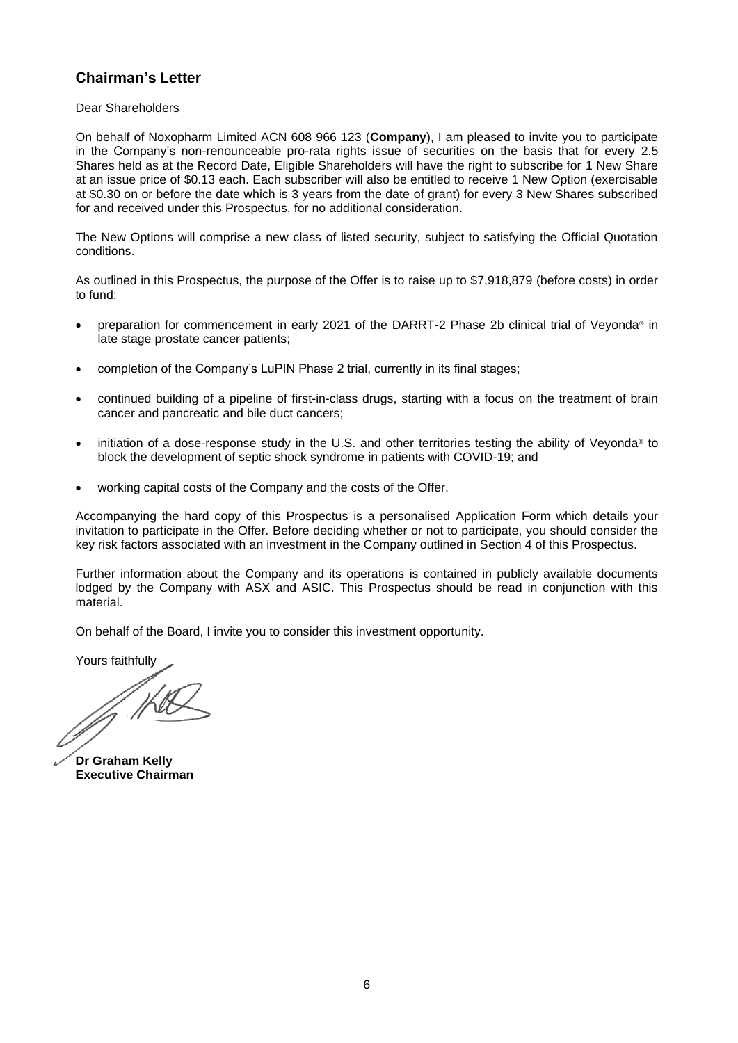## Chairman's Letter

Dear Shareholders

On behalf of Noxopharm Limited ACN 608 966 123 (**Company**), I am pleased to invite you to participate in the Company's non-renounceable pro-rata rights issue of securities on the basis that for every 2.5 Shares held as at the Record Date, Eligible Shareholders will have the right to subscribe for 1 New Share at an issue price of $0.13 each. Each subscriber will also be entitled to receive 1 New Option (exercisable at $0.30 on or before the date which is 3 years from the date of grant) for every 3 New Shares subscribed for and received under this Prospectus, for no additional consideration.

The New Options will comprise a new class of listed security, subject to satisfying the Official Quotation conditions.

As outlined in this Prospectus, the purpose of the Offer is to raise up to $7,918,879 (before costs) in order to fund:

- preparation for commencement in early 2021 of the DARRT-2 Phase 2b clinical trial of Veyonda® in late stage prostate cancer patients;
- completion of the Company's LuPIN Phase 2 trial, currently in its final stages;
- continued building of a pipeline of first-in-class drugs, starting with a focus on the treatment of brain cancer and pancreatic and bile duct cancers;
- initiation of a dose-response study in the U.S. and other territories testing the ability of Veyonda® to block the development of septic shock syndrome in patients with COVID-19; and
- working capital costs of the Company and the costs of the Offer.

Accompanying the hard copy of this Prospectus is a personalised Application Form which details your invitation to participate in the Offer. Before deciding whether or not to participate, you should consider the key risk factors associated with an investment in the Company outlined in Section 4 of this Prospectus.

Further information about the Company and its operations is contained in publicly available documents lodged by the Company with ASX and ASIC. This Prospectus should be read in conjunction with this material.

On behalf of the Board, I invite you to consider this investment opportunity.

Yours faithfully

**Dr Graham Kelly**
**Executive Chairman**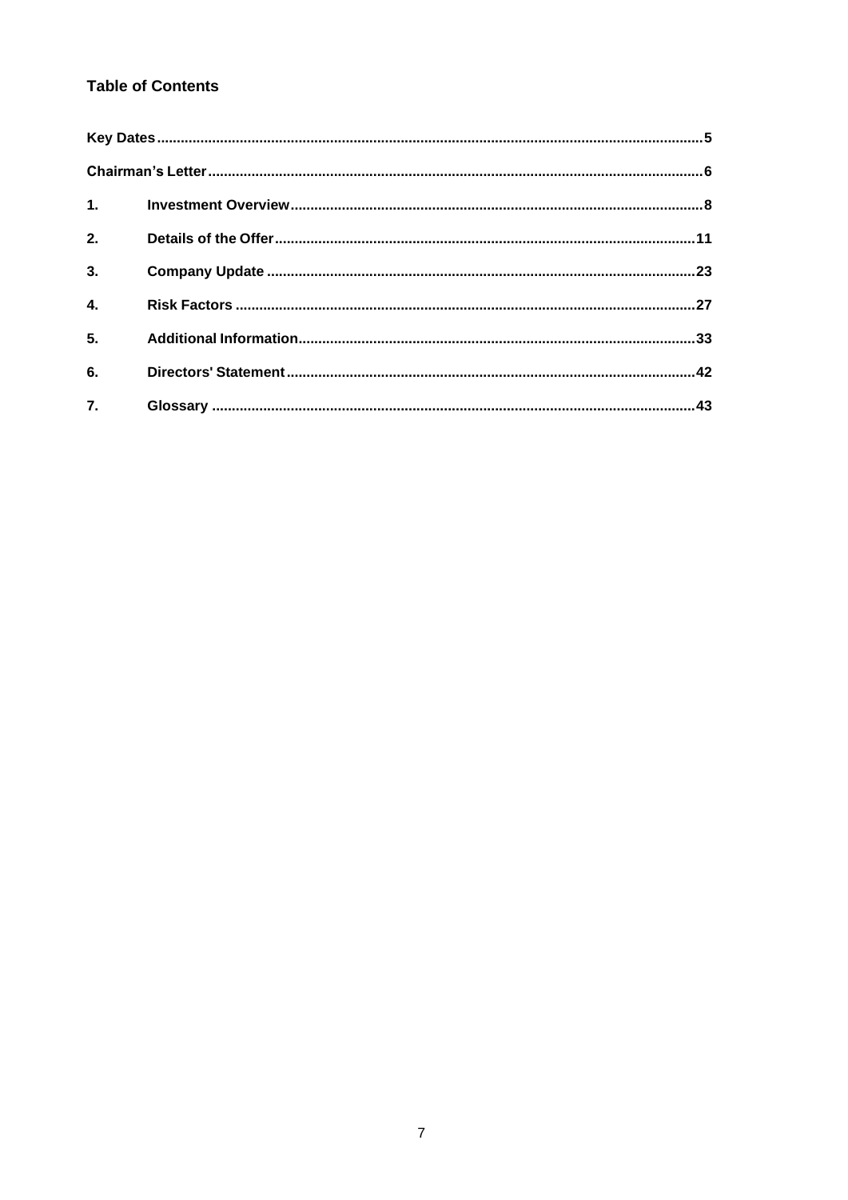## Table of Contents

| | | |
|---|---|---|
| **Key Dates** | | **5** |
| **Chairman's Letter** | | **6** |
| **1.** | **Investment Overview** | **8** |
| **2.** | **Details of the Offer** | **11** |
| **3.** | **Company Update** | **23** |
| **4.** | **Risk Factors** | **27** |
| **5.** | **Additional Information** | **33** |
| **6.** | **Directors' Statement** | **42** |
| **7.** | **Glossary** | **43** |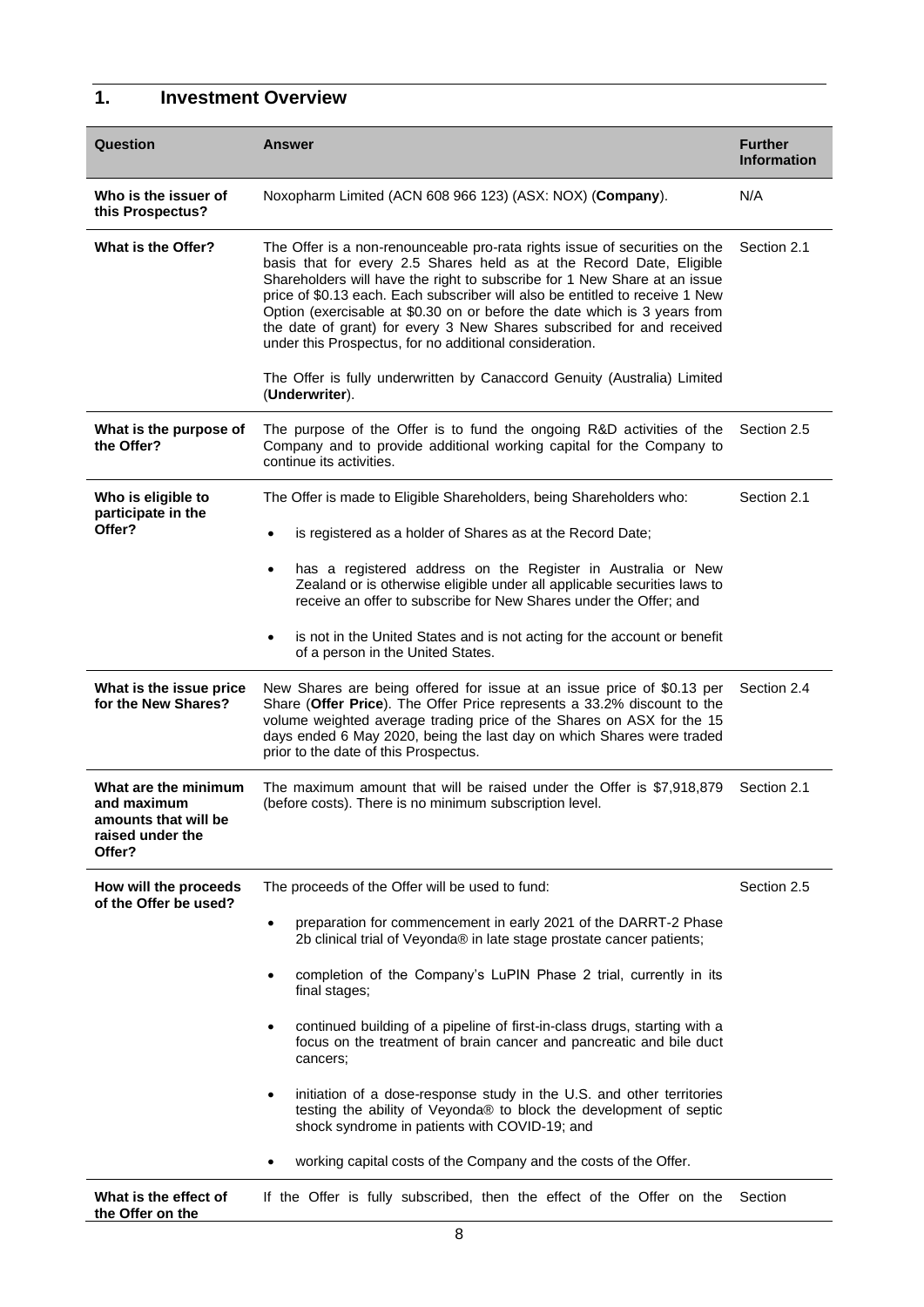## 1. Investment Overview

| Question | Answer | Further Information |
| --- | --- | --- |
| **Who is the issuer of this Prospectus?** | Noxopharm Limited (ACN 608 966 123) (ASX: NOX) (**Company**). | N/A |
| **What is the Offer?** | The Offer is a non-renounceable pro-rata rights issue of securities on the basis that for every 2.5 Shares held as at the Record Date, Eligible Shareholders will have the right to subscribe for 1 New Share at an issue price of $0.13 each. Each subscriber will also be entitled to receive 1 New Option (exercisable at $0.30 on or before the date which is 3 years from the date of grant) for every 3 New Shares subscribed for and received under this Prospectus, for no additional consideration.<br><br>The Offer is fully underwritten by Canaccord Genuity (Australia) Limited (**Underwriter**). | Section 2.1 |
| **What is the purpose of the Offer?** | The purpose of the Offer is to fund the ongoing R&D activities of the Company and to provide additional working capital for the Company to continue its activities. | Section 2.5 |
| **Who is eligible to participate in the Offer?** | The Offer is made to Eligible Shareholders, being Shareholders who:<br><br>• is registered as a holder of Shares as at the Record Date;<br><br>• has a registered address on the Register in Australia or New Zealand or is otherwise eligible under all applicable securities laws to receive an offer to subscribe for New Shares under the Offer; and<br><br>• is not in the United States and is not acting for the account or benefit of a person in the United States. | Section 2.1 |
| **What is the issue price for the New Shares?** | New Shares are being offered for issue at an issue price of $0.13 per Share (**Offer Price**). The Offer Price represents a 33.2% discount to the volume weighted average trading price of the Shares on ASX for the 15 days ended 6 May 2020, being the last day on which Shares were traded prior to the date of this Prospectus. | Section 2.4 |
| **What are the minimum and maximum amounts that will be raised under the Offer?** | The maximum amount that will be raised under the Offer is $7,918,879 (before costs). There is no minimum subscription level. | Section 2.1 |
| **How will the proceeds of the Offer be used?** | The proceeds of the Offer will be used to fund:<br><br>• preparation for commencement in early 2021 of the DARRT-2 Phase 2b clinical trial of Veyonda® in late stage prostate cancer patients;<br><br>• completion of the Company's LuPIN Phase 2 trial, currently in its final stages;<br><br>• continued building of a pipeline of first-in-class drugs, starting with a focus on the treatment of brain cancer and pancreatic and bile duct cancers;<br><br>• initiation of a dose-response study in the U.S. and other territories testing the ability of Veyonda® to block the development of septic shock syndrome in patients with COVID-19; and<br><br>• working capital costs of the Company and the costs of the Offer. | Section 2.5 |
| **What is the effect of the Offer on the** | If the Offer is fully subscribed, then the effect of the Offer on the | Section |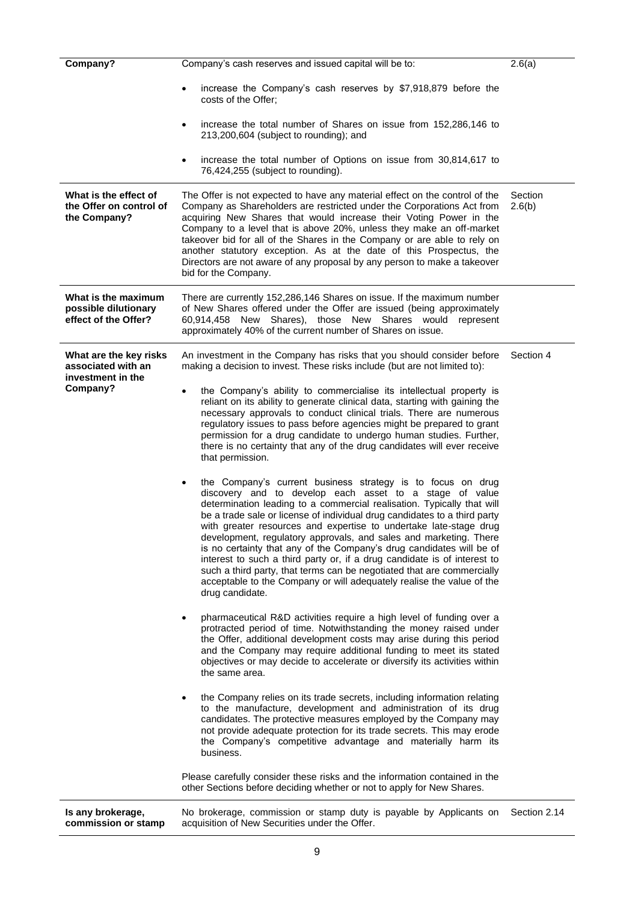| Company? | Company's cash reserves and issued capital will be to:<br><br>• increase the Company's cash reserves by $7,918,879 before the costs of the Offer;<br><br>• increase the total number of Shares on issue from 152,286,146 to 213,200,604 (subject to rounding); and<br><br>• increase the total number of Options on issue from 30,814,617 to 76,424,255 (subject to rounding). | 2.6(a) |
|---|---|---|
| **What is the effect of the Offer on control of the Company?** | The Offer is not expected to have any material effect on the control of the Company as Shareholders are restricted under the Corporations Act from acquiring New Shares that would increase their Voting Power in the Company to a level that is above 20%, unless they make an off-market takeover bid for all of the Shares in the Company or are able to rely on another statutory exception. As at the date of this Prospectus, the Directors are not aware of any proposal by any person to make a takeover bid for the Company. | Section 2.6(b) |
| **What is the maximum possible dilutionary effect of the Offer?** | There are currently 152,286,146 Shares on issue. If the maximum number of New Shares offered under the Offer are issued (being approximately 60,914,458 New Shares), those New Shares would represent approximately 40% of the current number of Shares on issue. | |
| **What are the key risks associated with an investment in the Company?** | An investment in the Company has risks that you should consider before making a decision to invest. These risks include (but are not limited to):<br><br>• the Company's ability to commercialise its intellectual property is reliant on its ability to generate clinical data, starting with gaining the necessary approvals to conduct clinical trials. There are numerous regulatory issues to pass before agencies might be prepared to grant permission for a drug candidate to undergo human studies. Further, there is no certainty that any of the drug candidates will ever receive that permission.<br><br>• the Company's current business strategy is to focus on drug discovery and to develop each asset to a stage of value determination leading to a commercial realisation. Typically that will be a trade sale or license of individual drug candidates to a third party with greater resources and expertise to undertake late-stage drug development, regulatory approvals, and sales and marketing. There is no certainty that any of the Company's drug candidates will be of interest to such a third party or, if a drug candidate is of interest to such a third party, that terms can be negotiated that are commercially acceptable to the Company or will adequately realise the value of the drug candidate.<br><br>• pharmaceutical R&D activities require a high level of funding over a protracted period of time. Notwithstanding the money raised under the Offer, additional development costs may arise during this period and the Company may require additional funding to meet its stated objectives or may decide to accelerate or diversify its activities within the same area.<br><br>• the Company relies on its trade secrets, including information relating to the manufacture, development and administration of its drug candidates. The protective measures employed by the Company may not provide adequate protection for its trade secrets. This may erode the Company's competitive advantage and materially harm its business.<br><br>Please carefully consider these risks and the information contained in the other Sections before deciding whether or not to apply for New Shares. | Section 4 |
| **Is any brokerage, commission or stamp** | No brokerage, commission or stamp duty is payable by Applicants on acquisition of New Securities under the Offer. | Section 2.14 |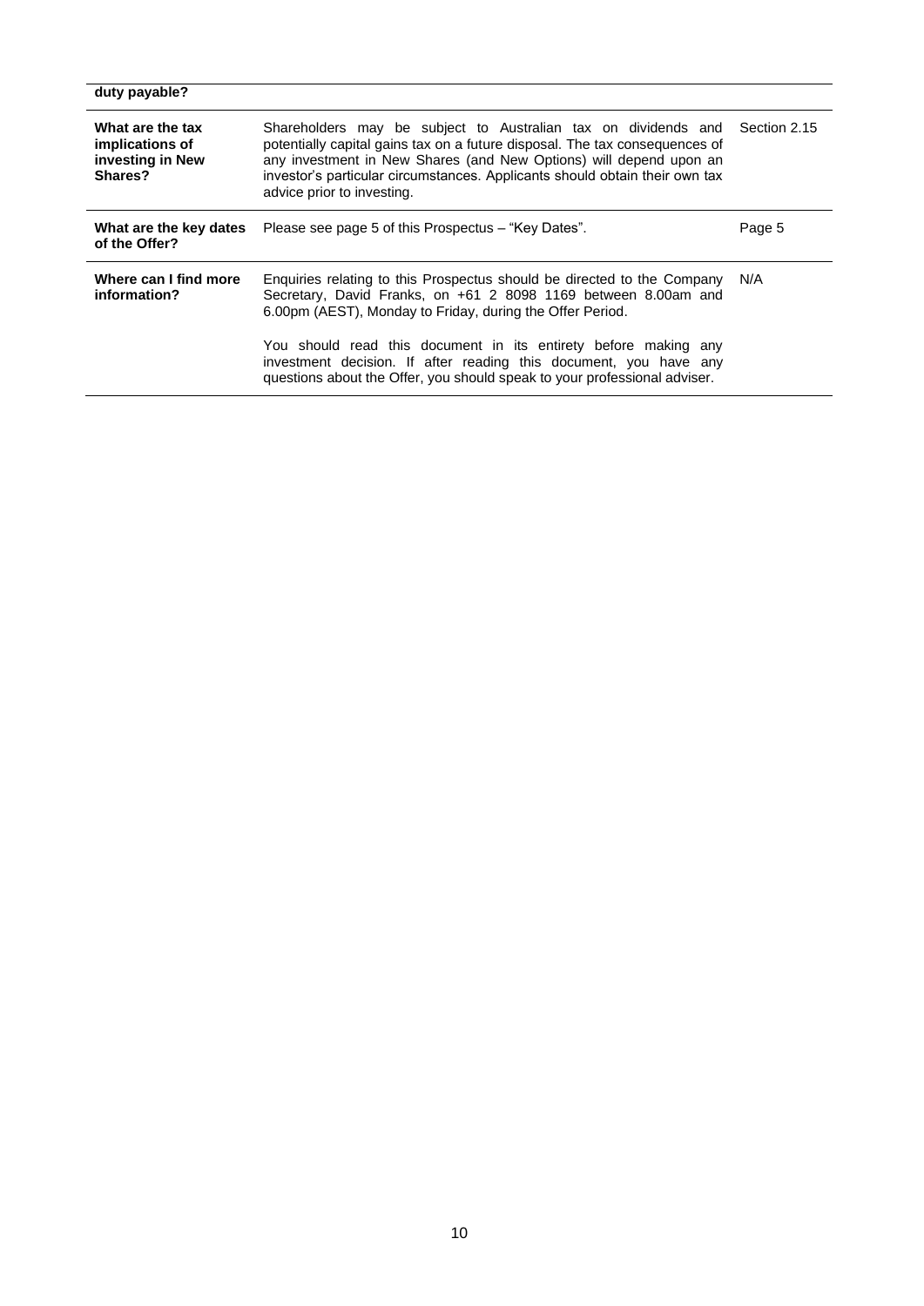| duty payable? | | |
|---|---|---|
| **What are the tax implications of investing in New Shares?** | Shareholders may be subject to Australian tax on dividends and potentially capital gains tax on a future disposal. The tax consequences of any investment in New Shares (and New Options) will depend upon an investor's particular circumstances. Applicants should obtain their own tax advice prior to investing. | Section 2.15 |
| **What are the key dates of the Offer?** | Please see page 5 of this Prospectus – "Key Dates". | Page 5 |
| **Where can I find more information?** | Enquiries relating to this Prospectus should be directed to the Company Secretary, David Franks, on +61 2 8098 1169 between 8.00am and 6.00pm (AEST), Monday to Friday, during the Offer Period.<br><br>You should read this document in its entirety before making any investment decision. If after reading this document, you have any questions about the Offer, you should speak to your professional adviser. | N/A |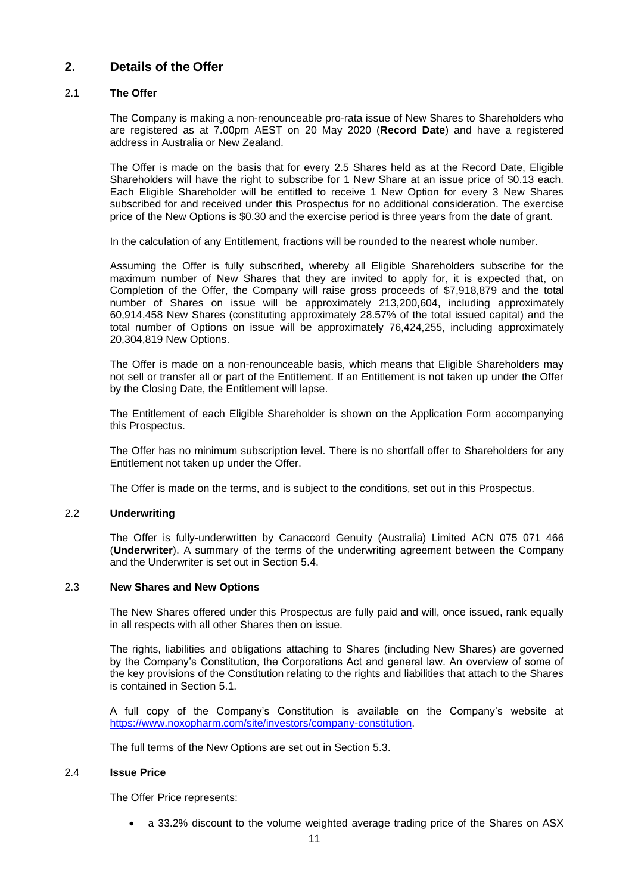## 2. Details of the Offer

### 2.1 The Offer

The Company is making a non-renounceable pro-rata issue of New Shares to Shareholders who are registered as at 7.00pm AEST on 20 May 2020 (**Record Date**) and have a registered address in Australia or New Zealand.

The Offer is made on the basis that for every 2.5 Shares held as at the Record Date, Eligible Shareholders will have the right to subscribe for 1 New Share at an issue price of $0.13 each. Each Eligible Shareholder will be entitled to receive 1 New Option for every 3 New Shares subscribed for and received under this Prospectus for no additional consideration. The exercise price of the New Options is $0.30 and the exercise period is three years from the date of grant.

In the calculation of any Entitlement, fractions will be rounded to the nearest whole number.

Assuming the Offer is fully subscribed, whereby all Eligible Shareholders subscribe for the maximum number of New Shares that they are invited to apply for, it is expected that, on Completion of the Offer, the Company will raise gross proceeds of $7,918,879 and the total number of Shares on issue will be approximately 213,200,604, including approximately 60,914,458 New Shares (constituting approximately 28.57% of the total issued capital) and the total number of Options on issue will be approximately 76,424,255, including approximately 20,304,819 New Options.

The Offer is made on a non-renounceable basis, which means that Eligible Shareholders may not sell or transfer all or part of the Entitlement. If an Entitlement is not taken up under the Offer by the Closing Date, the Entitlement will lapse.

The Entitlement of each Eligible Shareholder is shown on the Application Form accompanying this Prospectus.

The Offer has no minimum subscription level. There is no shortfall offer to Shareholders for any Entitlement not taken up under the Offer.

The Offer is made on the terms, and is subject to the conditions, set out in this Prospectus.

### 2.2 Underwriting

The Offer is fully-underwritten by Canaccord Genuity (Australia) Limited ACN 075 071 466 (**Underwriter**). A summary of the terms of the underwriting agreement between the Company and the Underwriter is set out in Section 5.4.

### 2.3 New Shares and New Options

The New Shares offered under this Prospectus are fully paid and will, once issued, rank equally in all respects with all other Shares then on issue.

The rights, liabilities and obligations attaching to Shares (including New Shares) are governed by the Company's Constitution, the Corporations Act and general law. An overview of some of the key provisions of the Constitution relating to the rights and liabilities that attach to the Shares is contained in Section 5.1.

A full copy of the Company's Constitution is available on the Company's website at https://www.noxopharm.com/site/investors/company-constitution.

The full terms of the New Options are set out in Section 5.3.

### 2.4 Issue Price

The Offer Price represents:

- a 33.2% discount to the volume weighted average trading price of the Shares on ASX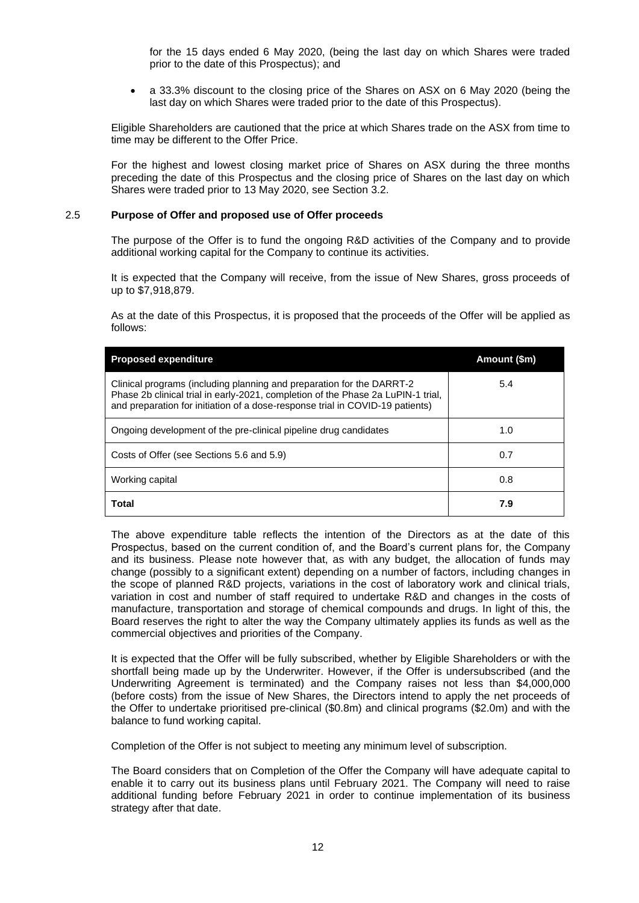for the 15 days ended 6 May 2020, (being the last day on which Shares were traded prior to the date of this Prospectus); and

- a 33.3% discount to the closing price of the Shares on ASX on 6 May 2020 (being the last day on which Shares were traded prior to the date of this Prospectus).

Eligible Shareholders are cautioned that the price at which Shares trade on the ASX from time to time may be different to the Offer Price.

For the highest and lowest closing market price of Shares on ASX during the three months preceding the date of this Prospectus and the closing price of Shares on the last day on which Shares were traded prior to 13 May 2020, see Section 3.2.

## 2.5 Purpose of Offer and proposed use of Offer proceeds

The purpose of the Offer is to fund the ongoing R&D activities of the Company and to provide additional working capital for the Company to continue its activities.

It is expected that the Company will receive, from the issue of New Shares, gross proceeds of up to $7,918,879.

As at the date of this Prospectus, it is proposed that the proceeds of the Offer will be applied as follows:

| Proposed expenditure | Amount ($m) |
| --- | --- |
| Clinical programs (including planning and preparation for the DARRT-2 Phase 2b clinical trial in early-2021, completion of the Phase 2a LuPIN-1 trial, and preparation for initiation of a dose-response trial in COVID-19 patients) | 5.4 |
| Ongoing development of the pre-clinical pipeline drug candidates | 1.0 |
| Costs of Offer (see Sections 5.6 and 5.9) | 0.7 |
| Working capital | 0.8 |
| **Total** | **7.9** |

The above expenditure table reflects the intention of the Directors as at the date of this Prospectus, based on the current condition of, and the Board's current plans for, the Company and its business. Please note however that, as with any budget, the allocation of funds may change (possibly to a significant extent) depending on a number of factors, including changes in the scope of planned R&D projects, variations in the cost of laboratory work and clinical trials, variation in cost and number of staff required to undertake R&D and changes in the costs of manufacture, transportation and storage of chemical compounds and drugs. In light of this, the Board reserves the right to alter the way the Company ultimately applies its funds as well as the commercial objectives and priorities of the Company.

It is expected that the Offer will be fully subscribed, whether by Eligible Shareholders or with the shortfall being made up by the Underwriter. However, if the Offer is undersubscribed (and the Underwriting Agreement is terminated) and the Company raises not less than $4,000,000 (before costs) from the issue of New Shares, the Directors intend to apply the net proceeds of the Offer to undertake prioritised pre-clinical ($0.8m) and clinical programs ($2.0m) and with the balance to fund working capital.

Completion of the Offer is not subject to meeting any minimum level of subscription.

The Board considers that on Completion of the Offer the Company will have adequate capital to enable it to carry out its business plans until February 2021. The Company will need to raise additional funding before February 2021 in order to continue implementation of its business strategy after that date.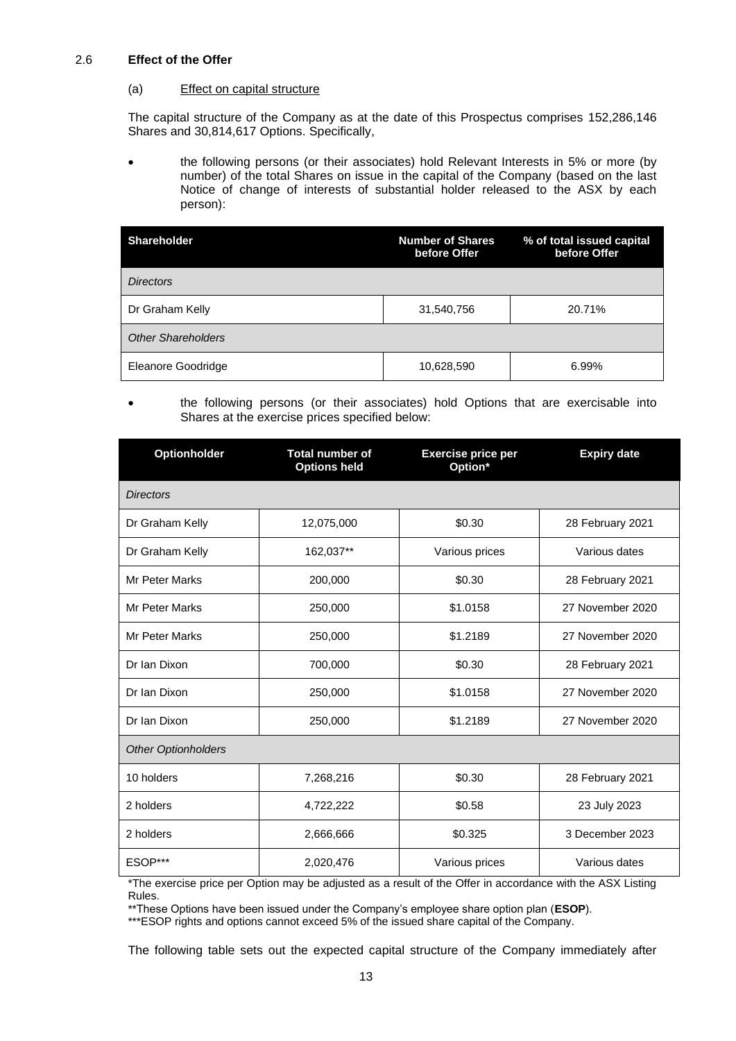## 2.6 **Effect of the Offer**

### (a) Effect on capital structure

The capital structure of the Company as at the date of this Prospectus comprises 152,286,146 Shares and 30,814,617 Options. Specifically,

- the following persons (or their associates) hold Relevant Interests in 5% or more (by number) of the total Shares on issue in the capital of the Company (based on the last Notice of change of interests of substantial holder released to the ASX by each person):

| Shareholder | Number of Shares before Offer | % of total issued capital before Offer |
|---|---|---|
| *Directors* | | |
| Dr Graham Kelly | 31,540,756 | 20.71% |
| *Other Shareholders* | | |
| Eleanore Goodridge | 10,628,590 | 6.99% |

- the following persons (or their associates) hold Options that are exercisable into Shares at the exercise prices specified below:

| Optionholder | Total number of Options held | Exercise price per Option* | Expiry date |
|---|---|---|---|
| *Directors* | | | |
| Dr Graham Kelly | 12,075,000 | $0.30 | 28 February 2021 |
| Dr Graham Kelly | 162,037** | Various prices | Various dates |
| Mr Peter Marks | 200,000 | $0.30 | 28 February 2021 |
| Mr Peter Marks | 250,000 | $1.0158 | 27 November 2020 |
| Mr Peter Marks | 250,000 | $1.2189 | 27 November 2020 |
| Dr Ian Dixon | 700,000 | $0.30 | 28 February 2021 |
| Dr Ian Dixon | 250,000 | $1.0158 | 27 November 2020 |
| Dr Ian Dixon | 250,000 | $1.2189 | 27 November 2020 |
| *Other Optionholders* | | | |
| 10 holders | 7,268,216 | $0.30 | 28 February 2021 |
| 2 holders | 4,722,222 | $0.58 | 23 July 2023 |
| 2 holders | 2,666,666 | $0.325 | 3 December 2023 |
| ESOP*** | 2,020,476 | Various prices | Various dates |

*The exercise price per Option may be adjusted as a result of the Offer in accordance with the ASX Listing Rules.

**These Options have been issued under the Company's employee share option plan (**ESOP**).

***ESOP rights and options cannot exceed 5% of the issued share capital of the Company.

The following table sets out the expected capital structure of the Company immediately after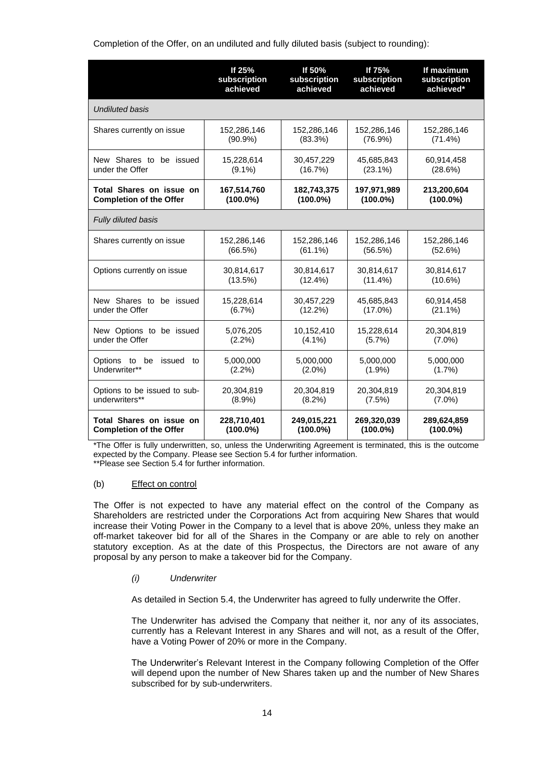Completion of the Offer, on an undiluted and fully diluted basis (subject to rounding):

| | If 25% subscription achieved | If 50% subscription achieved | If 75% subscription achieved | If maximum subscription achieved* |
|---|---|---|---|---|
| *Undiluted basis* | | | | |
| Shares currently on issue | 152,286,146 (90.9%) | 152,286,146 (83.3%) | 152,286,146 (76.9%) | 152,286,146 (71.4%) |
| New Shares to be issued under the Offer | 15,228,614 (9.1%) | 30,457,229 (16.7%) | 45,685,843 (23.1%) | 60,914,458 (28.6%) |
| **Total Shares on issue on Completion of the Offer** | **167,514,760 (100.0%)** | **182,743,375 (100.0%)** | **197,971,989 (100.0%)** | **213,200,604 (100.0%)** |
| *Fully diluted basis* | | | | |
| Shares currently on issue | 152,286,146 (66.5%) | 152,286,146 (61.1%) | 152,286,146 (56.5%) | 152,286,146 (52.6%) |
| Options currently on issue | 30,814,617 (13.5%) | 30,814,617 (12.4%) | 30,814,617 (11.4%) | 30,814,617 (10.6%) |
| New Shares to be issued under the Offer | 15,228,614 (6.7%) | 30,457,229 (12.2%) | 45,685,843 (17.0%) | 60,914,458 (21.1%) |
| New Options to be issued under the Offer | 5,076,205 (2.2%) | 10,152,410 (4.1%) | 15,228,614 (5.7%) | 20,304,819 (7.0%) |
| Options to be issued to Underwriter** | 5,000,000 (2.2%) | 5,000,000 (2.0%) | 5,000,000 (1.9%) | 5,000,000 (1.7%) |
| Options to be issued to sub-underwriters** | 20,304,819 (8.9%) | 20,304,819 (8.2%) | 20,304,819 (7.5%) | 20,304,819 (7.0%) |
| **Total Shares on issue on Completion of the Offer** | **228,710,401 (100.0%)** | **249,015,221 (100.0%)** | **269,320,039 (100.0%)** | **289,624,859 (100.0%)** |

*The Offer is fully underwritten, so, unless the Underwriting Agreement is terminated, this is the outcome expected by the Company. Please see Section 5.4 for further information.
**Please see Section 5.4 for further information.

(b) Effect on control

The Offer is not expected to have any material effect on the control of the Company as Shareholders are restricted under the Corporations Act from acquiring New Shares that would increase their Voting Power in the Company to a level that is above 20%, unless they make an off-market takeover bid for all of the Shares in the Company or are able to rely on another statutory exception. As at the date of this Prospectus, the Directors are not aware of any proposal by any person to make a takeover bid for the Company.

*(i) Underwriter*

As detailed in Section 5.4, the Underwriter has agreed to fully underwrite the Offer.

The Underwriter has advised the Company that neither it, nor any of its associates, currently has a Relevant Interest in any Shares and will not, as a result of the Offer, have a Voting Power of 20% or more in the Company.

The Underwriter's Relevant Interest in the Company following Completion of the Offer will depend upon the number of New Shares taken up and the number of New Shares subscribed for by sub-underwriters.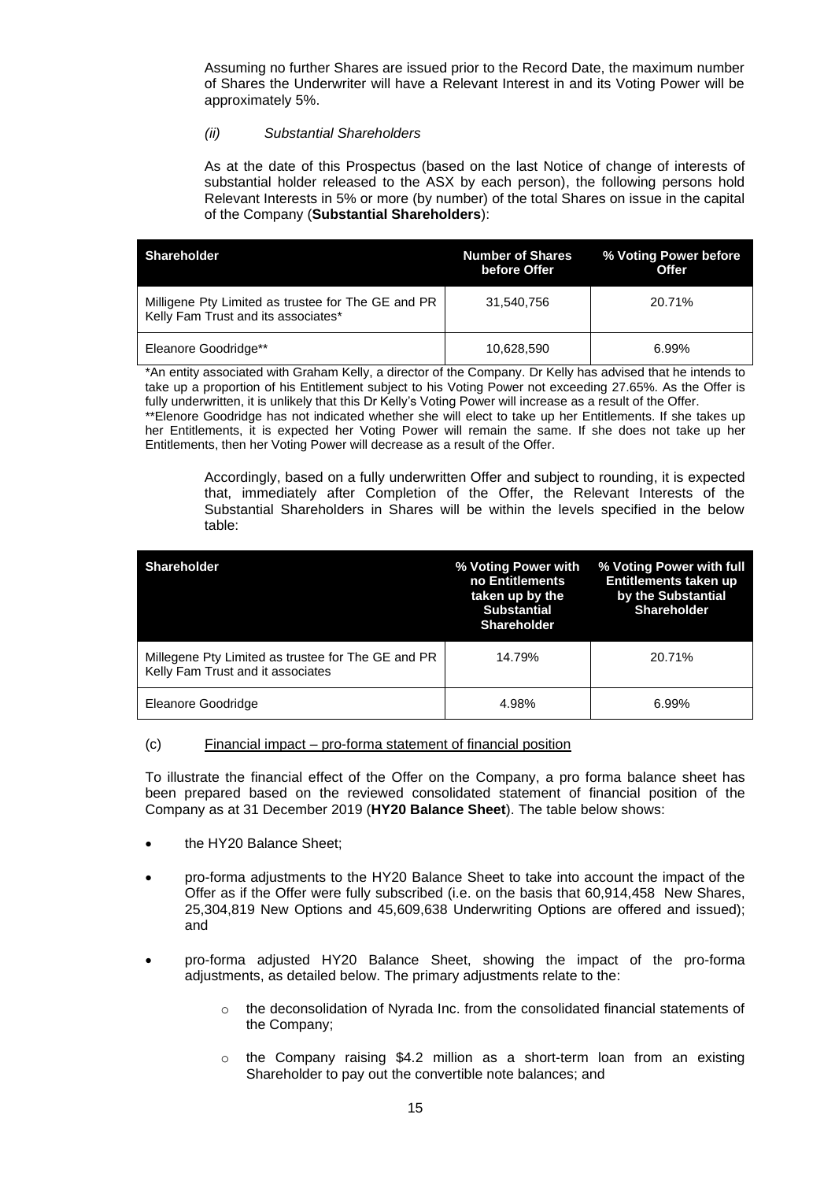Assuming no further Shares are issued prior to the Record Date, the maximum number of Shares the Underwriter will have a Relevant Interest in and its Voting Power will be approximately 5%.

*(ii) Substantial Shareholders*

As at the date of this Prospectus (based on the last Notice of change of interests of substantial holder released to the ASX by each person), the following persons hold Relevant Interests in 5% or more (by number) of the total Shares on issue in the capital of the Company (**Substantial Shareholders**):

| Shareholder | Number of Shares before Offer | % Voting Power before Offer |
|---|---|---|
| Milligene Pty Limited as trustee for The GE and PR Kelly Fam Trust and its associates* | 31,540,756 | 20.71% |
| Eleanore Goodridge** | 10,628,590 | 6.99% |

*An entity associated with Graham Kelly, a director of the Company. Dr Kelly has advised that he intends to take up a proportion of his Entitlement subject to his Voting Power not exceeding 27.65%. As the Offer is fully underwritten, it is unlikely that this Dr Kelly's Voting Power will increase as a result of the Offer.
**Elenore Goodridge has not indicated whether she will elect to take up her Entitlements. If she takes up her Entitlements, it is expected her Voting Power will remain the same. If she does not take up her Entitlements, then her Voting Power will decrease as a result of the Offer.

Accordingly, based on a fully underwritten Offer and subject to rounding, it is expected that, immediately after Completion of the Offer, the Relevant Interests of the Substantial Shareholders in Shares will be within the levels specified in the below table:

| Shareholder | % Voting Power with no Entitlements taken up by the Substantial Shareholder | % Voting Power with full Entitlements taken up by the Substantial Shareholder |
|---|---|---|
| Millegene Pty Limited as trustee for The GE and PR Kelly Fam Trust and it associates | 14.79% | 20.71% |
| Eleanore Goodridge | 4.98% | 6.99% |

(c) Financial impact – pro-forma statement of financial position

To illustrate the financial effect of the Offer on the Company, a pro forma balance sheet has been prepared based on the reviewed consolidated statement of financial position of the Company as at 31 December 2019 (**HY20 Balance Sheet**). The table below shows:

- the HY20 Balance Sheet;
- pro-forma adjustments to the HY20 Balance Sheet to take into account the impact of the Offer as if the Offer were fully subscribed (i.e. on the basis that 60,914,458 New Shares, 25,304,819 New Options and 45,609,638 Underwriting Options are offered and issued); and
- pro-forma adjusted HY20 Balance Sheet, showing the impact of the pro-forma adjustments, as detailed below. The primary adjustments relate to the:
  - the deconsolidation of Nyrada Inc. from the consolidated financial statements of the Company;
  - the Company raising $4.2 million as a short-term loan from an existing Shareholder to pay out the convertible note balances; and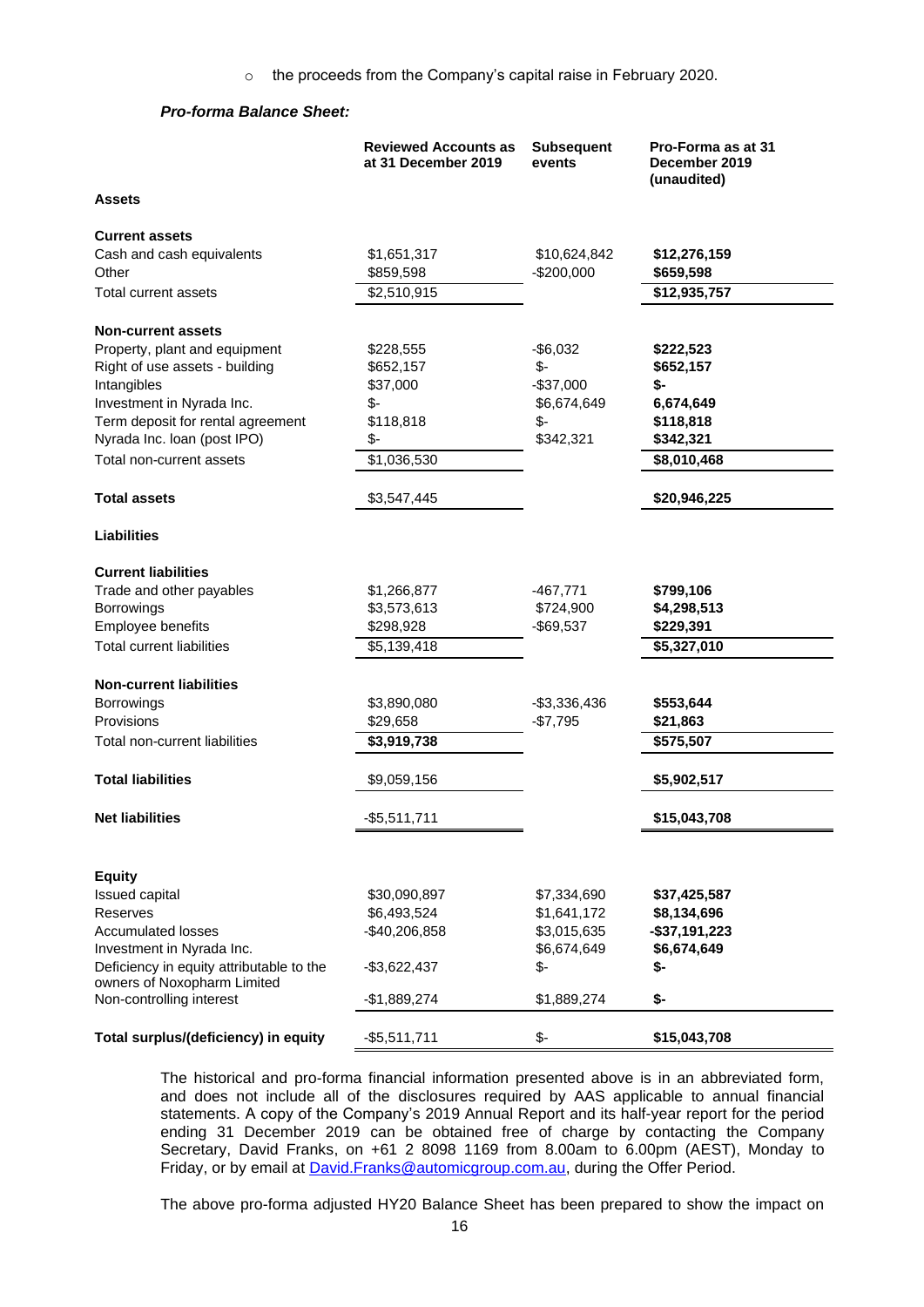- the proceeds from the Company's capital raise in February 2020.

***Pro-forma Balance Sheet:***

| | Reviewed Accounts as at 31 December 2019 | Subsequent events | Pro-Forma as at 31 December 2019 (unaudited) |
|---|---|---|---|
| **Assets** | | | |
| **Current assets** | | | |
| Cash and cash equivalents | $1,651,317 | $10,624,842 | **$12,276,159** |
| Other | $859,598 | -$200,000 | **$659,598** |
| Total current assets | $2,510,915 | | **$12,935,757** |
| **Non-current assets** | | | |
| Property, plant and equipment | $228,555 | -$6,032 | **$222,523** |
| Right of use assets - building | $652,157 | $- | **$652,157** |
| Intangibles | $37,000 | -$37,000 | **$-** |
| Investment in Nyrada Inc. | $- | $6,674,649 | **6,674,649** |
| Term deposit for rental agreement | $118,818 | $- | **$118,818** |
| Nyrada Inc. loan (post IPO) | $- | $342,321 | **$342,321** |
| Total non-current assets | $1,036,530 | | **$8,010,468** |
| **Total assets** | $3,547,445 | | **$20,946,225** |
| **Liabilities** | | | |
| **Current liabilities** | | | |
| Trade and other payables | $1,266,877 | -467,771 | **$799,106** |
| Borrowings | $3,573,613 | $724,900 | **$4,298,513** |
| Employee benefits | $298,928 | -$69,537 | **$229,391** |
| Total current liabilities | $5,139,418 | | **$5,327,010** |
| **Non-current liabilities** | | | |
| Borrowings | $3,890,080 | -$3,336,436 | **$553,644** |
| Provisions | $29,658 | -$7,795 | **$21,863** |
| Total non-current liabilities | **$3,919,738** | | **$575,507** |
| **Total liabilities** | $9,059,156 | | **$5,902,517** |
| **Net liabilities** | -$5,511,711 | | **$15,043,708** |
| **Equity** | | | |
| Issued capital | $30,090,897 | $7,334,690 | **$37,425,587** |
| Reserves | $6,493,524 | $1,641,172 | **$8,134,696** |
| Accumulated losses | -$40,206,858 | $3,015,635 | **-$37,191,223** |
| Investment in Nyrada Inc. | | $6,674,649 | **$6,674,649** |
| Deficiency in equity attributable to the owners of Noxopharm Limited | -$3,622,437 | $- | **$-** |
| Non-controlling interest | -$1,889,274 | $1,889,274 | **$-** |
| **Total surplus/(deficiency) in equity** | -$5,511,711 | $- | **$15,043,708** |

The historical and pro-forma financial information presented above is in an abbreviated form, and does not include all of the disclosures required by AAS applicable to annual financial statements. A copy of the Company's 2019 Annual Report and its half-year report for the period ending 31 December 2019 can be obtained free of charge by contacting the Company Secretary, David Franks, on +61 2 8098 1169 from 8.00am to 6.00pm (AEST), Monday to Friday, or by email at [David.Franks@automicgroup.com.au](mailto:David.Franks@automicgroup.com.au), during the Offer Period.

The above pro-forma adjusted HY20 Balance Sheet has been prepared to show the impact on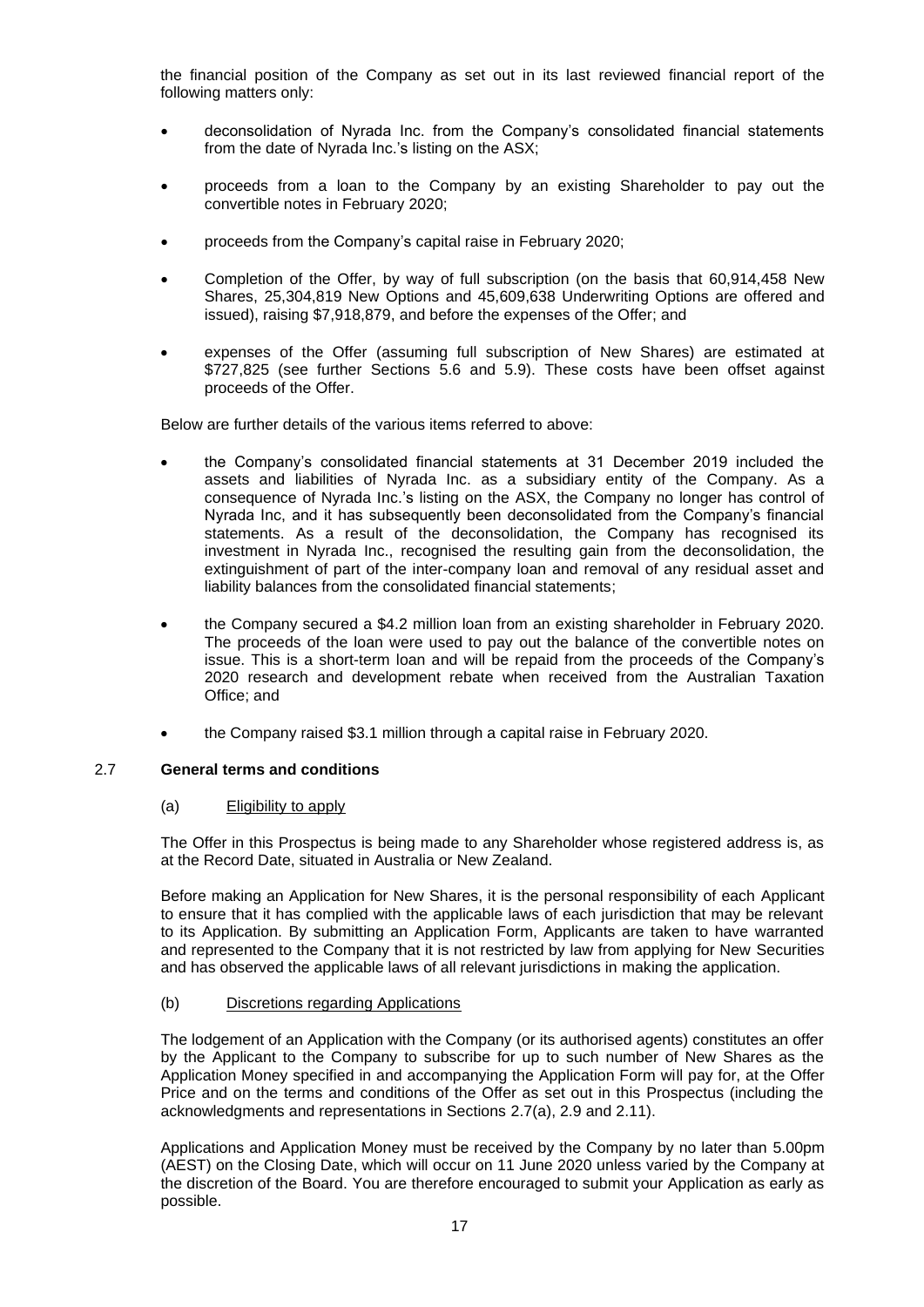the financial position of the Company as set out in its last reviewed financial report of the following matters only:

- deconsolidation of Nyrada Inc. from the Company's consolidated financial statements from the date of Nyrada Inc.'s listing on the ASX;
- proceeds from a loan to the Company by an existing Shareholder to pay out the convertible notes in February 2020;
- proceeds from the Company's capital raise in February 2020;
- Completion of the Offer, by way of full subscription (on the basis that 60,914,458 New Shares, 25,304,819 New Options and 45,609,638 Underwriting Options are offered and issued), raising $7,918,879, and before the expenses of the Offer; and
- expenses of the Offer (assuming full subscription of New Shares) are estimated at $727,825 (see further Sections 5.6 and 5.9). These costs have been offset against proceeds of the Offer.

Below are further details of the various items referred to above:

- the Company's consolidated financial statements at 31 December 2019 included the assets and liabilities of Nyrada Inc. as a subsidiary entity of the Company. As a consequence of Nyrada Inc.'s listing on the ASX, the Company no longer has control of Nyrada Inc, and it has subsequently been deconsolidated from the Company's financial statements. As a result of the deconsolidation, the Company has recognised its investment in Nyrada Inc., recognised the resulting gain from the deconsolidation, the extinguishment of part of the inter-company loan and removal of any residual asset and liability balances from the consolidated financial statements;
- the Company secured a $4.2 million loan from an existing shareholder in February 2020. The proceeds of the loan were used to pay out the balance of the convertible notes on issue. This is a short-term loan and will be repaid from the proceeds of the Company's 2020 research and development rebate when received from the Australian Taxation Office; and
- the Company raised $3.1 million through a capital raise in February 2020.

## 2.7 General terms and conditions

### (a) Eligibility to apply

The Offer in this Prospectus is being made to any Shareholder whose registered address is, as at the Record Date, situated in Australia or New Zealand.

Before making an Application for New Shares, it is the personal responsibility of each Applicant to ensure that it has complied with the applicable laws of each jurisdiction that may be relevant to its Application. By submitting an Application Form, Applicants are taken to have warranted and represented to the Company that it is not restricted by law from applying for New Securities and has observed the applicable laws of all relevant jurisdictions in making the application.

### (b) Discretions regarding Applications

The lodgement of an Application with the Company (or its authorised agents) constitutes an offer by the Applicant to the Company to subscribe for up to such number of New Shares as the Application Money specified in and accompanying the Application Form will pay for, at the Offer Price and on the terms and conditions of the Offer as set out in this Prospectus (including the acknowledgments and representations in Sections 2.7(a), 2.9 and 2.11).

Applications and Application Money must be received by the Company by no later than 5.00pm (AEST) on the Closing Date, which will occur on 11 June 2020 unless varied by the Company at the discretion of the Board. You are therefore encouraged to submit your Application as early as possible.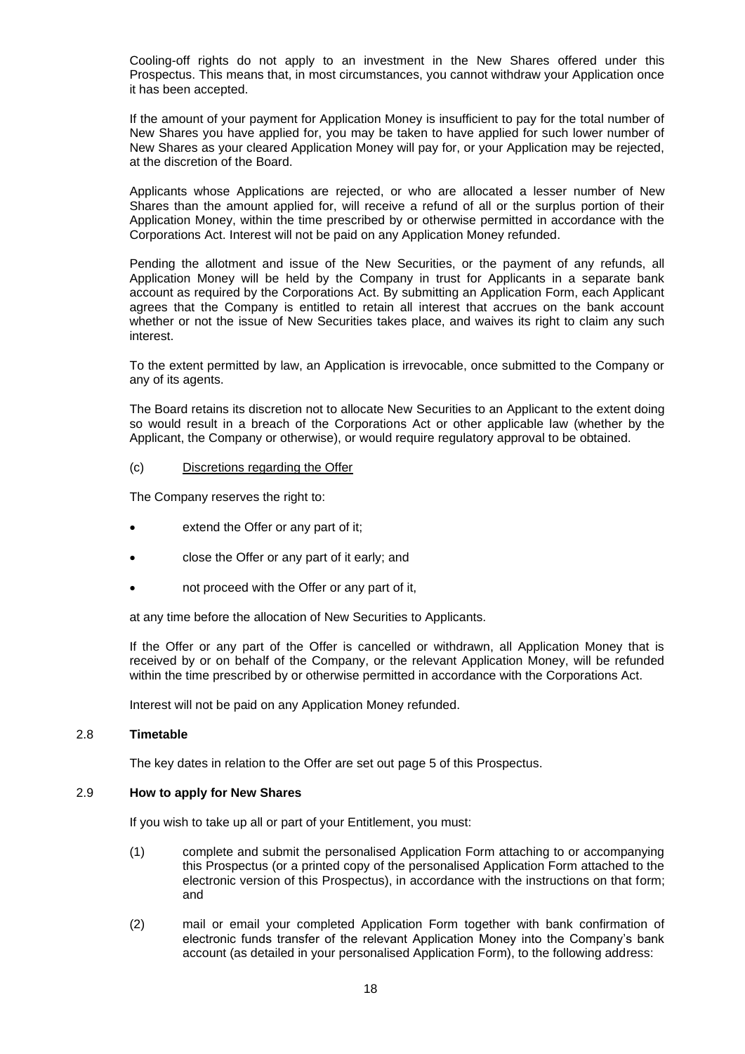Cooling-off rights do not apply to an investment in the New Shares offered under this Prospectus. This means that, in most circumstances, you cannot withdraw your Application once it has been accepted.

If the amount of your payment for Application Money is insufficient to pay for the total number of New Shares you have applied for, you may be taken to have applied for such lower number of New Shares as your cleared Application Money will pay for, or your Application may be rejected, at the discretion of the Board.

Applicants whose Applications are rejected, or who are allocated a lesser number of New Shares than the amount applied for, will receive a refund of all or the surplus portion of their Application Money, within the time prescribed by or otherwise permitted in accordance with the Corporations Act. Interest will not be paid on any Application Money refunded.

Pending the allotment and issue of the New Securities, or the payment of any refunds, all Application Money will be held by the Company in trust for Applicants in a separate bank account as required by the Corporations Act. By submitting an Application Form, each Applicant agrees that the Company is entitled to retain all interest that accrues on the bank account whether or not the issue of New Securities takes place, and waives its right to claim any such interest.

To the extent permitted by law, an Application is irrevocable, once submitted to the Company or any of its agents.

The Board retains its discretion not to allocate New Securities to an Applicant to the extent doing so would result in a breach of the Corporations Act or other applicable law (whether by the Applicant, the Company or otherwise), or would require regulatory approval to be obtained.

(c) Discretions regarding the Offer

The Company reserves the right to:

- extend the Offer or any part of it;
- close the Offer or any part of it early; and
- not proceed with the Offer or any part of it,

at any time before the allocation of New Securities to Applicants.

If the Offer or any part of the Offer is cancelled or withdrawn, all Application Money that is received by or on behalf of the Company, or the relevant Application Money, will be refunded within the time prescribed by or otherwise permitted in accordance with the Corporations Act.

Interest will not be paid on any Application Money refunded.

### 2.8 Timetable

The key dates in relation to the Offer are set out page 5 of this Prospectus.

### 2.9 How to apply for New Shares

If you wish to take up all or part of your Entitlement, you must:

(1) complete and submit the personalised Application Form attaching to or accompanying this Prospectus (or a printed copy of the personalised Application Form attached to the electronic version of this Prospectus), in accordance with the instructions on that form; and

(2) mail or email your completed Application Form together with bank confirmation of electronic funds transfer of the relevant Application Money into the Company's bank account (as detailed in your personalised Application Form), to the following address: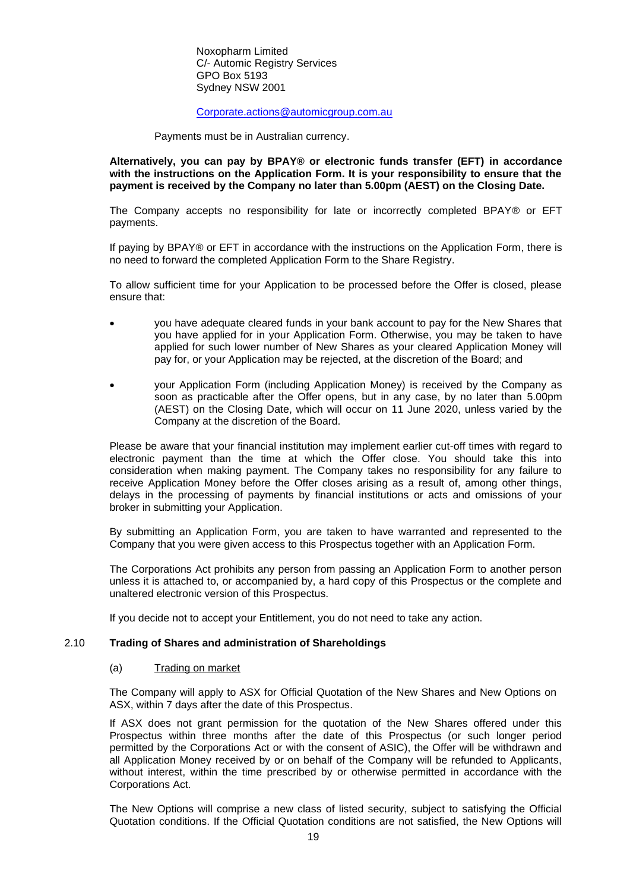Noxopharm Limited
C/- Automic Registry Services
GPO Box 5193
Sydney NSW 2001

Corporate.actions@automicgroup.com.au

Payments must be in Australian currency.

**Alternatively, you can pay by BPAY® or electronic funds transfer (EFT) in accordance with the instructions on the Application Form. It is your responsibility to ensure that the payment is received by the Company no later than 5.00pm (AEST) on the Closing Date.**

The Company accepts no responsibility for late or incorrectly completed BPAY® or EFT payments.

If paying by BPAY® or EFT in accordance with the instructions on the Application Form, there is no need to forward the completed Application Form to the Share Registry.

To allow sufficient time for your Application to be processed before the Offer is closed, please ensure that:

- you have adequate cleared funds in your bank account to pay for the New Shares that you have applied for in your Application Form. Otherwise, you may be taken to have applied for such lower number of New Shares as your cleared Application Money will pay for, or your Application may be rejected, at the discretion of the Board; and
- your Application Form (including Application Money) is received by the Company as soon as practicable after the Offer opens, but in any case, by no later than 5.00pm (AEST) on the Closing Date, which will occur on 11 June 2020, unless varied by the Company at the discretion of the Board.

Please be aware that your financial institution may implement earlier cut-off times with regard to electronic payment than the time at which the Offer close. You should take this into consideration when making payment. The Company takes no responsibility for any failure to receive Application Money before the Offer closes arising as a result of, among other things, delays in the processing of payments by financial institutions or acts and omissions of your broker in submitting your Application.

By submitting an Application Form, you are taken to have warranted and represented to the Company that you were given access to this Prospectus together with an Application Form.

The Corporations Act prohibits any person from passing an Application Form to another person unless it is attached to, or accompanied by, a hard copy of this Prospectus or the complete and unaltered electronic version of this Prospectus.

If you decide not to accept your Entitlement, you do not need to take any action.

## 2.10 Trading of Shares and administration of Shareholdings

(a) Trading on market

The Company will apply to ASX for Official Quotation of the New Shares and New Options on ASX, within 7 days after the date of this Prospectus.

If ASX does not grant permission for the quotation of the New Shares offered under this Prospectus within three months after the date of this Prospectus (or such longer period permitted by the Corporations Act or with the consent of ASIC), the Offer will be withdrawn and all Application Money received by or on behalf of the Company will be refunded to Applicants, without interest, within the time prescribed by or otherwise permitted in accordance with the Corporations Act.

The New Options will comprise a new class of listed security, subject to satisfying the Official Quotation conditions. If the Official Quotation conditions are not satisfied, the New Options will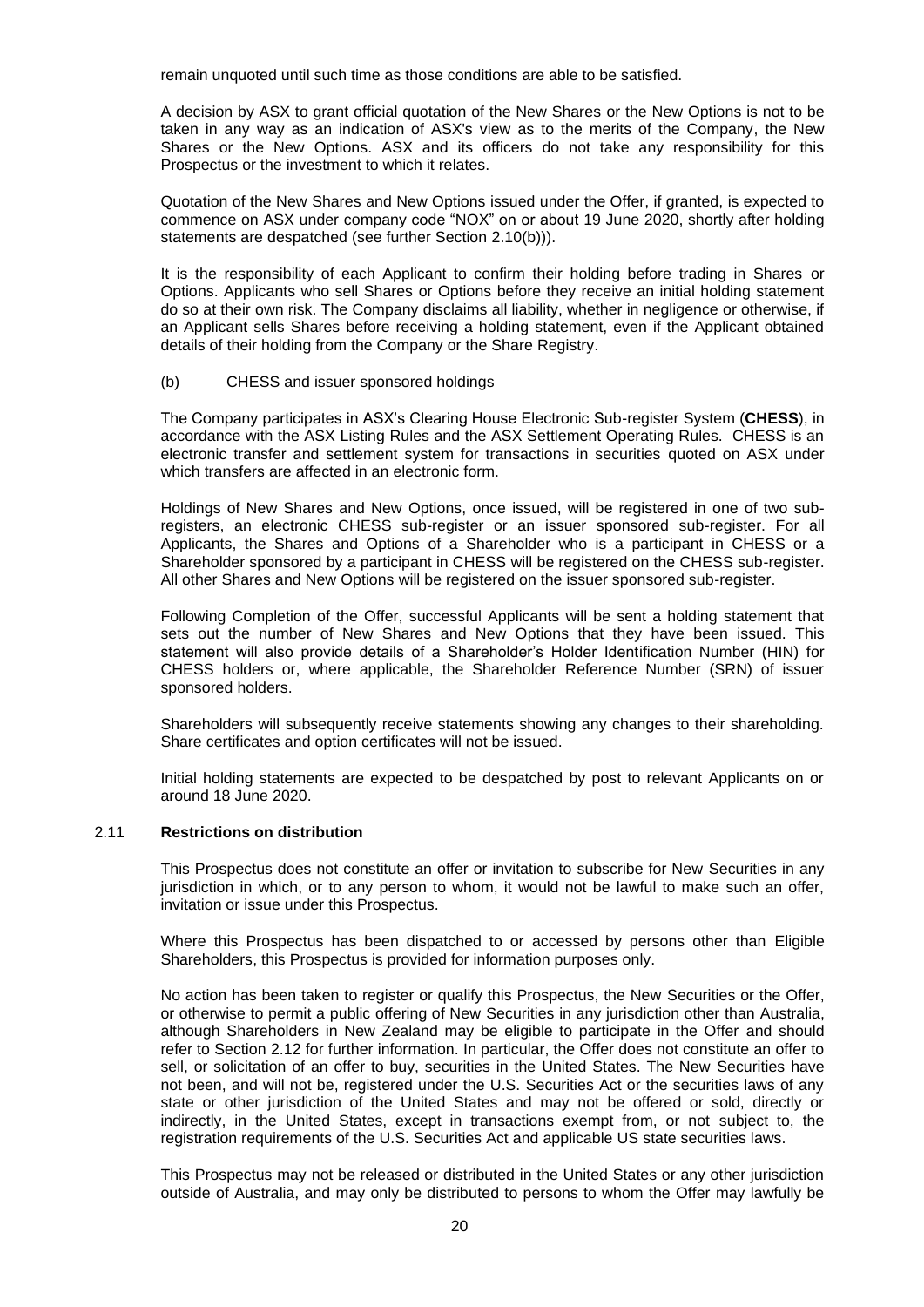remain unquoted until such time as those conditions are able to be satisfied.

A decision by ASX to grant official quotation of the New Shares or the New Options is not to be taken in any way as an indication of ASX's view as to the merits of the Company, the New Shares or the New Options. ASX and its officers do not take any responsibility for this Prospectus or the investment to which it relates.

Quotation of the New Shares and New Options issued under the Offer, if granted, is expected to commence on ASX under company code "NOX" on or about 19 June 2020, shortly after holding statements are despatched (see further Section 2.10(b))).

It is the responsibility of each Applicant to confirm their holding before trading in Shares or Options. Applicants who sell Shares or Options before they receive an initial holding statement do so at their own risk. The Company disclaims all liability, whether in negligence or otherwise, if an Applicant sells Shares before receiving a holding statement, even if the Applicant obtained details of their holding from the Company or the Share Registry.

(b) CHESS and issuer sponsored holdings

The Company participates in ASX's Clearing House Electronic Sub-register System (**CHESS**), in accordance with the ASX Listing Rules and the ASX Settlement Operating Rules. CHESS is an electronic transfer and settlement system for transactions in securities quoted on ASX under which transfers are affected in an electronic form.

Holdings of New Shares and New Options, once issued, will be registered in one of two sub-registers, an electronic CHESS sub-register or an issuer sponsored sub-register. For all Applicants, the Shares and Options of a Shareholder who is a participant in CHESS or a Shareholder sponsored by a participant in CHESS will be registered on the CHESS sub-register. All other Shares and New Options will be registered on the issuer sponsored sub-register.

Following Completion of the Offer, successful Applicants will be sent a holding statement that sets out the number of New Shares and New Options that they have been issued. This statement will also provide details of a Shareholder's Holder Identification Number (HIN) for CHESS holders or, where applicable, the Shareholder Reference Number (SRN) of issuer sponsored holders.

Shareholders will subsequently receive statements showing any changes to their shareholding. Share certificates and option certificates will not be issued.

Initial holding statements are expected to be despatched by post to relevant Applicants on or around 18 June 2020.

### 2.11 Restrictions on distribution

This Prospectus does not constitute an offer or invitation to subscribe for New Securities in any jurisdiction in which, or to any person to whom, it would not be lawful to make such an offer, invitation or issue under this Prospectus.

Where this Prospectus has been dispatched to or accessed by persons other than Eligible Shareholders, this Prospectus is provided for information purposes only.

No action has been taken to register or qualify this Prospectus, the New Securities or the Offer, or otherwise to permit a public offering of New Securities in any jurisdiction other than Australia, although Shareholders in New Zealand may be eligible to participate in the Offer and should refer to Section 2.12 for further information. In particular, the Offer does not constitute an offer to sell, or solicitation of an offer to buy, securities in the United States. The New Securities have not been, and will not be, registered under the U.S. Securities Act or the securities laws of any state or other jurisdiction of the United States and may not be offered or sold, directly or indirectly, in the United States, except in transactions exempt from, or not subject to, the registration requirements of the U.S. Securities Act and applicable US state securities laws.

This Prospectus may not be released or distributed in the United States or any other jurisdiction outside of Australia, and may only be distributed to persons to whom the Offer may lawfully be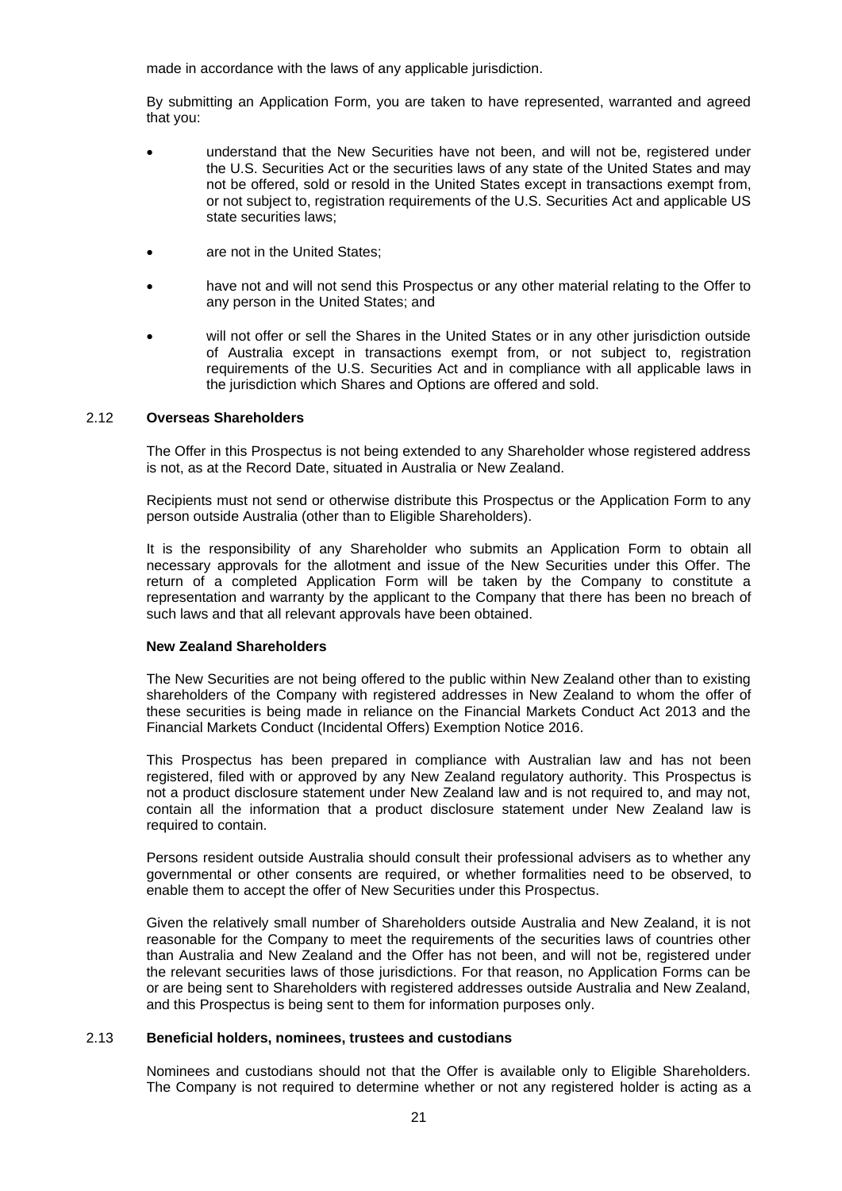made in accordance with the laws of any applicable jurisdiction.

By submitting an Application Form, you are taken to have represented, warranted and agreed that you:

- understand that the New Securities have not been, and will not be, registered under the U.S. Securities Act or the securities laws of any state of the United States and may not be offered, sold or resold in the United States except in transactions exempt from, or not subject to, registration requirements of the U.S. Securities Act and applicable US state securities laws;
- are not in the United States;
- have not and will not send this Prospectus or any other material relating to the Offer to any person in the United States; and
- will not offer or sell the Shares in the United States or in any other jurisdiction outside of Australia except in transactions exempt from, or not subject to, registration requirements of the U.S. Securities Act and in compliance with all applicable laws in the jurisdiction which Shares and Options are offered and sold.

## 2.12 Overseas Shareholders

The Offer in this Prospectus is not being extended to any Shareholder whose registered address is not, as at the Record Date, situated in Australia or New Zealand.

Recipients must not send or otherwise distribute this Prospectus or the Application Form to any person outside Australia (other than to Eligible Shareholders).

It is the responsibility of any Shareholder who submits an Application Form to obtain all necessary approvals for the allotment and issue of the New Securities under this Offer. The return of a completed Application Form will be taken by the Company to constitute a representation and warranty by the applicant to the Company that there has been no breach of such laws and that all relevant approvals have been obtained.

**New Zealand Shareholders**

The New Securities are not being offered to the public within New Zealand other than to existing shareholders of the Company with registered addresses in New Zealand to whom the offer of these securities is being made in reliance on the Financial Markets Conduct Act 2013 and the Financial Markets Conduct (Incidental Offers) Exemption Notice 2016.

This Prospectus has been prepared in compliance with Australian law and has not been registered, filed with or approved by any New Zealand regulatory authority. This Prospectus is not a product disclosure statement under New Zealand law and is not required to, and may not, contain all the information that a product disclosure statement under New Zealand law is required to contain.

Persons resident outside Australia should consult their professional advisers as to whether any governmental or other consents are required, or whether formalities need to be observed, to enable them to accept the offer of New Securities under this Prospectus.

Given the relatively small number of Shareholders outside Australia and New Zealand, it is not reasonable for the Company to meet the requirements of the securities laws of countries other than Australia and New Zealand and the Offer has not been, and will not be, registered under the relevant securities laws of those jurisdictions. For that reason, no Application Forms can be or are being sent to Shareholders with registered addresses outside Australia and New Zealand, and this Prospectus is being sent to them for information purposes only.

## 2.13 Beneficial holders, nominees, trustees and custodians

Nominees and custodians should not that the Offer is available only to Eligible Shareholders. The Company is not required to determine whether or not any registered holder is acting as a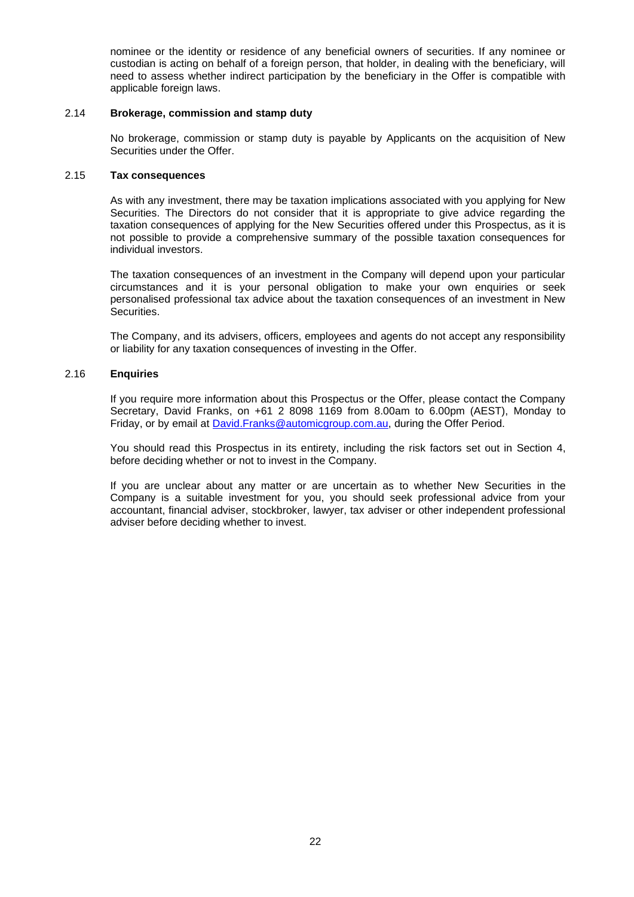nominee or the identity or residence of any beneficial owners of securities. If any nominee or custodian is acting on behalf of a foreign person, that holder, in dealing with the beneficiary, will need to assess whether indirect participation by the beneficiary in the Offer is compatible with applicable foreign laws.

### 2.14 Brokerage, commission and stamp duty

No brokerage, commission or stamp duty is payable by Applicants on the acquisition of New Securities under the Offer.

### 2.15 Tax consequences

As with any investment, there may be taxation implications associated with you applying for New Securities. The Directors do not consider that it is appropriate to give advice regarding the taxation consequences of applying for the New Securities offered under this Prospectus, as it is not possible to provide a comprehensive summary of the possible taxation consequences for individual investors.

The taxation consequences of an investment in the Company will depend upon your particular circumstances and it is your personal obligation to make your own enquiries or seek personalised professional tax advice about the taxation consequences of an investment in New Securities.

The Company, and its advisers, officers, employees and agents do not accept any responsibility or liability for any taxation consequences of investing in the Offer.

### 2.16 Enquiries

If you require more information about this Prospectus or the Offer, please contact the Company Secretary, David Franks, on +61 2 8098 1169 from 8.00am to 6.00pm (AEST), Monday to Friday, or by email at David.Franks@automicgroup.com.au, during the Offer Period.

You should read this Prospectus in its entirety, including the risk factors set out in Section 4, before deciding whether or not to invest in the Company.

If you are unclear about any matter or are uncertain as to whether New Securities in the Company is a suitable investment for you, you should seek professional advice from your accountant, financial adviser, stockbroker, lawyer, tax adviser or other independent professional adviser before deciding whether to invest.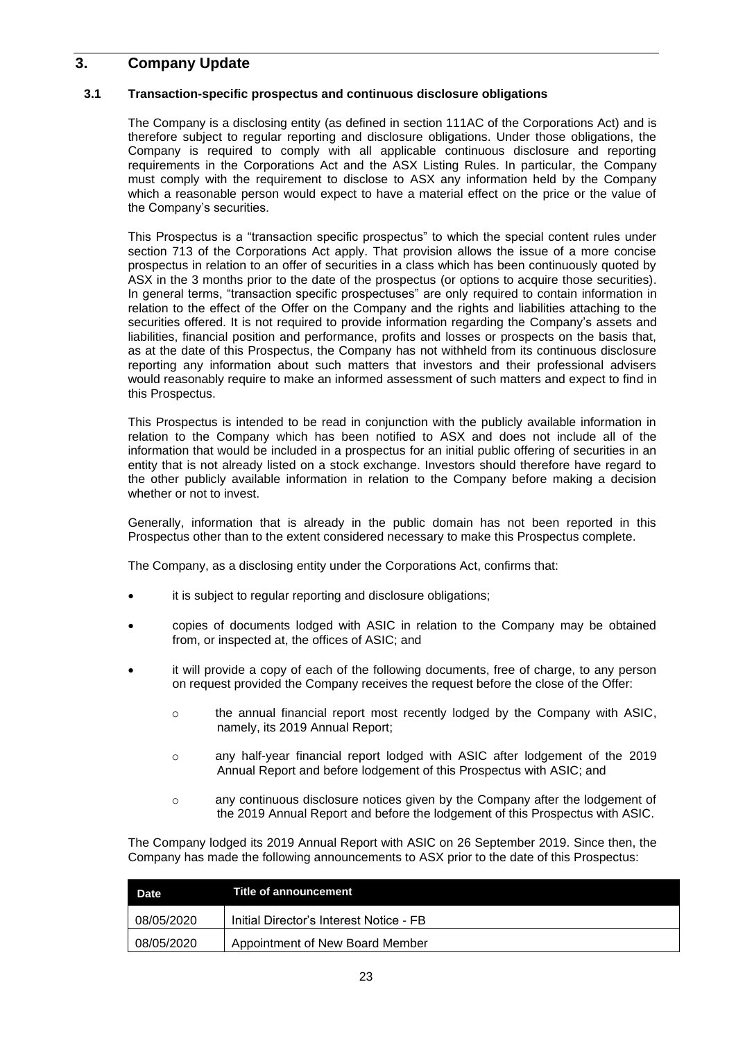# 3. Company Update

### 3.1 Transaction-specific prospectus and continuous disclosure obligations

The Company is a disclosing entity (as defined in section 111AC of the Corporations Act) and is therefore subject to regular reporting and disclosure obligations. Under those obligations, the Company is required to comply with all applicable continuous disclosure and reporting requirements in the Corporations Act and the ASX Listing Rules. In particular, the Company must comply with the requirement to disclose to ASX any information held by the Company which a reasonable person would expect to have a material effect on the price or the value of the Company's securities.

This Prospectus is a "transaction specific prospectus" to which the special content rules under section 713 of the Corporations Act apply. That provision allows the issue of a more concise prospectus in relation to an offer of securities in a class which has been continuously quoted by ASX in the 3 months prior to the date of the prospectus (or options to acquire those securities). In general terms, "transaction specific prospectuses" are only required to contain information in relation to the effect of the Offer on the Company and the rights and liabilities attaching to the securities offered. It is not required to provide information regarding the Company's assets and liabilities, financial position and performance, profits and losses or prospects on the basis that, as at the date of this Prospectus, the Company has not withheld from its continuous disclosure reporting any information about such matters that investors and their professional advisers would reasonably require to make an informed assessment of such matters and expect to find in this Prospectus.

This Prospectus is intended to be read in conjunction with the publicly available information in relation to the Company which has been notified to ASX and does not include all of the information that would be included in a prospectus for an initial public offering of securities in an entity that is not already listed on a stock exchange. Investors should therefore have regard to the other publicly available information in relation to the Company before making a decision whether or not to invest.

Generally, information that is already in the public domain has not been reported in this Prospectus other than to the extent considered necessary to make this Prospectus complete.

The Company, as a disclosing entity under the Corporations Act, confirms that:

- it is subject to regular reporting and disclosure obligations;
- copies of documents lodged with ASIC in relation to the Company may be obtained from, or inspected at, the offices of ASIC; and
- it will provide a copy of each of the following documents, free of charge, to any person on request provided the Company receives the request before the close of the Offer:
  - the annual financial report most recently lodged by the Company with ASIC, namely, its 2019 Annual Report;
  - any half-year financial report lodged with ASIC after lodgement of the 2019 Annual Report and before lodgement of this Prospectus with ASIC; and
  - any continuous disclosure notices given by the Company after the lodgement of the 2019 Annual Report and before the lodgement of this Prospectus with ASIC.

The Company lodged its 2019 Annual Report with ASIC on 26 September 2019. Since then, the Company has made the following announcements to ASX prior to the date of this Prospectus:

| Date | Title of announcement |
|---|---|
| 08/05/2020 | Initial Director's Interest Notice - FB |
| 08/05/2020 | Appointment of New Board Member |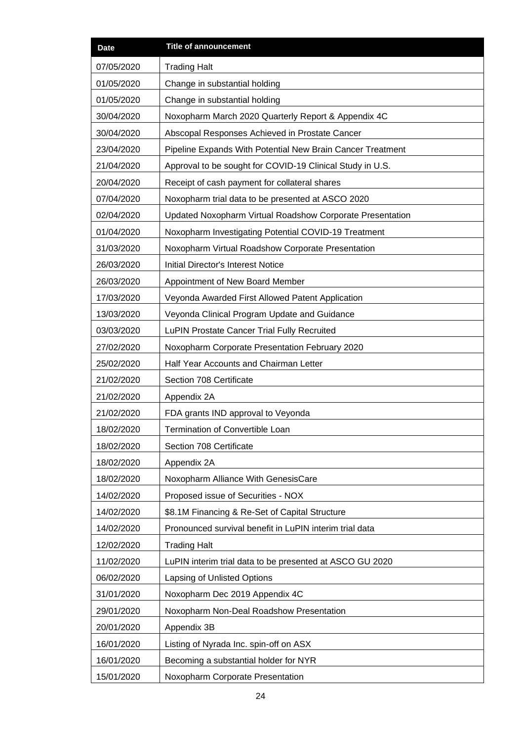| Date | Title of announcement |
|---|---|
| 07/05/2020 | Trading Halt |
| 01/05/2020 | Change in substantial holding |
| 01/05/2020 | Change in substantial holding |
| 30/04/2020 | Noxopharm March 2020 Quarterly Report & Appendix 4C |
| 30/04/2020 | Abscopal Responses Achieved in Prostate Cancer |
| 23/04/2020 | Pipeline Expands With Potential New Brain Cancer Treatment |
| 21/04/2020 | Approval to be sought for COVID-19 Clinical Study in U.S. |
| 20/04/2020 | Receipt of cash payment for collateral shares |
| 07/04/2020 | Noxopharm trial data to be presented at ASCO 2020 |
| 02/04/2020 | Updated Noxopharm Virtual Roadshow Corporate Presentation |
| 01/04/2020 | Noxopharm Investigating Potential COVID-19 Treatment |
| 31/03/2020 | Noxopharm Virtual Roadshow Corporate Presentation |
| 26/03/2020 | Initial Director's Interest Notice |
| 26/03/2020 | Appointment of New Board Member |
| 17/03/2020 | Veyonda Awarded First Allowed Patent Application |
| 13/03/2020 | Veyonda Clinical Program Update and Guidance |
| 03/03/2020 | LuPIN Prostate Cancer Trial Fully Recruited |
| 27/02/2020 | Noxopharm Corporate Presentation February 2020 |
| 25/02/2020 | Half Year Accounts and Chairman Letter |
| 21/02/2020 | Section 708 Certificate |
| 21/02/2020 | Appendix 2A |
| 21/02/2020 | FDA grants IND approval to Veyonda |
| 18/02/2020 | Termination of Convertible Loan |
| 18/02/2020 | Section 708 Certificate |
| 18/02/2020 | Appendix 2A |
| 18/02/2020 | Noxopharm Alliance With GenesisCare |
| 14/02/2020 | Proposed issue of Securities - NOX |
| 14/02/2020 | $8.1M Financing & Re-Set of Capital Structure |
| 14/02/2020 | Pronounced survival benefit in LuPIN interim trial data |
| 12/02/2020 | Trading Halt |
| 11/02/2020 | LuPIN interim trial data to be presented at ASCO GU 2020 |
| 06/02/2020 | Lapsing of Unlisted Options |
| 31/01/2020 | Noxopharm Dec 2019 Appendix 4C |
| 29/01/2020 | Noxopharm Non-Deal Roadshow Presentation |
| 20/01/2020 | Appendix 3B |
| 16/01/2020 | Listing of Nyrada Inc. spin-off on ASX |
| 16/01/2020 | Becoming a substantial holder for NYR |
| 15/01/2020 | Noxopharm Corporate Presentation |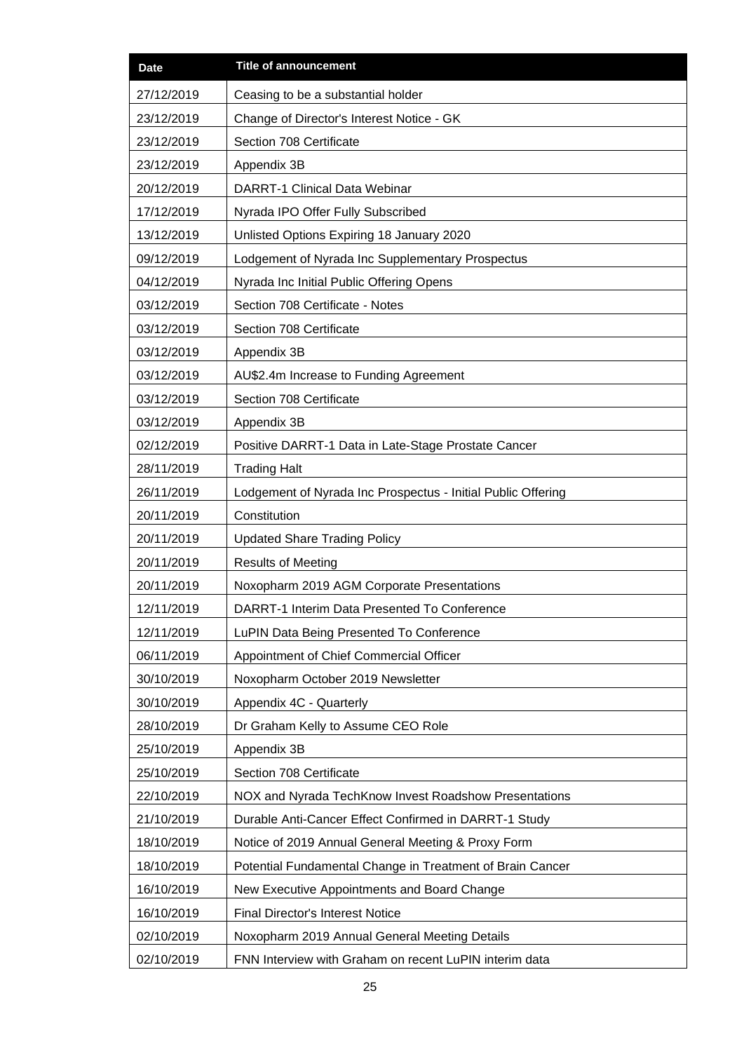| Date | Title of announcement |
|---|---|
| 27/12/2019 | Ceasing to be a substantial holder |
| 23/12/2019 | Change of Director's Interest Notice - GK |
| 23/12/2019 | Section 708 Certificate |
| 23/12/2019 | Appendix 3B |
| 20/12/2019 | DARRT-1 Clinical Data Webinar |
| 17/12/2019 | Nyrada IPO Offer Fully Subscribed |
| 13/12/2019 | Unlisted Options Expiring 18 January 2020 |
| 09/12/2019 | Lodgement of Nyrada Inc Supplementary Prospectus |
| 04/12/2019 | Nyrada Inc Initial Public Offering Opens |
| 03/12/2019 | Section 708 Certificate - Notes |
| 03/12/2019 | Section 708 Certificate |
| 03/12/2019 | Appendix 3B |
| 03/12/2019 | AU$2.4m Increase to Funding Agreement |
| 03/12/2019 | Section 708 Certificate |
| 03/12/2019 | Appendix 3B |
| 02/12/2019 | Positive DARRT-1 Data in Late-Stage Prostate Cancer |
| 28/11/2019 | Trading Halt |
| 26/11/2019 | Lodgement of Nyrada Inc Prospectus - Initial Public Offering |
| 20/11/2019 | Constitution |
| 20/11/2019 | Updated Share Trading Policy |
| 20/11/2019 | Results of Meeting |
| 20/11/2019 | Noxopharm 2019 AGM Corporate Presentations |
| 12/11/2019 | DARRT-1 Interim Data Presented To Conference |
| 12/11/2019 | LuPIN Data Being Presented To Conference |
| 06/11/2019 | Appointment of Chief Commercial Officer |
| 30/10/2019 | Noxopharm October 2019 Newsletter |
| 30/10/2019 | Appendix 4C - Quarterly |
| 28/10/2019 | Dr Graham Kelly to Assume CEO Role |
| 25/10/2019 | Appendix 3B |
| 25/10/2019 | Section 708 Certificate |
| 22/10/2019 | NOX and Nyrada TechKnow Invest Roadshow Presentations |
| 21/10/2019 | Durable Anti-Cancer Effect Confirmed in DARRT-1 Study |
| 18/10/2019 | Notice of 2019 Annual General Meeting & Proxy Form |
| 18/10/2019 | Potential Fundamental Change in Treatment of Brain Cancer |
| 16/10/2019 | New Executive Appointments and Board Change |
| 16/10/2019 | Final Director's Interest Notice |
| 02/10/2019 | Noxopharm 2019 Annual General Meeting Details |
| 02/10/2019 | FNN Interview with Graham on recent LuPIN interim data |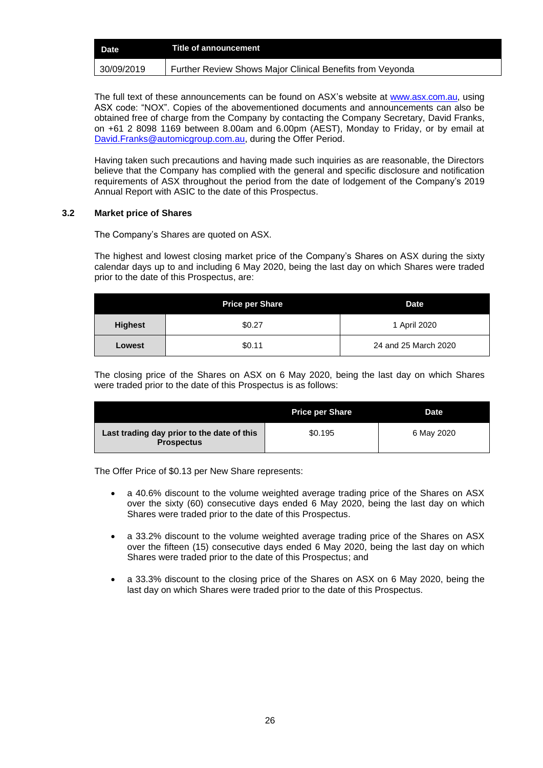| Date | Title of announcement |
| --- | --- |
| 30/09/2019 | Further Review Shows Major Clinical Benefits from Veyonda |

The full text of these announcements can be found on ASX's website at www.asx.com.au, using ASX code: "NOX". Copies of the abovementioned documents and announcements can also be obtained free of charge from the Company by contacting the Company Secretary, David Franks, on +61 2 8098 1169 between 8.00am and 6.00pm (AEST), Monday to Friday, or by email at David.Franks@automicgroup.com.au, during the Offer Period.

Having taken such precautions and having made such inquiries as are reasonable, the Directors believe that the Company has complied with the general and specific disclosure and notification requirements of ASX throughout the period from the date of lodgement of the Company's 2019 Annual Report with ASIC to the date of this Prospectus.

### 3.2 Market price of Shares

The Company's Shares are quoted on ASX.

The highest and lowest closing market price of the Company's Shares on ASX during the sixty calendar days up to and including 6 May 2020, being the last day on which Shares were traded prior to the date of this Prospectus, are:

| | Price per Share | Date |
| --- | --- | --- |
| **Highest** | $0.27 | 1 April 2020 |
| **Lowest** | $0.11 | 24 and 25 March 2020 |

The closing price of the Shares on ASX on 6 May 2020, being the last day on which Shares were traded prior to the date of this Prospectus is as follows:

| | Price per Share | Date |
| --- | --- | --- |
| **Last trading day prior to the date of this Prospectus** | $0.195 | 6 May 2020 |

The Offer Price of $0.13 per New Share represents:

- a 40.6% discount to the volume weighted average trading price of the Shares on ASX over the sixty (60) consecutive days ended 6 May 2020, being the last day on which Shares were traded prior to the date of this Prospectus.
- a 33.2% discount to the volume weighted average trading price of the Shares on ASX over the fifteen (15) consecutive days ended 6 May 2020, being the last day on which Shares were traded prior to the date of this Prospectus; and
- a 33.3% discount to the closing price of the Shares on ASX on 6 May 2020, being the last day on which Shares were traded prior to the date of this Prospectus.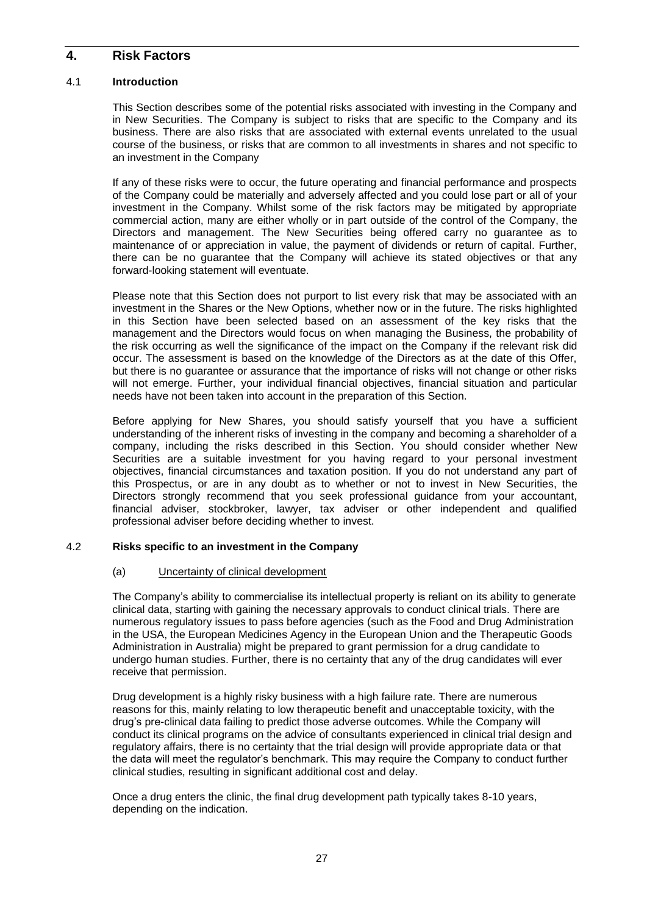# 4. Risk Factors

## 4.1 Introduction

This Section describes some of the potential risks associated with investing in the Company and in New Securities. The Company is subject to risks that are specific to the Company and its business. There are also risks that are associated with external events unrelated to the usual course of the business, or risks that are common to all investments in shares and not specific to an investment in the Company

If any of these risks were to occur, the future operating and financial performance and prospects of the Company could be materially and adversely affected and you could lose part or all of your investment in the Company. Whilst some of the risk factors may be mitigated by appropriate commercial action, many are either wholly or in part outside of the control of the Company, the Directors and management. The New Securities being offered carry no guarantee as to maintenance of or appreciation in value, the payment of dividends or return of capital. Further, there can be no guarantee that the Company will achieve its stated objectives or that any forward-looking statement will eventuate.

Please note that this Section does not purport to list every risk that may be associated with an investment in the Shares or the New Options, whether now or in the future. The risks highlighted in this Section have been selected based on an assessment of the key risks that the management and the Directors would focus on when managing the Business, the probability of the risk occurring as well the significance of the impact on the Company if the relevant risk did occur. The assessment is based on the knowledge of the Directors as at the date of this Offer, but there is no guarantee or assurance that the importance of risks will not change or other risks will not emerge. Further, your individual financial objectives, financial situation and particular needs have not been taken into account in the preparation of this Section.

Before applying for New Shares, you should satisfy yourself that you have a sufficient understanding of the inherent risks of investing in the company and becoming a shareholder of a company, including the risks described in this Section. You should consider whether New Securities are a suitable investment for you having regard to your personal investment objectives, financial circumstances and taxation position. If you do not understand any part of this Prospectus, or are in any doubt as to whether or not to invest in New Securities, the Directors strongly recommend that you seek professional guidance from your accountant, financial adviser, stockbroker, lawyer, tax adviser or other independent and qualified professional adviser before deciding whether to invest.

## 4.2 Risks specific to an investment in the Company

### (a) Uncertainty of clinical development

The Company's ability to commercialise its intellectual property is reliant on its ability to generate clinical data, starting with gaining the necessary approvals to conduct clinical trials. There are numerous regulatory issues to pass before agencies (such as the Food and Drug Administration in the USA, the European Medicines Agency in the European Union and the Therapeutic Goods Administration in Australia) might be prepared to grant permission for a drug candidate to undergo human studies. Further, there is no certainty that any of the drug candidates will ever receive that permission.

Drug development is a highly risky business with a high failure rate. There are numerous reasons for this, mainly relating to low therapeutic benefit and unacceptable toxicity, with the drug's pre-clinical data failing to predict those adverse outcomes. While the Company will conduct its clinical programs on the advice of consultants experienced in clinical trial design and regulatory affairs, there is no certainty that the trial design will provide appropriate data or that the data will meet the regulator's benchmark. This may require the Company to conduct further clinical studies, resulting in significant additional cost and delay.

Once a drug enters the clinic, the final drug development path typically takes 8-10 years, depending on the indication.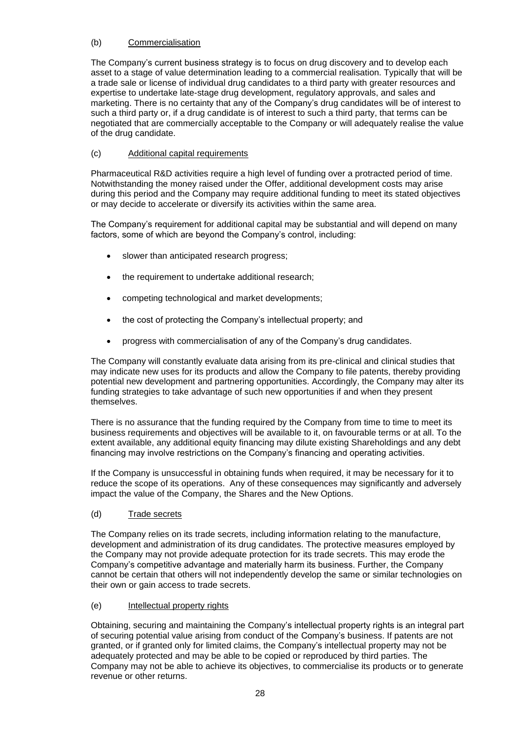(b) Commercialisation

The Company's current business strategy is to focus on drug discovery and to develop each asset to a stage of value determination leading to a commercial realisation. Typically that will be a trade sale or license of individual drug candidates to a third party with greater resources and expertise to undertake late-stage drug development, regulatory approvals, and sales and marketing. There is no certainty that any of the Company's drug candidates will be of interest to such a third party or, if a drug candidate is of interest to such a third party, that terms can be negotiated that are commercially acceptable to the Company or will adequately realise the value of the drug candidate.

(c) Additional capital requirements

Pharmaceutical R&D activities require a high level of funding over a protracted period of time. Notwithstanding the money raised under the Offer, additional development costs may arise during this period and the Company may require additional funding to meet its stated objectives or may decide to accelerate or diversify its activities within the same area.

The Company's requirement for additional capital may be substantial and will depend on many factors, some of which are beyond the Company's control, including:

- slower than anticipated research progress;
- the requirement to undertake additional research;
- competing technological and market developments;
- the cost of protecting the Company's intellectual property; and
- progress with commercialisation of any of the Company's drug candidates.

The Company will constantly evaluate data arising from its pre-clinical and clinical studies that may indicate new uses for its products and allow the Company to file patents, thereby providing potential new development and partnering opportunities. Accordingly, the Company may alter its funding strategies to take advantage of such new opportunities if and when they present themselves.

There is no assurance that the funding required by the Company from time to time to meet its business requirements and objectives will be available to it, on favourable terms or at all. To the extent available, any additional equity financing may dilute existing Shareholdings and any debt financing may involve restrictions on the Company's financing and operating activities.

If the Company is unsuccessful in obtaining funds when required, it may be necessary for it to reduce the scope of its operations. Any of these consequences may significantly and adversely impact the value of the Company, the Shares and the New Options.

(d) Trade secrets

The Company relies on its trade secrets, including information relating to the manufacture, development and administration of its drug candidates. The protective measures employed by the Company may not provide adequate protection for its trade secrets. This may erode the Company's competitive advantage and materially harm its business. Further, the Company cannot be certain that others will not independently develop the same or similar technologies on their own or gain access to trade secrets.

(e) Intellectual property rights

Obtaining, securing and maintaining the Company's intellectual property rights is an integral part of securing potential value arising from conduct of the Company's business. If patents are not granted, or if granted only for limited claims, the Company's intellectual property may not be adequately protected and may be able to be copied or reproduced by third parties. The Company may not be able to achieve its objectives, to commercialise its products or to generate revenue or other returns.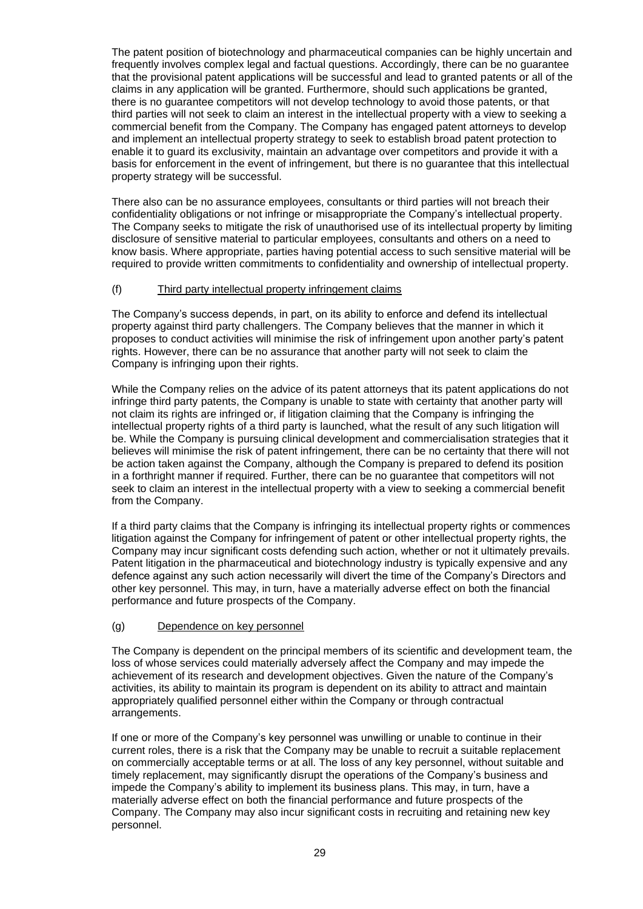The patent position of biotechnology and pharmaceutical companies can be highly uncertain and frequently involves complex legal and factual questions. Accordingly, there can be no guarantee that the provisional patent applications will be successful and lead to granted patents or all of the claims in any application will be granted. Furthermore, should such applications be granted, there is no guarantee competitors will not develop technology to avoid those patents, or that third parties will not seek to claim an interest in the intellectual property with a view to seeking a commercial benefit from the Company. The Company has engaged patent attorneys to develop and implement an intellectual property strategy to seek to establish broad patent protection to enable it to guard its exclusivity, maintain an advantage over competitors and provide it with a basis for enforcement in the event of infringement, but there is no guarantee that this intellectual property strategy will be successful.

There also can be no assurance employees, consultants or third parties will not breach their confidentiality obligations or not infringe or misappropriate the Company's intellectual property. The Company seeks to mitigate the risk of unauthorised use of its intellectual property by limiting disclosure of sensitive material to particular employees, consultants and others on a need to know basis. Where appropriate, parties having potential access to such sensitive material will be required to provide written commitments to confidentiality and ownership of intellectual property.

(f) Third party intellectual property infringement claims

The Company's success depends, in part, on its ability to enforce and defend its intellectual property against third party challengers. The Company believes that the manner in which it proposes to conduct activities will minimise the risk of infringement upon another party's patent rights. However, there can be no assurance that another party will not seek to claim the Company is infringing upon their rights.

While the Company relies on the advice of its patent attorneys that its patent applications do not infringe third party patents, the Company is unable to state with certainty that another party will not claim its rights are infringed or, if litigation claiming that the Company is infringing the intellectual property rights of a third party is launched, what the result of any such litigation will be. While the Company is pursuing clinical development and commercialisation strategies that it believes will minimise the risk of patent infringement, there can be no certainty that there will not be action taken against the Company, although the Company is prepared to defend its position in a forthright manner if required. Further, there can be no guarantee that competitors will not seek to claim an interest in the intellectual property with a view to seeking a commercial benefit from the Company.

If a third party claims that the Company is infringing its intellectual property rights or commences litigation against the Company for infringement of patent or other intellectual property rights, the Company may incur significant costs defending such action, whether or not it ultimately prevails. Patent litigation in the pharmaceutical and biotechnology industry is typically expensive and any defence against any such action necessarily will divert the time of the Company's Directors and other key personnel. This may, in turn, have a materially adverse effect on both the financial performance and future prospects of the Company.

(g) Dependence on key personnel

The Company is dependent on the principal members of its scientific and development team, the loss of whose services could materially adversely affect the Company and may impede the achievement of its research and development objectives. Given the nature of the Company's activities, its ability to maintain its program is dependent on its ability to attract and maintain appropriately qualified personnel either within the Company or through contractual arrangements.

If one or more of the Company's key personnel was unwilling or unable to continue in their current roles, there is a risk that the Company may be unable to recruit a suitable replacement on commercially acceptable terms or at all. The loss of any key personnel, without suitable and timely replacement, may significantly disrupt the operations of the Company's business and impede the Company's ability to implement its business plans. This may, in turn, have a materially adverse effect on both the financial performance and future prospects of the Company. The Company may also incur significant costs in recruiting and retaining new key personnel.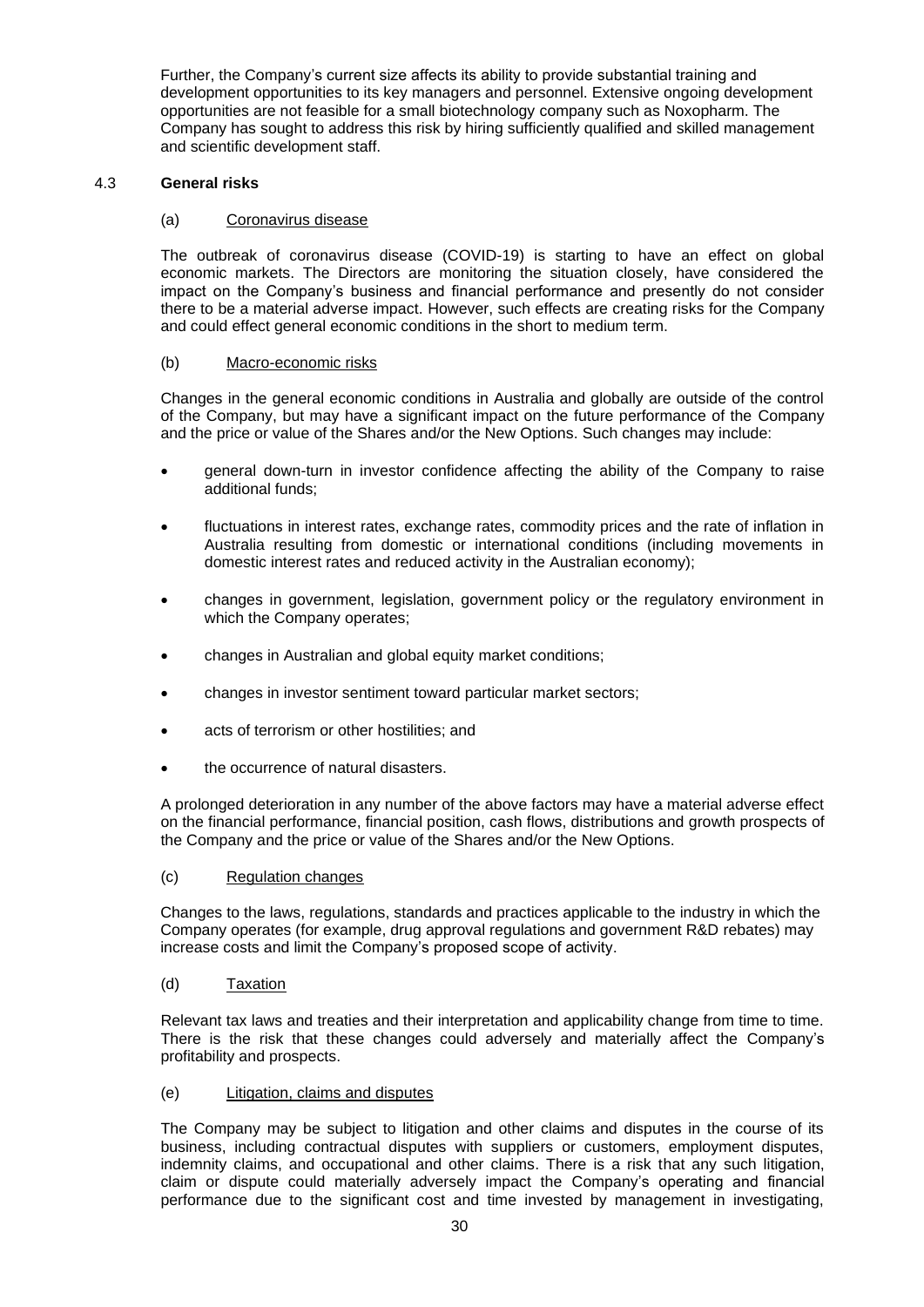Further, the Company's current size affects its ability to provide substantial training and development opportunities to its key managers and personnel. Extensive ongoing development opportunities are not feasible for a small biotechnology company such as Noxopharm. The Company has sought to address this risk by hiring sufficiently qualified and skilled management and scientific development staff.

## 4.3 General risks

### (a) Coronavirus disease

The outbreak of coronavirus disease (COVID-19) is starting to have an effect on global economic markets. The Directors are monitoring the situation closely, have considered the impact on the Company's business and financial performance and presently do not consider there to be a material adverse impact. However, such effects are creating risks for the Company and could effect general economic conditions in the short to medium term.

### (b) Macro-economic risks

Changes in the general economic conditions in Australia and globally are outside of the control of the Company, but may have a significant impact on the future performance of the Company and the price or value of the Shares and/or the New Options. Such changes may include:

- general down-turn in investor confidence affecting the ability of the Company to raise additional funds;
- fluctuations in interest rates, exchange rates, commodity prices and the rate of inflation in Australia resulting from domestic or international conditions (including movements in domestic interest rates and reduced activity in the Australian economy);
- changes in government, legislation, government policy or the regulatory environment in which the Company operates;
- changes in Australian and global equity market conditions;
- changes in investor sentiment toward particular market sectors;
- acts of terrorism or other hostilities; and
- the occurrence of natural disasters.

A prolonged deterioration in any number of the above factors may have a material adverse effect on the financial performance, financial position, cash flows, distributions and growth prospects of the Company and the price or value of the Shares and/or the New Options.

### (c) Regulation changes

Changes to the laws, regulations, standards and practices applicable to the industry in which the Company operates (for example, drug approval regulations and government R&D rebates) may increase costs and limit the Company's proposed scope of activity.

### (d) Taxation

Relevant tax laws and treaties and their interpretation and applicability change from time to time. There is the risk that these changes could adversely and materially affect the Company's profitability and prospects.

### (e) Litigation, claims and disputes

The Company may be subject to litigation and other claims and disputes in the course of its business, including contractual disputes with suppliers or customers, employment disputes, indemnity claims, and occupational and other claims. There is a risk that any such litigation, claim or dispute could materially adversely impact the Company's operating and financial performance due to the significant cost and time invested by management in investigating,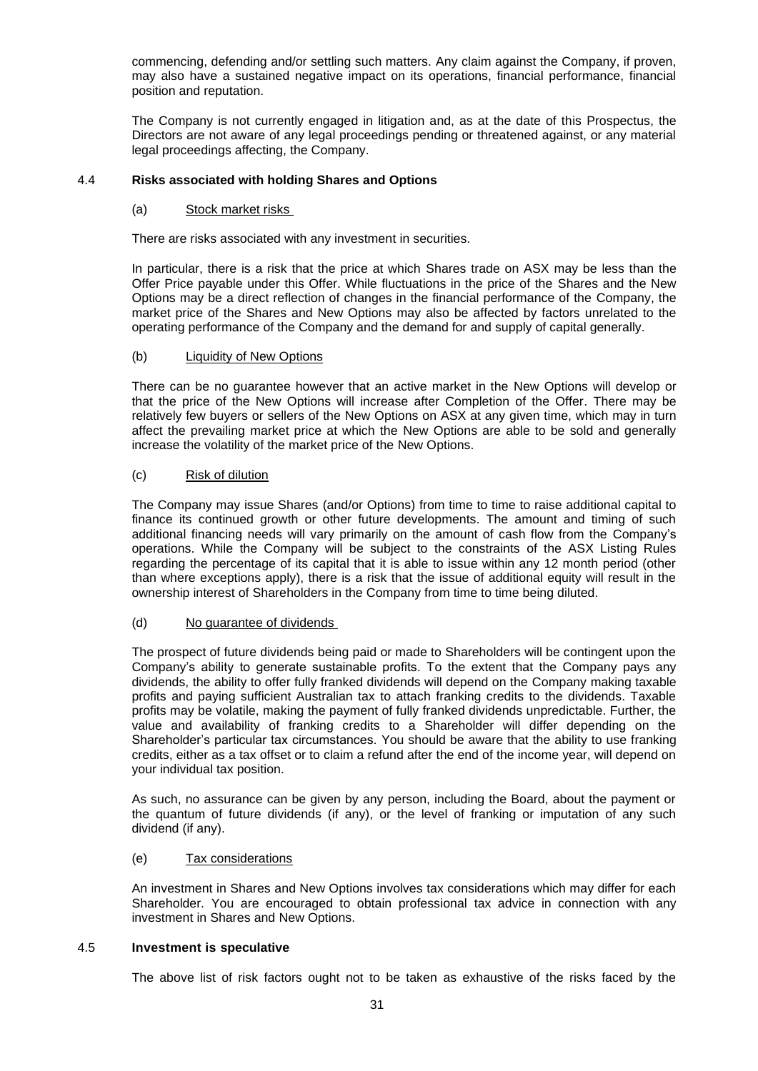commencing, defending and/or settling such matters. Any claim against the Company, if proven, may also have a sustained negative impact on its operations, financial performance, financial position and reputation.

The Company is not currently engaged in litigation and, as at the date of this Prospectus, the Directors are not aware of any legal proceedings pending or threatened against, or any material legal proceedings affecting, the Company.

### 4.4 Risks associated with holding Shares and Options

(a) Stock market risks

There are risks associated with any investment in securities.

In particular, there is a risk that the price at which Shares trade on ASX may be less than the Offer Price payable under this Offer. While fluctuations in the price of the Shares and the New Options may be a direct reflection of changes in the financial performance of the Company, the market price of the Shares and New Options may also be affected by factors unrelated to the operating performance of the Company and the demand for and supply of capital generally.

(b) Liquidity of New Options

There can be no guarantee however that an active market in the New Options will develop or that the price of the New Options will increase after Completion of the Offer. There may be relatively few buyers or sellers of the New Options on ASX at any given time, which may in turn affect the prevailing market price at which the New Options are able to be sold and generally increase the volatility of the market price of the New Options.

(c) Risk of dilution

The Company may issue Shares (and/or Options) from time to time to raise additional capital to finance its continued growth or other future developments. The amount and timing of such additional financing needs will vary primarily on the amount of cash flow from the Company's operations. While the Company will be subject to the constraints of the ASX Listing Rules regarding the percentage of its capital that it is able to issue within any 12 month period (other than where exceptions apply), there is a risk that the issue of additional equity will result in the ownership interest of Shareholders in the Company from time to time being diluted.

(d) No guarantee of dividends

The prospect of future dividends being paid or made to Shareholders will be contingent upon the Company's ability to generate sustainable profits. To the extent that the Company pays any dividends, the ability to offer fully franked dividends will depend on the Company making taxable profits and paying sufficient Australian tax to attach franking credits to the dividends. Taxable profits may be volatile, making the payment of fully franked dividends unpredictable. Further, the value and availability of franking credits to a Shareholder will differ depending on the Shareholder's particular tax circumstances. You should be aware that the ability to use franking credits, either as a tax offset or to claim a refund after the end of the income year, will depend on your individual tax position.

As such, no assurance can be given by any person, including the Board, about the payment or the quantum of future dividends (if any), or the level of franking or imputation of any such dividend (if any).

(e) Tax considerations

An investment in Shares and New Options involves tax considerations which may differ for each Shareholder. You are encouraged to obtain professional tax advice in connection with any investment in Shares and New Options.

### 4.5 Investment is speculative

The above list of risk factors ought not to be taken as exhaustive of the risks faced by the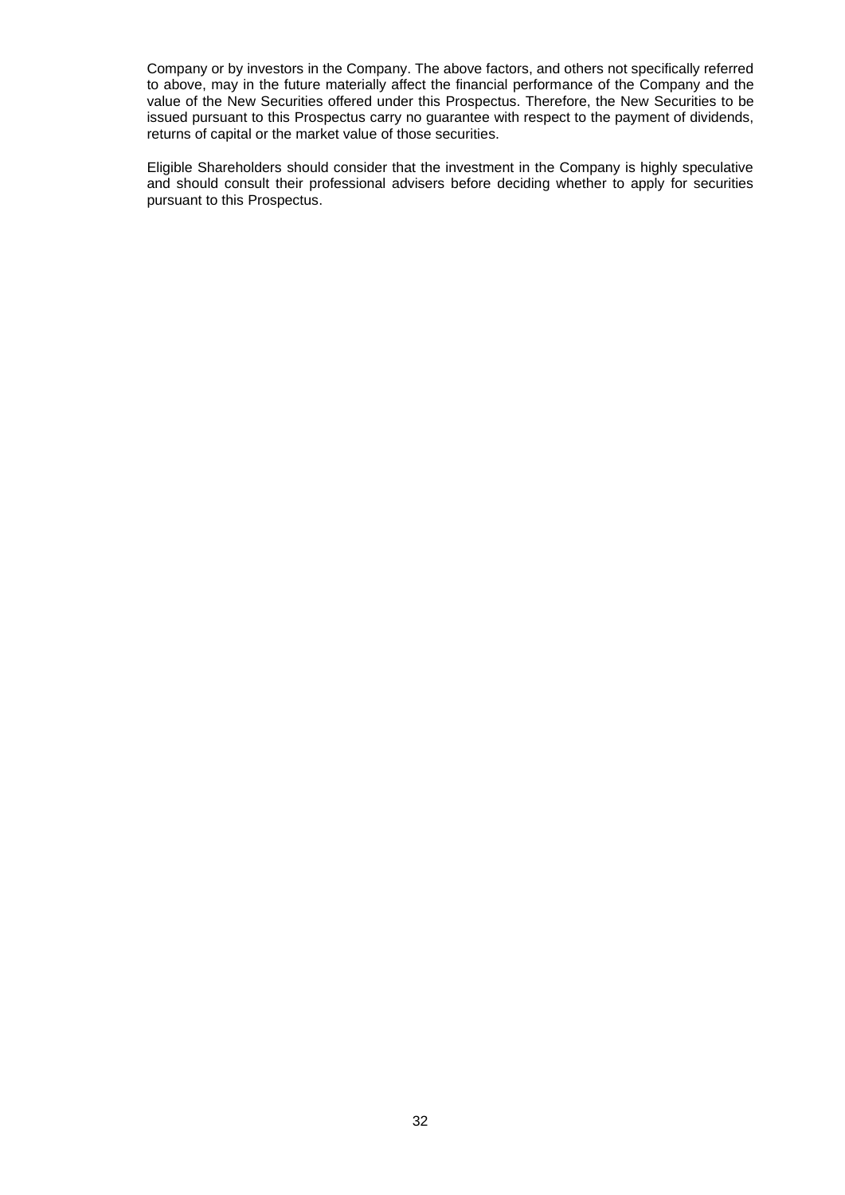Company or by investors in the Company. The above factors, and others not specifically referred to above, may in the future materially affect the financial performance of the Company and the value of the New Securities offered under this Prospectus. Therefore, the New Securities to be issued pursuant to this Prospectus carry no guarantee with respect to the payment of dividends, returns of capital or the market value of those securities.

Eligible Shareholders should consider that the investment in the Company is highly speculative and should consult their professional advisers before deciding whether to apply for securities pursuant to this Prospectus.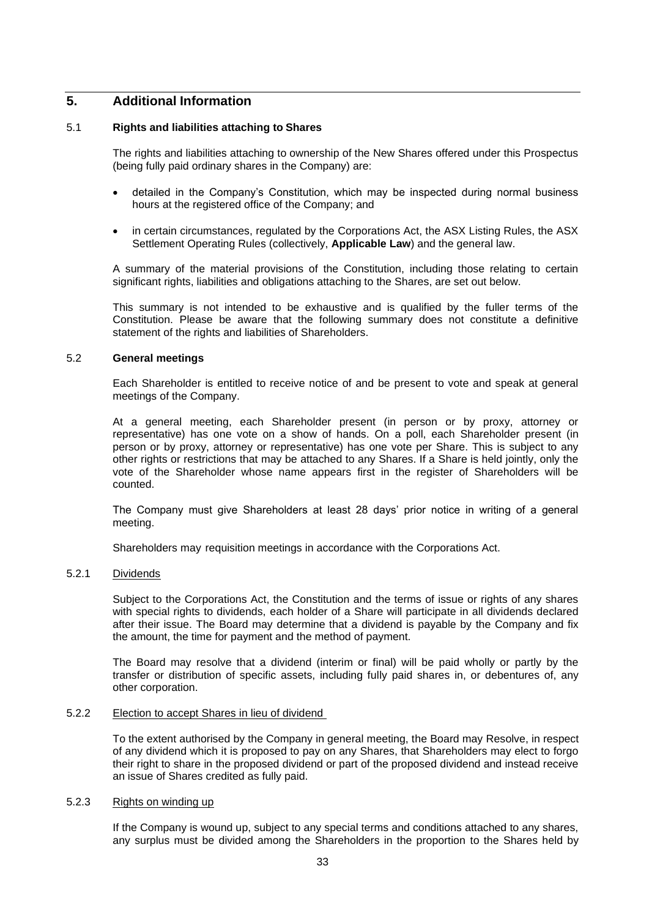## 5. Additional Information

### 5.1 Rights and liabilities attaching to Shares

The rights and liabilities attaching to ownership of the New Shares offered under this Prospectus (being fully paid ordinary shares in the Company) are:

- detailed in the Company's Constitution, which may be inspected during normal business hours at the registered office of the Company; and
- in certain circumstances, regulated by the Corporations Act, the ASX Listing Rules, the ASX Settlement Operating Rules (collectively, **Applicable Law**) and the general law.

A summary of the material provisions of the Constitution, including those relating to certain significant rights, liabilities and obligations attaching to the Shares, are set out below.

This summary is not intended to be exhaustive and is qualified by the fuller terms of the Constitution. Please be aware that the following summary does not constitute a definitive statement of the rights and liabilities of Shareholders.

### 5.2 General meetings

Each Shareholder is entitled to receive notice of and be present to vote and speak at general meetings of the Company.

At a general meeting, each Shareholder present (in person or by proxy, attorney or representative) has one vote on a show of hands. On a poll, each Shareholder present (in person or by proxy, attorney or representative) has one vote per Share. This is subject to any other rights or restrictions that may be attached to any Shares. If a Share is held jointly, only the vote of the Shareholder whose name appears first in the register of Shareholders will be counted.

The Company must give Shareholders at least 28 days' prior notice in writing of a general meeting.

Shareholders may requisition meetings in accordance with the Corporations Act.

#### 5.2.1 Dividends

Subject to the Corporations Act, the Constitution and the terms of issue or rights of any shares with special rights to dividends, each holder of a Share will participate in all dividends declared after their issue. The Board may determine that a dividend is payable by the Company and fix the amount, the time for payment and the method of payment.

The Board may resolve that a dividend (interim or final) will be paid wholly or partly by the transfer or distribution of specific assets, including fully paid shares in, or debentures of, any other corporation.

#### 5.2.2 Election to accept Shares in lieu of dividend

To the extent authorised by the Company in general meeting, the Board may Resolve, in respect of any dividend which it is proposed to pay on any Shares, that Shareholders may elect to forgo their right to share in the proposed dividend or part of the proposed dividend and instead receive an issue of Shares credited as fully paid.

#### 5.2.3 Rights on winding up

If the Company is wound up, subject to any special terms and conditions attached to any shares, any surplus must be divided among the Shareholders in the proportion to the Shares held by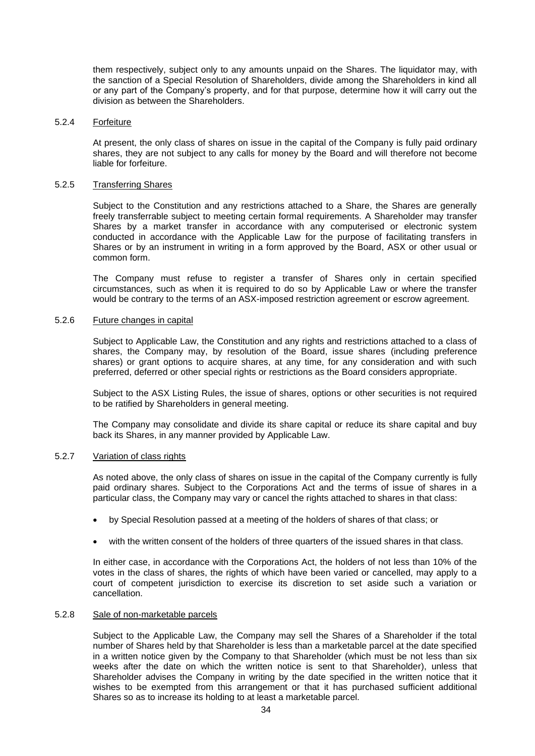them respectively, subject only to any amounts unpaid on the Shares. The liquidator may, with the sanction of a Special Resolution of Shareholders, divide among the Shareholders in kind all or any part of the Company's property, and for that purpose, determine how it will carry out the division as between the Shareholders.

#### 5.2.4 Forfeiture

At present, the only class of shares on issue in the capital of the Company is fully paid ordinary shares, they are not subject to any calls for money by the Board and will therefore not become liable for forfeiture.

#### 5.2.5 Transferring Shares

Subject to the Constitution and any restrictions attached to a Share, the Shares are generally freely transferrable subject to meeting certain formal requirements. A Shareholder may transfer Shares by a market transfer in accordance with any computerised or electronic system conducted in accordance with the Applicable Law for the purpose of facilitating transfers in Shares or by an instrument in writing in a form approved by the Board, ASX or other usual or common form.

The Company must refuse to register a transfer of Shares only in certain specified circumstances, such as when it is required to do so by Applicable Law or where the transfer would be contrary to the terms of an ASX-imposed restriction agreement or escrow agreement.

#### 5.2.6 Future changes in capital

Subject to Applicable Law, the Constitution and any rights and restrictions attached to a class of shares, the Company may, by resolution of the Board, issue shares (including preference shares) or grant options to acquire shares, at any time, for any consideration and with such preferred, deferred or other special rights or restrictions as the Board considers appropriate.

Subject to the ASX Listing Rules, the issue of shares, options or other securities is not required to be ratified by Shareholders in general meeting.

The Company may consolidate and divide its share capital or reduce its share capital and buy back its Shares, in any manner provided by Applicable Law.

#### 5.2.7 Variation of class rights

As noted above, the only class of shares on issue in the capital of the Company currently is fully paid ordinary shares. Subject to the Corporations Act and the terms of issue of shares in a particular class, the Company may vary or cancel the rights attached to shares in that class:

- by Special Resolution passed at a meeting of the holders of shares of that class; or
- with the written consent of the holders of three quarters of the issued shares in that class.

In either case, in accordance with the Corporations Act, the holders of not less than 10% of the votes in the class of shares, the rights of which have been varied or cancelled, may apply to a court of competent jurisdiction to exercise its discretion to set aside such a variation or cancellation.

#### 5.2.8 Sale of non-marketable parcels

Subject to the Applicable Law, the Company may sell the Shares of a Shareholder if the total number of Shares held by that Shareholder is less than a marketable parcel at the date specified in a written notice given by the Company to that Shareholder (which must be not less than six weeks after the date on which the written notice is sent to that Shareholder), unless that Shareholder advises the Company in writing by the date specified in the written notice that it wishes to be exempted from this arrangement or that it has purchased sufficient additional Shares so as to increase its holding to at least a marketable parcel.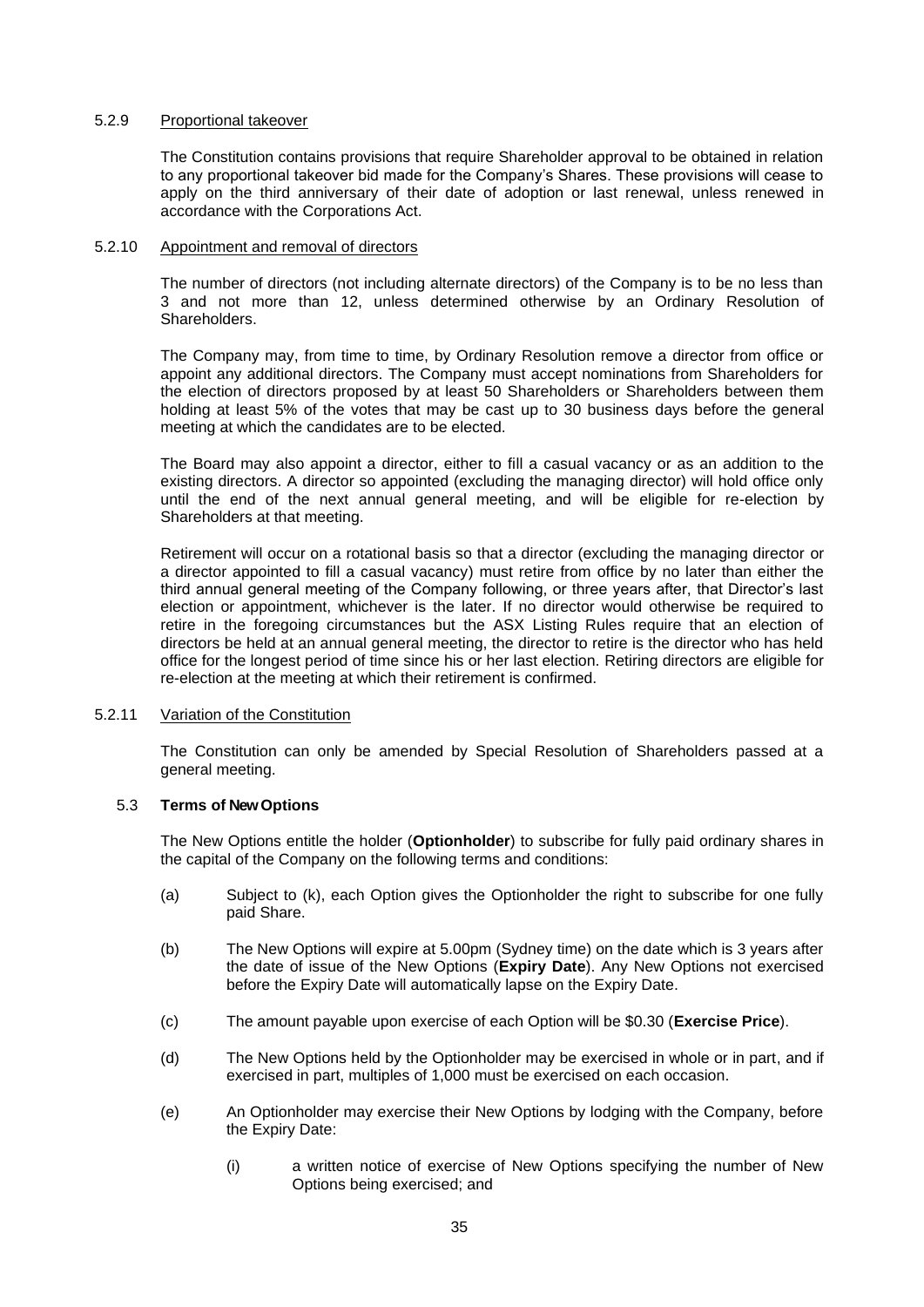#### 5.2.9 Proportional takeover

The Constitution contains provisions that require Shareholder approval to be obtained in relation to any proportional takeover bid made for the Company's Shares. These provisions will cease to apply on the third anniversary of their date of adoption or last renewal, unless renewed in accordance with the Corporations Act.

#### 5.2.10 Appointment and removal of directors

The number of directors (not including alternate directors) of the Company is to be no less than 3 and not more than 12, unless determined otherwise by an Ordinary Resolution of Shareholders.

The Company may, from time to time, by Ordinary Resolution remove a director from office or appoint any additional directors. The Company must accept nominations from Shareholders for the election of directors proposed by at least 50 Shareholders or Shareholders between them holding at least 5% of the votes that may be cast up to 30 business days before the general meeting at which the candidates are to be elected.

The Board may also appoint a director, either to fill a casual vacancy or as an addition to the existing directors. A director so appointed (excluding the managing director) will hold office only until the end of the next annual general meeting, and will be eligible for re-election by Shareholders at that meeting.

Retirement will occur on a rotational basis so that a director (excluding the managing director or a director appointed to fill a casual vacancy) must retire from office by no later than either the third annual general meeting of the Company following, or three years after, that Director's last election or appointment, whichever is the later. If no director would otherwise be required to retire in the foregoing circumstances but the ASX Listing Rules require that an election of directors be held at an annual general meeting, the director to retire is the director who has held office for the longest period of time since his or her last election. Retiring directors are eligible for re-election at the meeting at which their retirement is confirmed.

#### 5.2.11 Variation of the Constitution

The Constitution can only be amended by Special Resolution of Shareholders passed at a general meeting.

### 5.3 Terms of New Options

The New Options entitle the holder (**Optionholder**) to subscribe for fully paid ordinary shares in the capital of the Company on the following terms and conditions:

(a) Subject to (k), each Option gives the Optionholder the right to subscribe for one fully paid Share.

(b) The New Options will expire at 5.00pm (Sydney time) on the date which is 3 years after the date of issue of the New Options (**Expiry Date**). Any New Options not exercised before the Expiry Date will automatically lapse on the Expiry Date.

(c) The amount payable upon exercise of each Option will be $0.30 (**Exercise Price**).

(d) The New Options held by the Optionholder may be exercised in whole or in part, and if exercised in part, multiples of 1,000 must be exercised on each occasion.

(e) An Optionholder may exercise their New Options by lodging with the Company, before the Expiry Date:

   (i) a written notice of exercise of New Options specifying the number of New Options being exercised; and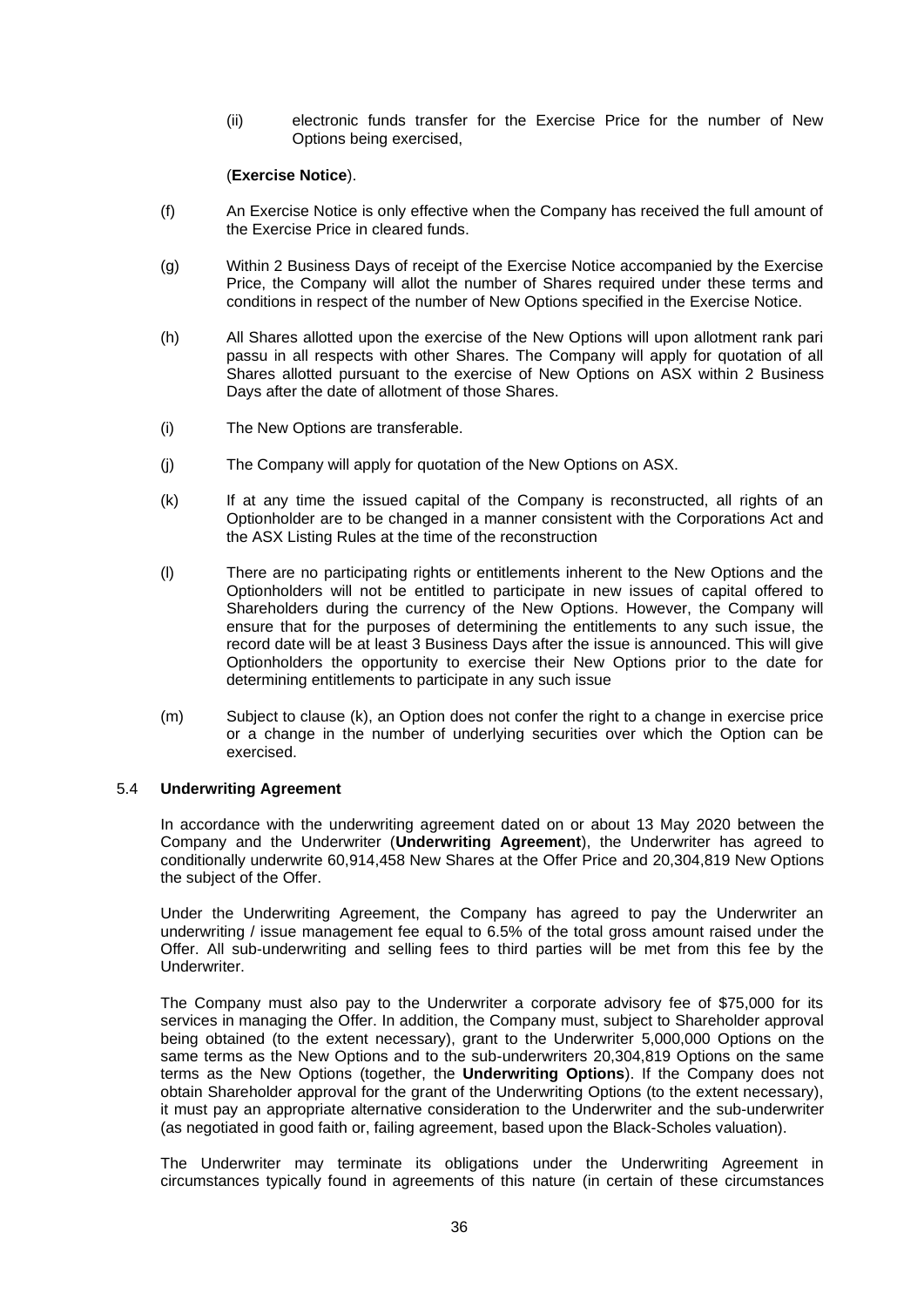(ii) electronic funds transfer for the Exercise Price for the number of New Options being exercised,

(**Exercise Notice**).

(f) An Exercise Notice is only effective when the Company has received the full amount of the Exercise Price in cleared funds.

(g) Within 2 Business Days of receipt of the Exercise Notice accompanied by the Exercise Price, the Company will allot the number of Shares required under these terms and conditions in respect of the number of New Options specified in the Exercise Notice.

(h) All Shares allotted upon the exercise of the New Options will upon allotment rank pari passu in all respects with other Shares. The Company will apply for quotation of all Shares allotted pursuant to the exercise of New Options on ASX within 2 Business Days after the date of allotment of those Shares.

(i) The New Options are transferable.

(j) The Company will apply for quotation of the New Options on ASX.

(k) If at any time the issued capital of the Company is reconstructed, all rights of an Optionholder are to be changed in a manner consistent with the Corporations Act and the ASX Listing Rules at the time of the reconstruction

(l) There are no participating rights or entitlements inherent to the New Options and the Optionholders will not be entitled to participate in new issues of capital offered to Shareholders during the currency of the New Options. However, the Company will ensure that for the purposes of determining the entitlements to any such issue, the record date will be at least 3 Business Days after the issue is announced. This will give Optionholders the opportunity to exercise their New Options prior to the date for determining entitlements to participate in any such issue

(m) Subject to clause (k), an Option does not confer the right to a change in exercise price or a change in the number of underlying securities over which the Option can be exercised.

### 5.4 Underwriting Agreement

In accordance with the underwriting agreement dated on or about 13 May 2020 between the Company and the Underwriter (**Underwriting Agreement**), the Underwriter has agreed to conditionally underwrite 60,914,458 New Shares at the Offer Price and 20,304,819 New Options the subject of the Offer.

Under the Underwriting Agreement, the Company has agreed to pay the Underwriter an underwriting / issue management fee equal to 6.5% of the total gross amount raised under the Offer. All sub-underwriting and selling fees to third parties will be met from this fee by the Underwriter.

The Company must also pay to the Underwriter a corporate advisory fee of $75,000 for its services in managing the Offer. In addition, the Company must, subject to Shareholder approval being obtained (to the extent necessary), grant to the Underwriter 5,000,000 Options on the same terms as the New Options and to the sub-underwriters 20,304,819 Options on the same terms as the New Options (together, the **Underwriting Options**). If the Company does not obtain Shareholder approval for the grant of the Underwriting Options (to the extent necessary), it must pay an appropriate alternative consideration to the Underwriter and the sub-underwriter (as negotiated in good faith or, failing agreement, based upon the Black-Scholes valuation).

The Underwriter may terminate its obligations under the Underwriting Agreement in circumstances typically found in agreements of this nature (in certain of these circumstances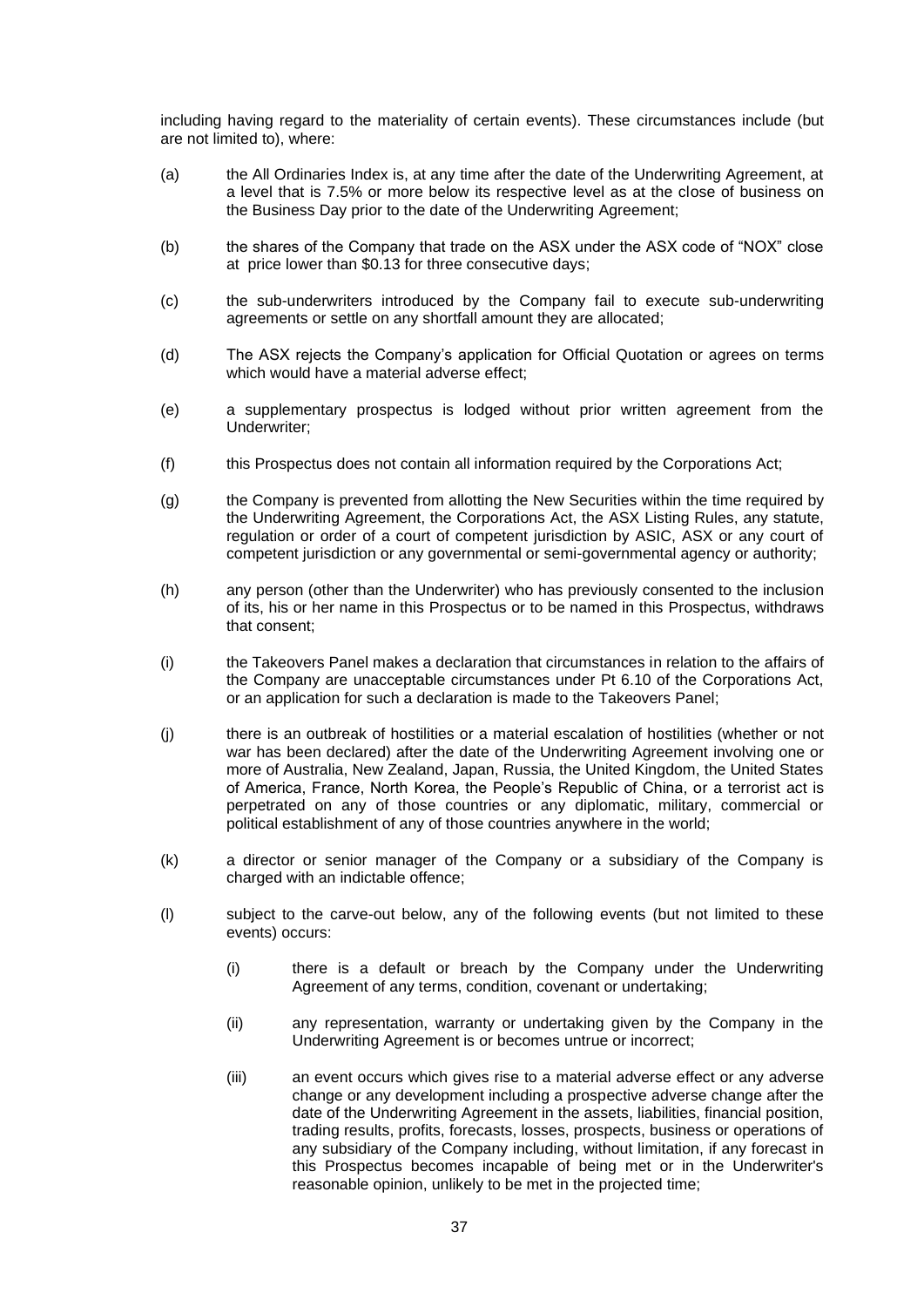including having regard to the materiality of certain events). These circumstances include (but are not limited to), where:

(a) the All Ordinaries Index is, at any time after the date of the Underwriting Agreement, at a level that is 7.5% or more below its respective level as at the close of business on the Business Day prior to the date of the Underwriting Agreement;

(b) the shares of the Company that trade on the ASX under the ASX code of "NOX" close at price lower than $0.13 for three consecutive days;

(c) the sub-underwriters introduced by the Company fail to execute sub-underwriting agreements or settle on any shortfall amount they are allocated;

(d) The ASX rejects the Company's application for Official Quotation or agrees on terms which would have a material adverse effect;

(e) a supplementary prospectus is lodged without prior written agreement from the Underwriter;

(f) this Prospectus does not contain all information required by the Corporations Act;

(g) the Company is prevented from allotting the New Securities within the time required by the Underwriting Agreement, the Corporations Act, the ASX Listing Rules, any statute, regulation or order of a court of competent jurisdiction by ASIC, ASX or any court of competent jurisdiction or any governmental or semi-governmental agency or authority;

(h) any person (other than the Underwriter) who has previously consented to the inclusion of its, his or her name in this Prospectus or to be named in this Prospectus, withdraws that consent;

(i) the Takeovers Panel makes a declaration that circumstances in relation to the affairs of the Company are unacceptable circumstances under Pt 6.10 of the Corporations Act, or an application for such a declaration is made to the Takeovers Panel;

(j) there is an outbreak of hostilities or a material escalation of hostilities (whether or not war has been declared) after the date of the Underwriting Agreement involving one or more of Australia, New Zealand, Japan, Russia, the United Kingdom, the United States of America, France, North Korea, the People's Republic of China, or a terrorist act is perpetrated on any of those countries or any diplomatic, military, commercial or political establishment of any of those countries anywhere in the world;

(k) a director or senior manager of the Company or a subsidiary of the Company is charged with an indictable offence;

(l) subject to the carve-out below, any of the following events (but not limited to these events) occurs:

   (i) there is a default or breach by the Company under the Underwriting Agreement of any terms, condition, covenant or undertaking;

   (ii) any representation, warranty or undertaking given by the Company in the Underwriting Agreement is or becomes untrue or incorrect;

   (iii) an event occurs which gives rise to a material adverse effect or any adverse change or any development including a prospective adverse change after the date of the Underwriting Agreement in the assets, liabilities, financial position, trading results, profits, forecasts, losses, prospects, business or operations of any subsidiary of the Company including, without limitation, if any forecast in this Prospectus becomes incapable of being met or in the Underwriter's reasonable opinion, unlikely to be met in the projected time;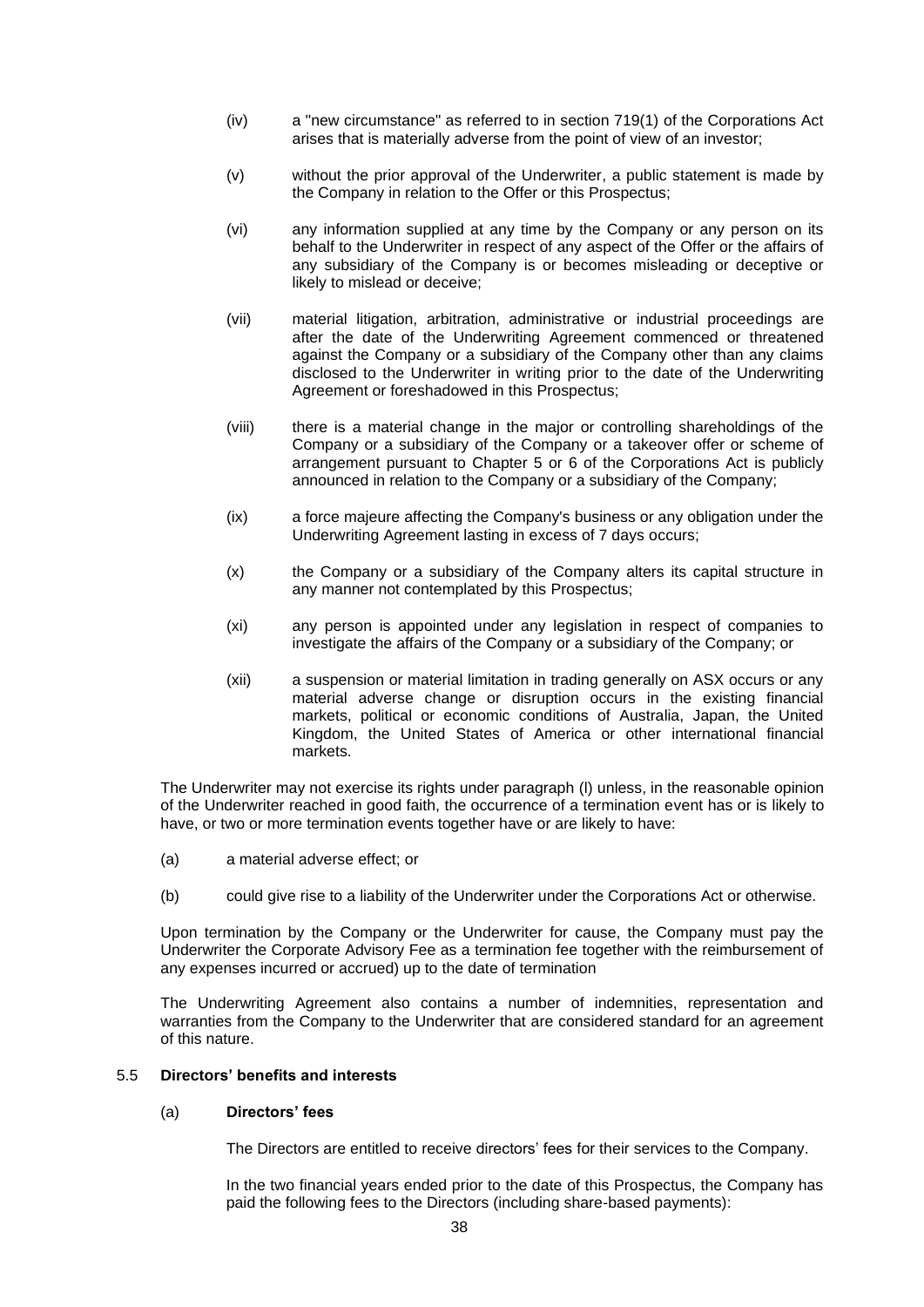(iv) a "new circumstance" as referred to in section 719(1) of the Corporations Act arises that is materially adverse from the point of view of an investor;

(v) without the prior approval of the Underwriter, a public statement is made by the Company in relation to the Offer or this Prospectus;

(vi) any information supplied at any time by the Company or any person on its behalf to the Underwriter in respect of any aspect of the Offer or the affairs of any subsidiary of the Company is or becomes misleading or deceptive or likely to mislead or deceive;

(vii) material litigation, arbitration, administrative or industrial proceedings are after the date of the Underwriting Agreement commenced or threatened against the Company or a subsidiary of the Company other than any claims disclosed to the Underwriter in writing prior to the date of the Underwriting Agreement or foreshadowed in this Prospectus;

(viii) there is a material change in the major or controlling shareholdings of the Company or a subsidiary of the Company or a takeover offer or scheme of arrangement pursuant to Chapter 5 or 6 of the Corporations Act is publicly announced in relation to the Company or a subsidiary of the Company;

(ix) a force majeure affecting the Company's business or any obligation under the Underwriting Agreement lasting in excess of 7 days occurs;

(x) the Company or a subsidiary of the Company alters its capital structure in any manner not contemplated by this Prospectus;

(xi) any person is appointed under any legislation in respect of companies to investigate the affairs of the Company or a subsidiary of the Company; or

(xii) a suspension or material limitation in trading generally on ASX occurs or any material adverse change or disruption occurs in the existing financial markets, political or economic conditions of Australia, Japan, the United Kingdom, the United States of America or other international financial markets.

The Underwriter may not exercise its rights under paragraph (l) unless, in the reasonable opinion of the Underwriter reached in good faith, the occurrence of a termination event has or is likely to have, or two or more termination events together have or are likely to have:

(a) a material adverse effect; or

(b) could give rise to a liability of the Underwriter under the Corporations Act or otherwise.

Upon termination by the Company or the Underwriter for cause, the Company must pay the Underwriter the Corporate Advisory Fee as a termination fee together with the reimbursement of any expenses incurred or accrued) up to the date of termination

The Underwriting Agreement also contains a number of indemnities, representation and warranties from the Company to the Underwriter that are considered standard for an agreement of this nature.

### 5.5 Directors' benefits and interests

#### (a) Directors' fees

The Directors are entitled to receive directors' fees for their services to the Company.

In the two financial years ended prior to the date of this Prospectus, the Company has paid the following fees to the Directors (including share-based payments):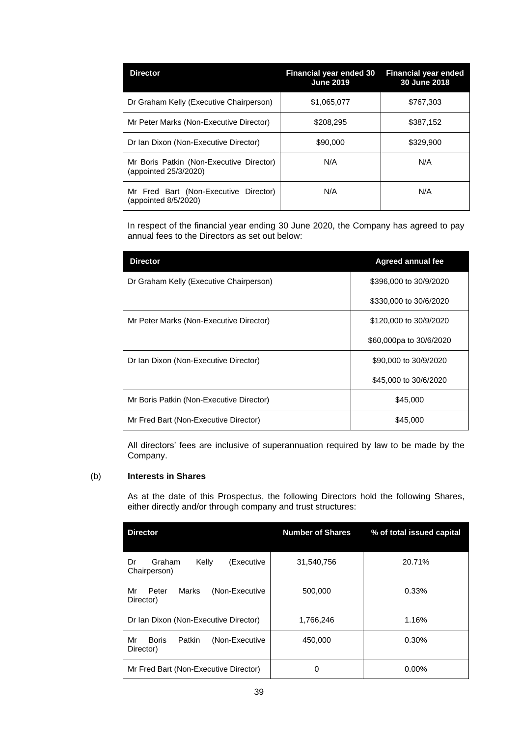| Director | Financial year ended 30 June 2019 | Financial year ended 30 June 2018 |
|---|---|---|
| Dr Graham Kelly (Executive Chairperson) | $1,065,077 | $767,303 |
| Mr Peter Marks (Non-Executive Director) | $208,295 | $387,152 |
| Dr Ian Dixon (Non-Executive Director) | $90,000 | $329,900 |
| Mr Boris Patkin (Non-Executive Director) (appointed 25/3/2020) | N/A | N/A |
| Mr Fred Bart (Non-Executive Director) (appointed 8/5/2020) | N/A | N/A |

In respect of the financial year ending 30 June 2020, the Company has agreed to pay annual fees to the Directors as set out below:

| Director | Agreed annual fee |
|---|---|
| Dr Graham Kelly (Executive Chairperson) | $396,000 to 30/9/2020 |
| | $330,000 to 30/6/2020 |
| Mr Peter Marks (Non-Executive Director) | $120,000 to 30/9/2020 |
| | $60,000pa to 30/6/2020 |
| Dr Ian Dixon (Non-Executive Director) | $90,000 to 30/9/2020 |
| | $45,000 to 30/6/2020 |
| Mr Boris Patkin (Non-Executive Director) | $45,000 |
| Mr Fred Bart (Non-Executive Director) | $45,000 |

All directors' fees are inclusive of superannuation required by law to be made by the Company.

(b) **Interests in Shares**

As at the date of this Prospectus, the following Directors hold the following Shares, either directly and/or through company and trust structures:

| Director | Number of Shares | % of total issued capital |
|---|---|---|
| Dr Graham Kelly (Executive Chairperson) | 31,540,756 | 20.71% |
| Mr Peter Marks (Non-Executive Director) | 500,000 | 0.33% |
| Dr Ian Dixon (Non-Executive Director) | 1,766,246 | 1.16% |
| Mr Boris Patkin (Non-Executive Director) | 450,000 | 0.30% |
| Mr Fred Bart (Non-Executive Director) | 0 | 0.00% |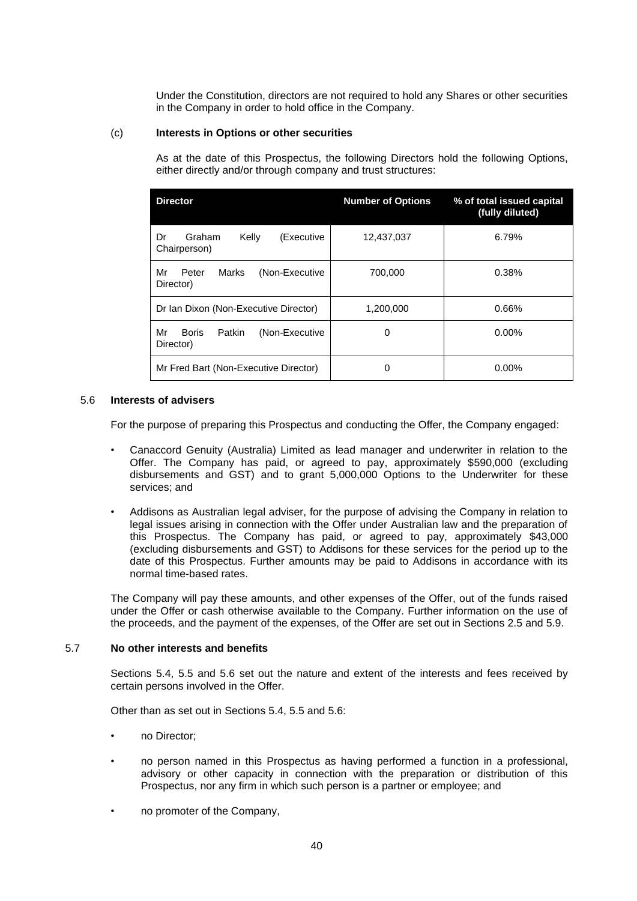Under the Constitution, directors are not required to hold any Shares or other securities in the Company in order to hold office in the Company.

(c) **Interests in Options or other securities**

As at the date of this Prospectus, the following Directors hold the following Options, either directly and/or through company and trust structures:

| Director | Number of Options | % of total issued capital (fully diluted) |
|---|---|---|
| Dr Graham Kelly (Executive Chairperson) | 12,437,037 | 6.79% |
| Mr Peter Marks (Non-Executive Director) | 700,000 | 0.38% |
| Dr Ian Dixon (Non-Executive Director) | 1,200,000 | 0.66% |
| Mr Boris Patkin (Non-Executive Director) | 0 | 0.00% |
| Mr Fred Bart (Non-Executive Director) | 0 | 0.00% |

### 5.6 Interests of advisers

For the purpose of preparing this Prospectus and conducting the Offer, the Company engaged:

- Canaccord Genuity (Australia) Limited as lead manager and underwriter in relation to the Offer. The Company has paid, or agreed to pay, approximately $590,000 (excluding disbursements and GST) and to grant 5,000,000 Options to the Underwriter for these services; and
- Addisons as Australian legal adviser, for the purpose of advising the Company in relation to legal issues arising in connection with the Offer under Australian law and the preparation of this Prospectus. The Company has paid, or agreed to pay, approximately $43,000 (excluding disbursements and GST) to Addisons for these services for the period up to the date of this Prospectus. Further amounts may be paid to Addisons in accordance with its normal time-based rates.

The Company will pay these amounts, and other expenses of the Offer, out of the funds raised under the Offer or cash otherwise available to the Company. Further information on the use of the proceeds, and the payment of the expenses, of the Offer are set out in Sections 2.5 and 5.9.

### 5.7 No other interests and benefits

Sections 5.4, 5.5 and 5.6 set out the nature and extent of the interests and fees received by certain persons involved in the Offer.

Other than as set out in Sections 5.4, 5.5 and 5.6:

- no Director;
- no person named in this Prospectus as having performed a function in a professional, advisory or other capacity in connection with the preparation or distribution of this Prospectus, nor any firm in which such person is a partner or employee; and
- no promoter of the Company,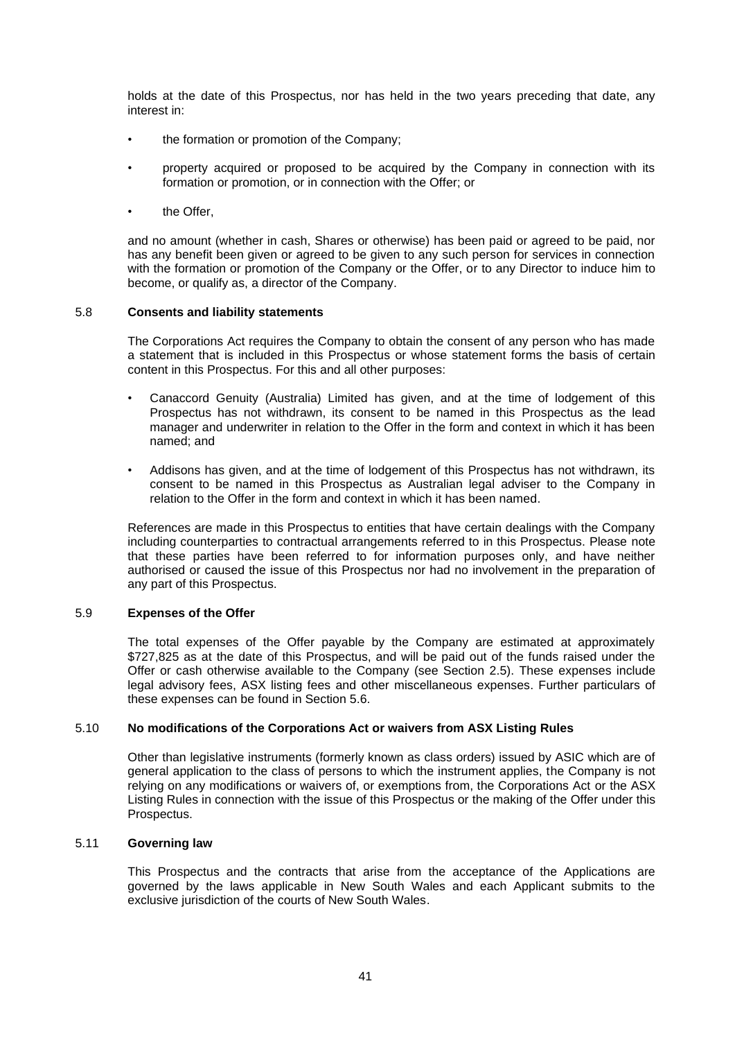holds at the date of this Prospectus, nor has held in the two years preceding that date, any interest in:

- the formation or promotion of the Company;
- property acquired or proposed to be acquired by the Company in connection with its formation or promotion, or in connection with the Offer; or
- the Offer,

and no amount (whether in cash, Shares or otherwise) has been paid or agreed to be paid, nor has any benefit been given or agreed to be given to any such person for services in connection with the formation or promotion of the Company or the Offer, or to any Director to induce him to become, or qualify as, a director of the Company.

## 5.8 Consents and liability statements

The Corporations Act requires the Company to obtain the consent of any person who has made a statement that is included in this Prospectus or whose statement forms the basis of certain content in this Prospectus. For this and all other purposes:

- Canaccord Genuity (Australia) Limited has given, and at the time of lodgement of this Prospectus has not withdrawn, its consent to be named in this Prospectus as the lead manager and underwriter in relation to the Offer in the form and context in which it has been named; and
- Addisons has given, and at the time of lodgement of this Prospectus has not withdrawn, its consent to be named in this Prospectus as Australian legal adviser to the Company in relation to the Offer in the form and context in which it has been named.

References are made in this Prospectus to entities that have certain dealings with the Company including counterparties to contractual arrangements referred to in this Prospectus. Please note that these parties have been referred to for information purposes only, and have neither authorised or caused the issue of this Prospectus nor had no involvement in the preparation of any part of this Prospectus.

## 5.9 Expenses of the Offer

The total expenses of the Offer payable by the Company are estimated at approximately $727,825 as at the date of this Prospectus, and will be paid out of the funds raised under the Offer or cash otherwise available to the Company (see Section 2.5). These expenses include legal advisory fees, ASX listing fees and other miscellaneous expenses. Further particulars of these expenses can be found in Section 5.6.

## 5.10 No modifications of the Corporations Act or waivers from ASX Listing Rules

Other than legislative instruments (formerly known as class orders) issued by ASIC which are of general application to the class of persons to which the instrument applies, the Company is not relying on any modifications or waivers of, or exemptions from, the Corporations Act or the ASX Listing Rules in connection with the issue of this Prospectus or the making of the Offer under this Prospectus.

## 5.11 Governing law

This Prospectus and the contracts that arise from the acceptance of the Applications are governed by the laws applicable in New South Wales and each Applicant submits to the exclusive jurisdiction of the courts of New South Wales.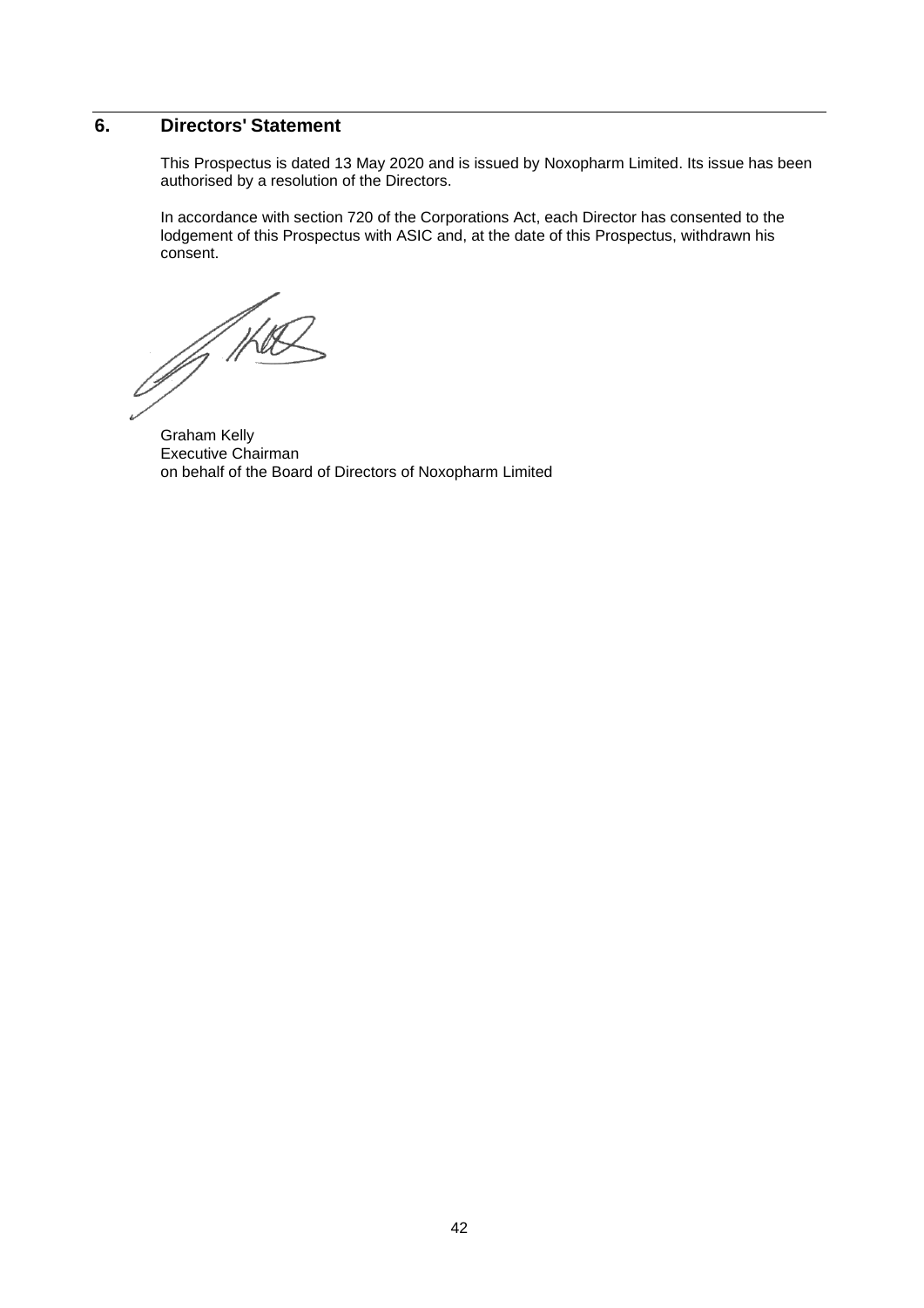## 6. Directors' Statement

This Prospectus is dated 13 May 2020 and is issued by Noxopharm Limited. Its issue has been authorised by a resolution of the Directors.

In accordance with section 720 of the Corporations Act, each Director has consented to the lodgement of this Prospectus with ASIC and, at the date of this Prospectus, withdrawn his consent.

Graham Kelly
Executive Chairman
on behalf of the Board of Directors of Noxopharm Limited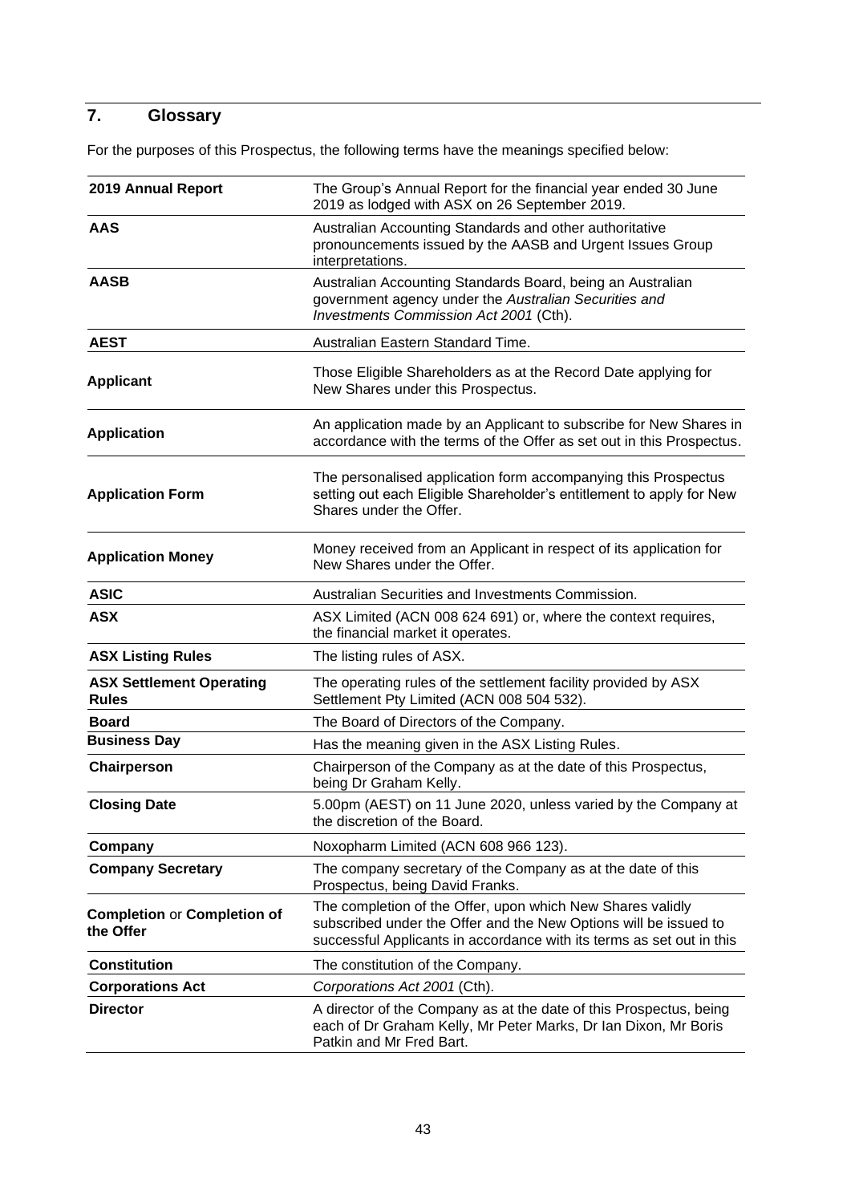## 7. Glossary

For the purposes of this Prospectus, the following terms have the meanings specified below:

| Term | Meaning |
|---|---|
| **2019 Annual Report** | The Group's Annual Report for the financial year ended 30 June 2019 as lodged with ASX on 26 September 2019. |
| **AAS** | Australian Accounting Standards and other authoritative pronouncements issued by the AASB and Urgent Issues Group interpretations. |
| **AASB** | Australian Accounting Standards Board, being an Australian government agency under the *Australian Securities and Investments Commission Act 2001* (Cth). |
| **AEST** | Australian Eastern Standard Time. |
| **Applicant** | Those Eligible Shareholders as at the Record Date applying for New Shares under this Prospectus. |
| **Application** | An application made by an Applicant to subscribe for New Shares in accordance with the terms of the Offer as set out in this Prospectus. |
| **Application Form** | The personalised application form accompanying this Prospectus setting out each Eligible Shareholder's entitlement to apply for New Shares under the Offer. |
| **Application Money** | Money received from an Applicant in respect of its application for New Shares under the Offer. |
| **ASIC** | Australian Securities and Investments Commission. |
| **ASX** | ASX Limited (ACN 008 624 691) or, where the context requires, the financial market it operates. |
| **ASX Listing Rules** | The listing rules of ASX. |
| **ASX Settlement Operating Rules** | The operating rules of the settlement facility provided by ASX Settlement Pty Limited (ACN 008 504 532). |
| **Board** | The Board of Directors of the Company. |
| **Business Day** | Has the meaning given in the ASX Listing Rules. |
| **Chairperson** | Chairperson of the Company as at the date of this Prospectus, being Dr Graham Kelly. |
| **Closing Date** | 5.00pm (AEST) on 11 June 2020, unless varied by the Company at the discretion of the Board. |
| **Company** | Noxopharm Limited (ACN 608 966 123). |
| **Company Secretary** | The company secretary of the Company as at the date of this Prospectus, being David Franks. |
| **Completion** or **Completion of the Offer** | The completion of the Offer, upon which New Shares validly subscribed under the Offer and the New Options will be issued to successful Applicants in accordance with its terms as set out in this |
| **Constitution** | The constitution of the Company. |
| **Corporations Act** | *Corporations Act 2001* (Cth). |
| **Director** | A director of the Company as at the date of this Prospectus, being each of Dr Graham Kelly, Mr Peter Marks, Dr Ian Dixon, Mr Boris Patkin and Mr Fred Bart. |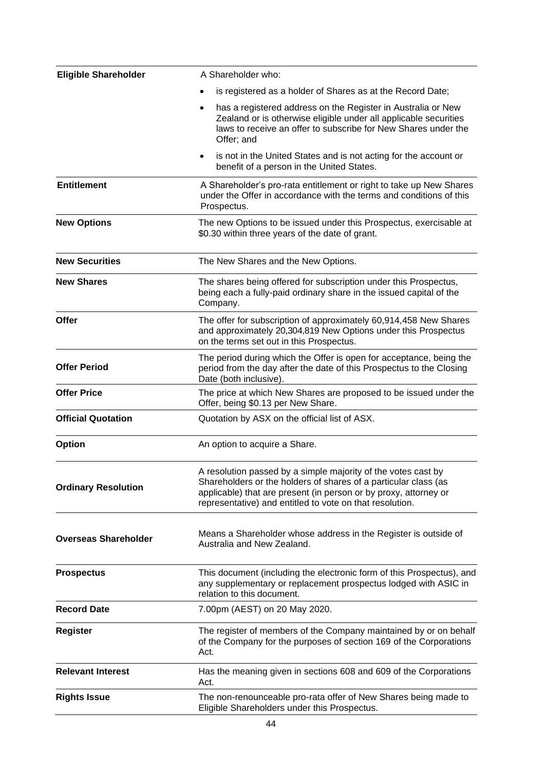| | |
|---|---|
| **Eligible Shareholder** | A Shareholder who:<br>• is registered as a holder of Shares as at the Record Date;<br>• has a registered address on the Register in Australia or New Zealand or is otherwise eligible under all applicable securities laws to receive an offer to subscribe for New Shares under the Offer; and<br>• is not in the United States and is not acting for the account or benefit of a person in the United States. |
| **Entitlement** | A Shareholder's pro-rata entitlement or right to take up New Shares under the Offer in accordance with the terms and conditions of this Prospectus. |
| **New Options** | The new Options to be issued under this Prospectus, exercisable at $0.30 within three years of the date of grant. |
| **New Securities** | The New Shares and the New Options. |
| **New Shares** | The shares being offered for subscription under this Prospectus, being each a fully-paid ordinary share in the issued capital of the Company. |
| **Offer** | The offer for subscription of approximately 60,914,458 New Shares and approximately 20,304,819 New Options under this Prospectus on the terms set out in this Prospectus. |
| **Offer Period** | The period during which the Offer is open for acceptance, being the period from the day after the date of this Prospectus to the Closing Date (both inclusive). |
| **Offer Price** | The price at which New Shares are proposed to be issued under the Offer, being $0.13 per New Share. |
| **Official Quotation** | Quotation by ASX on the official list of ASX. |
| **Option** | An option to acquire a Share. |
| **Ordinary Resolution** | A resolution passed by a simple majority of the votes cast by Shareholders or the holders of shares of a particular class (as applicable) that are present (in person or by proxy, attorney or representative) and entitled to vote on that resolution. |
| **Overseas Shareholder** | Means a Shareholder whose address in the Register is outside of Australia and New Zealand. |
| **Prospectus** | This document (including the electronic form of this Prospectus), and any supplementary or replacement prospectus lodged with ASIC in relation to this document. |
| **Record Date** | 7.00pm (AEST) on 20 May 2020. |
| **Register** | The register of members of the Company maintained by or on behalf of the Company for the purposes of section 169 of the Corporations Act. |
| **Relevant Interest** | Has the meaning given in sections 608 and 609 of the Corporations Act. |
| **Rights Issue** | The non-renounceable pro-rata offer of New Shares being made to Eligible Shareholders under this Prospectus. |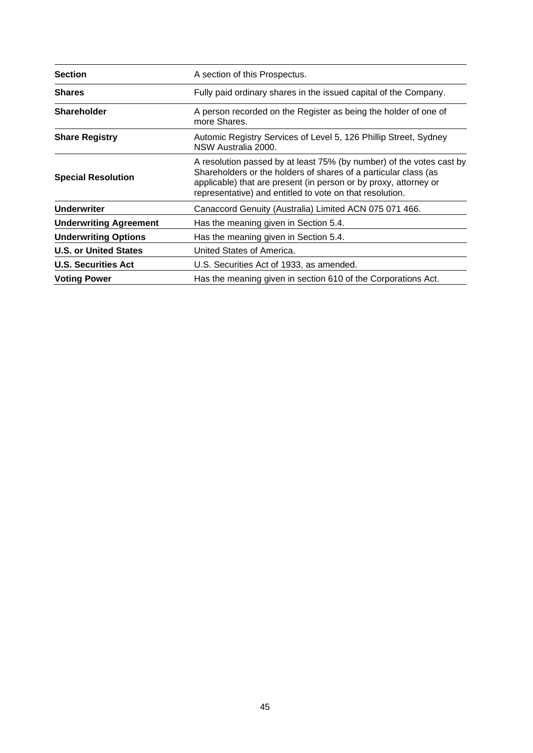| | |
|---|---|
| **Section** | A section of this Prospectus. |
| **Shares** | Fully paid ordinary shares in the issued capital of the Company. |
| **Shareholder** | A person recorded on the Register as being the holder of one of more Shares. |
| **Share Registry** | Automic Registry Services of Level 5, 126 Phillip Street, Sydney NSW Australia 2000. |
| **Special Resolution** | A resolution passed by at least 75% (by number) of the votes cast by Shareholders or the holders of shares of a particular class (as applicable) that are present (in person or by proxy, attorney or representative) and entitled to vote on that resolution. |
| **Underwriter** | Canaccord Genuity (Australia) Limited ACN 075 071 466. |
| **Underwriting Agreement** | Has the meaning given in Section 5.4. |
| **Underwriting Options** | Has the meaning given in Section 5.4. |
| **U.S. or United States** | United States of America. |
| **U.S. Securities Act** | U.S. Securities Act of 1933, as amended. |
| **Voting Power** | Has the meaning given in section 610 of the Corporations Act. |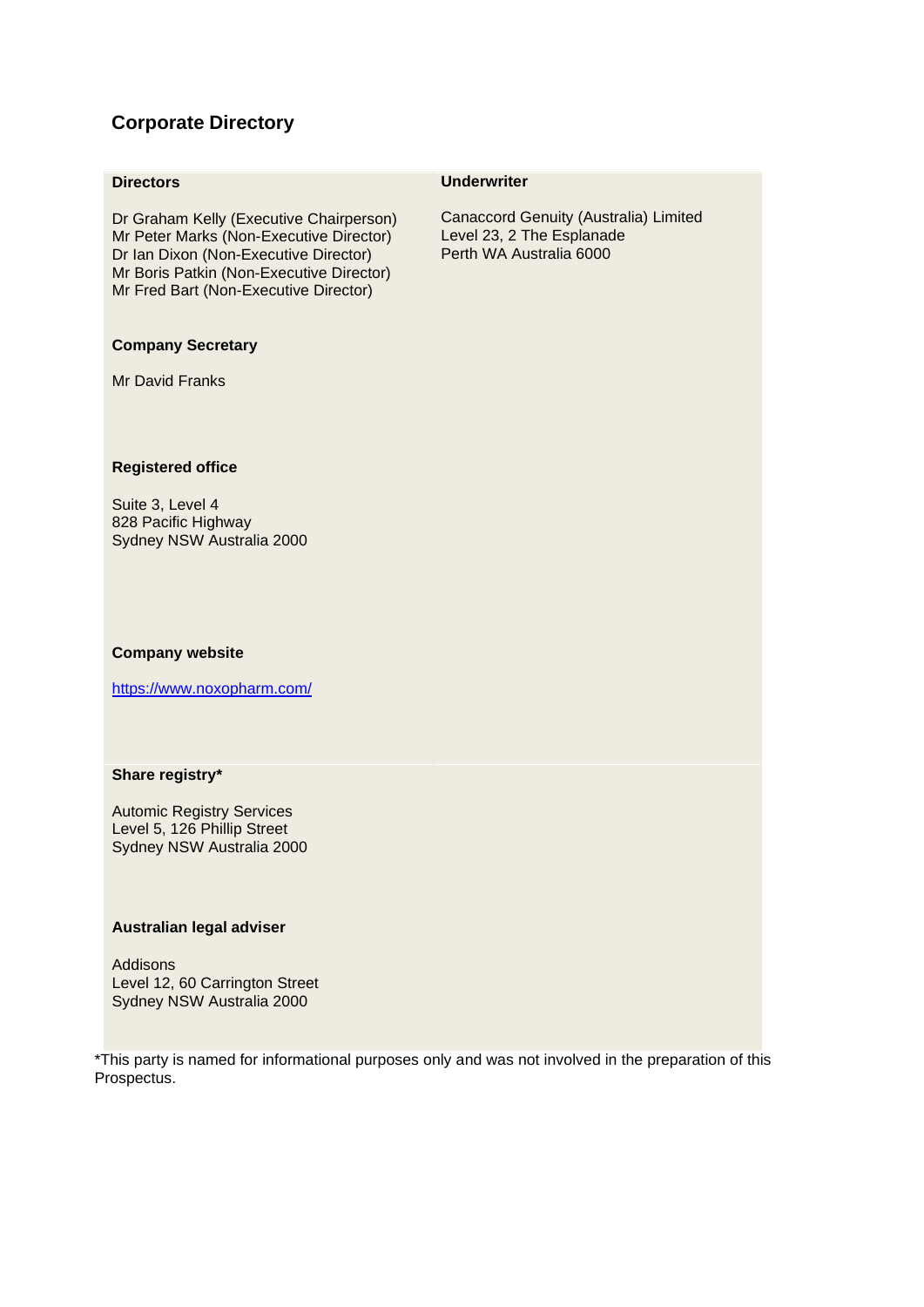# Corporate Directory

**Directors**

Dr Graham Kelly (Executive Chairperson)
Mr Peter Marks (Non-Executive Director)
Dr Ian Dixon (Non-Executive Director)
Mr Boris Patkin (Non-Executive Director)
Mr Fred Bart (Non-Executive Director)

**Underwriter**

Canaccord Genuity (Australia) Limited
Level 23, 2 The Esplanade
Perth WA Australia 6000

**Company Secretary**

Mr David Franks

**Registered office**

Suite 3, Level 4
828 Pacific Highway
Sydney NSW Australia 2000

**Company website**

https://www.noxopharm.com/

**Share registry***

Automic Registry Services
Level 5, 126 Phillip Street
Sydney NSW Australia 2000

**Australian legal adviser**

Addisons
Level 12, 60 Carrington Street
Sydney NSW Australia 2000

*This party is named for informational purposes only and was not involved in the preparation of this Prospectus.